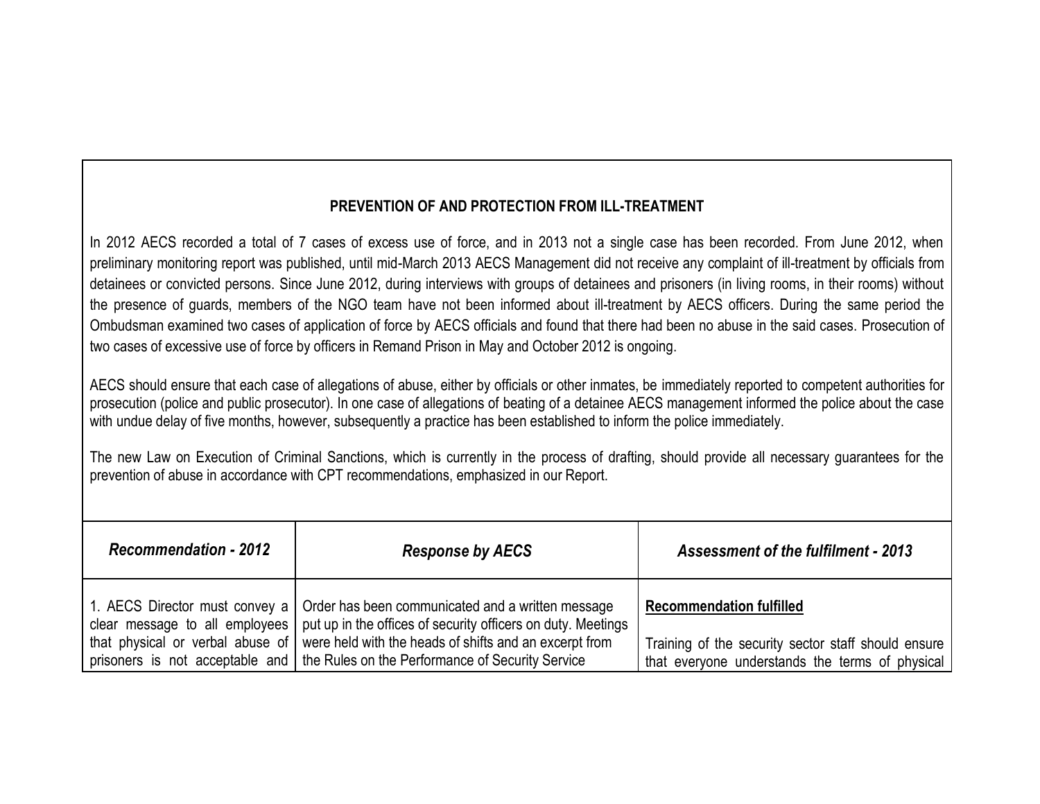## PREVENTION OF AND PROTECTION FROM ILL-TREATMENT

In 2012 AECS recorded a total of 7 cases of excess use of force, and in 2013 not a single case has been recorded. From June 2012, when preliminary monitoring report was published, until mid-March 2013 AECS Management did not receive any complaint of ill-treatment by officials from detainees or convicted persons. Since June 2012, during interviews with groups of detainees and prisoners (in living rooms, in their rooms) without the presence of guards, members of the NGO team have not been informed about ill-treatment by AECS officers. During the same period the Ombudsman examined two cases of application of force by AECS officials and found that there had been no abuse in the said cases. Prosecution of two cases of excessive use of force by officers in Remand Prison in May and October 2012 is ongoing.

AECS should ensure that each case of allegations of abuse, either by officials or other inmates, be immediately reported to competent authorities for prosecution (police and public prosecutor). In one case of allegations of beating of a detainee AECS management informed the police about the case with undue delay of five months, however, subsequently a practice has been established to inform the police immediately.

The new Law on Execution of Criminal Sanctions, which is currently in the process of drafting, should provide all necessary guarantees for the prevention of abuse in accordance with CPT recommendations, emphasized in our Report.

| *Recommendation - 2012* | *Response by AECS* | *Assessment of the fulfilment - 2013* |
| --- | --- | --- |
| 1. AECS Director must convey a clear message to all employees that physical or verbal abuse of prisoners is not acceptable and | Order has been communicated and a written message put up in the offices of security officers on duty. Meetings were held with the heads of shifts and an excerpt from the Rules on the Performance of Security Service | **Recommendation fulfilled**<br><br>Training of the security sector staff should ensure that everyone understands the terms of physical |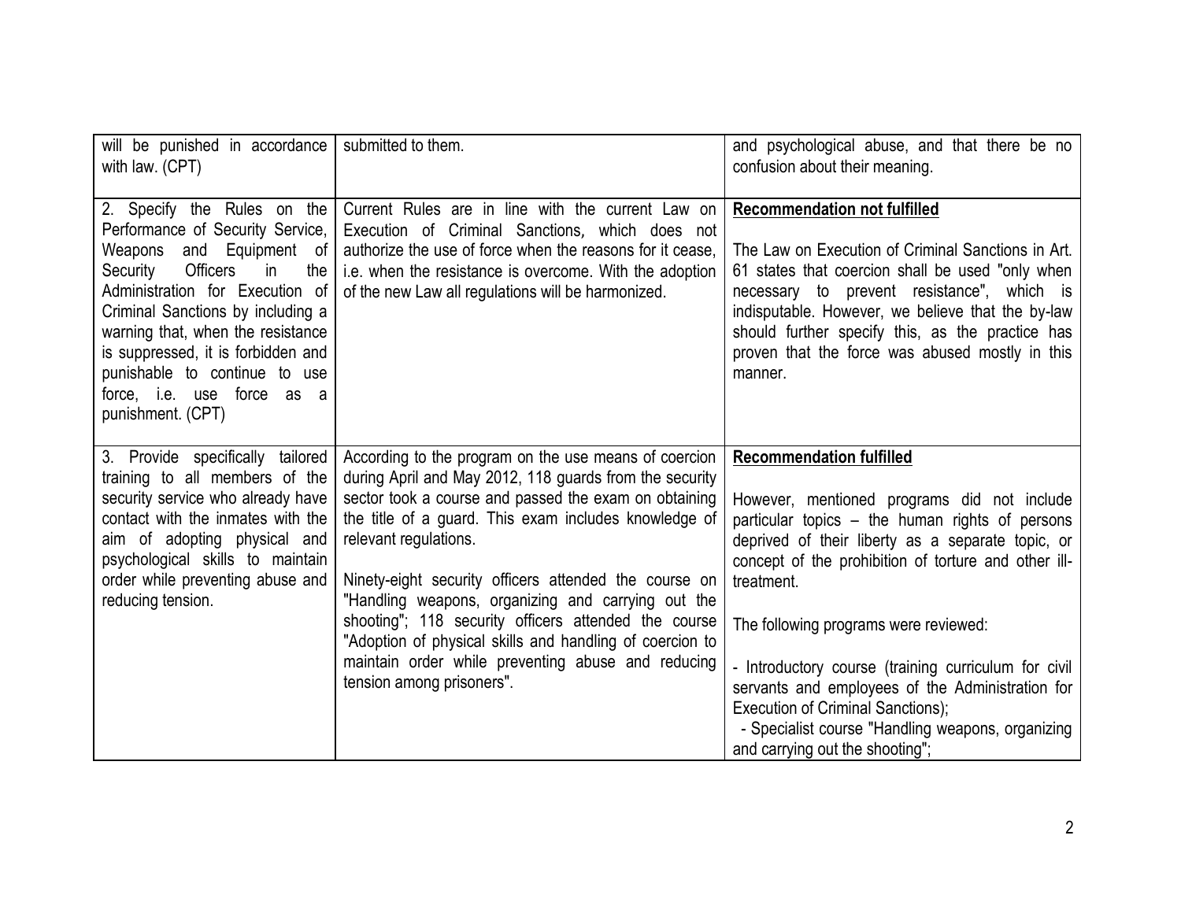| | | |
|---|---|---|
| will be punished in accordance with law. (CPT) | submitted to them. | and psychological abuse, and that there be no confusion about their meaning. |
| 2. Specify the Rules on the Performance of Security Service, Weapons and Equipment of Security Officers in the Administration for Execution of Criminal Sanctions by including a warning that, when the resistance is suppressed, it is forbidden and punishable to continue to use force, i.e. use force as a punishment. (CPT) | Current Rules are in line with the current Law on Execution of Criminal Sanctions, which does not authorize the use of force when the reasons for it cease, i.e. when the resistance is overcome. With the adoption of the new Law all regulations will be harmonized. | **Recommendation not fulfilled**<br><br>The Law on Execution of Criminal Sanctions in Art. 61 states that coercion shall be used "only when necessary to prevent resistance", which is indisputable. However, we believe that the by-law should further specify this, as the practice has proven that the force was abused mostly in this manner. |
| 3. Provide specifically tailored training to all members of the security service who already have contact with the inmates with the aim of adopting physical and psychological skills to maintain order while preventing abuse and reducing tension. | According to the program on the use means of coercion during April and May 2012, 118 guards from the security sector took a course and passed the exam on obtaining the title of a guard. This exam includes knowledge of relevant regulations.<br><br>Ninety-eight security officers attended the course on "Handling weapons, organizing and carrying out the shooting"; 118 security officers attended the course "Adoption of physical skills and handling of coercion to maintain order while preventing abuse and reducing tension among prisoners". | **Recommendation fulfilled**<br><br>However, mentioned programs did not include particular topics – the human rights of persons deprived of their liberty as a separate topic, or concept of the prohibition of torture and other ill-treatment.<br><br>The following programs were reviewed:<br><br>- Introductory course (training curriculum for civil servants and employees of the Administration for Execution of Criminal Sanctions);<br>- Specialist course "Handling weapons, organizing and carrying out the shooting"; |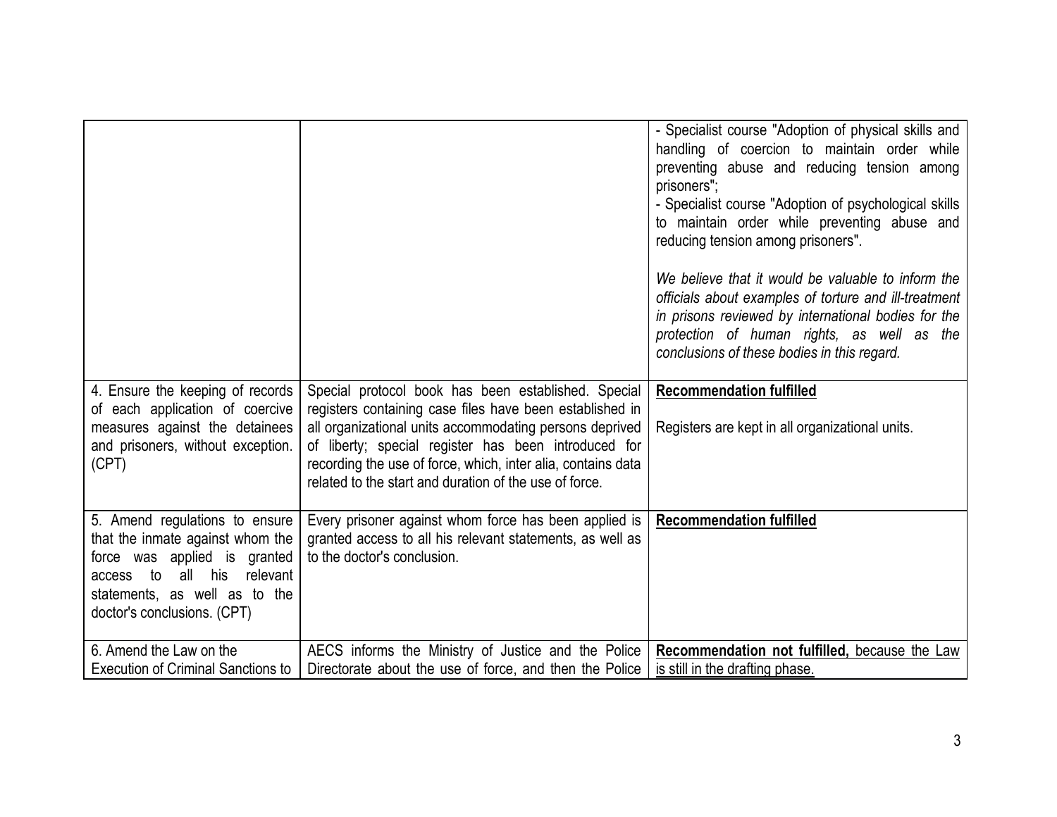| | | |
|---|---|---|
| | | - Specialist course "Adoption of physical skills and handling of coercion to maintain order while preventing abuse and reducing tension among prisoners";<br>- Specialist course "Adoption of psychological skills to maintain order while preventing abuse and reducing tension among prisoners".<br><br>*We believe that it would be valuable to inform the officials about examples of torture and ill-treatment in prisons reviewed by international bodies for the protection of human rights, as well as the conclusions of these bodies in this regard.* |
| 4. Ensure the keeping of records of each application of coercive measures against the detainees and prisoners, without exception. (CPT) | Special protocol book has been established. Special registers containing case files have been established in all organizational units accommodating persons deprived of liberty; special register has been introduced for recording the use of force, which, inter alia, contains data related to the start and duration of the use of force. | **Recommendation fulfilled**<br><br>Registers are kept in all organizational units. |
| 5. Amend regulations to ensure that the inmate against whom the force was applied is granted access to all his relevant statements, as well as to the doctor's conclusions. (CPT) | Every prisoner against whom force has been applied is granted access to all his relevant statements, as well as to the doctor's conclusion. | **Recommendation fulfilled** |
| 6. Amend the Law on the Execution of Criminal Sanctions to | AECS informs the Ministry of Justice and the Police Directorate about the use of force, and then the Police | **Recommendation not fulfilled,** because the Law is still in the drafting phase. |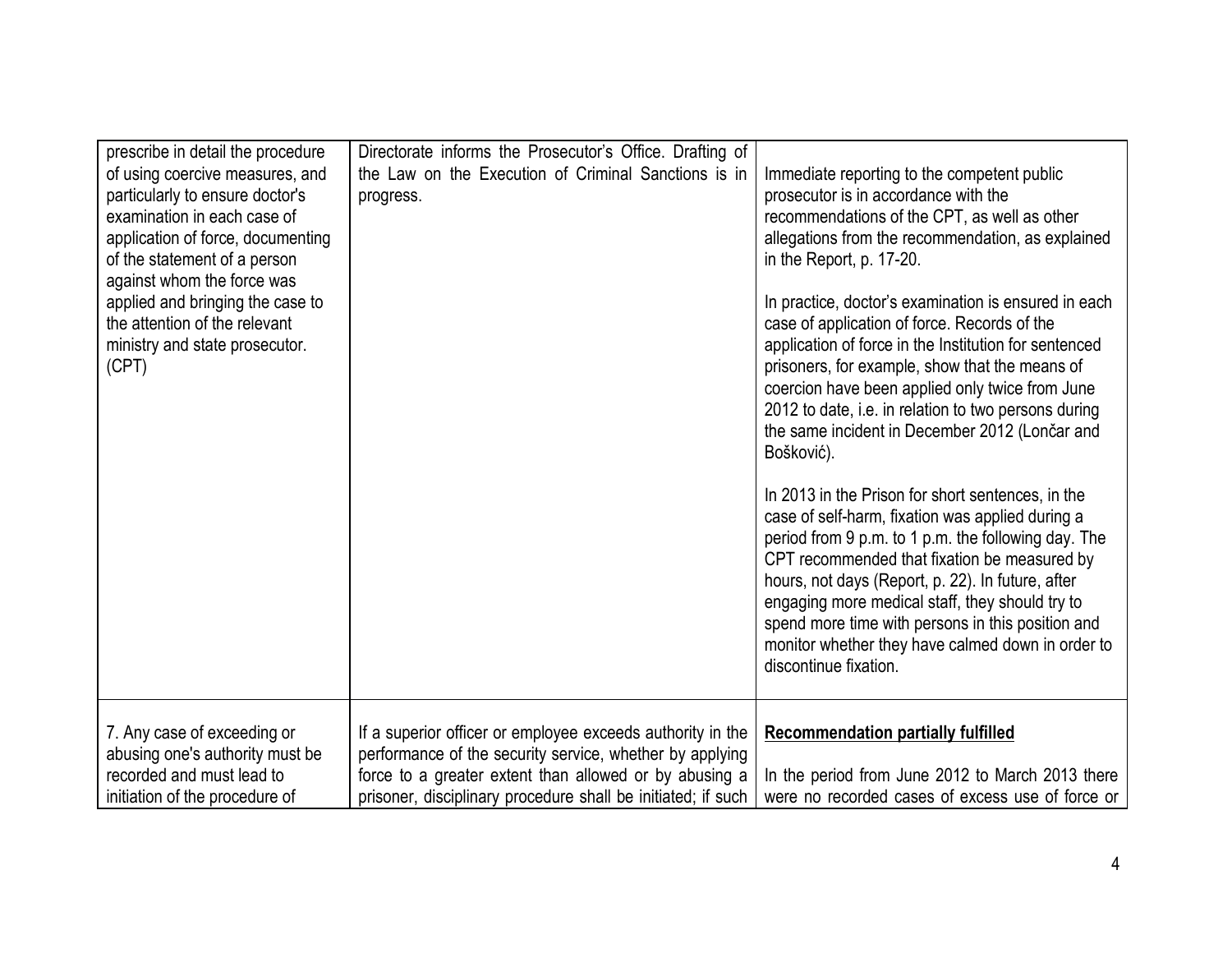| | | |
|---|---|---|
| prescribe in detail the procedure of using coercive measures, and particularly to ensure doctor's examination in each case of application of force, documenting of the statement of a person against whom the force was applied and bringing the case to the attention of the relevant ministry and state prosecutor. (CPT) | Directorate informs the Prosecutor's Office. Drafting of the Law on the Execution of Criminal Sanctions is in progress. | Immediate reporting to the competent public prosecutor is in accordance with the recommendations of the CPT, as well as other allegations from the recommendation, as explained in the Report, p. 17-20.<br><br>In practice, doctor's examination is ensured in each case of application of force. Records of the application of force in the Institution for sentenced prisoners, for example, show that the means of coercion have been applied only twice from June 2012 to date, i.e. in relation to two persons during the same incident in December 2012 (Lončar and Bošković).<br><br>In 2013 in the Prison for short sentences, in the case of self-harm, fixation was applied during a period from 9 p.m. to 1 p.m. the following day. The CPT recommended that fixation be measured by hours, not days (Report, p. 22). In future, after engaging more medical staff, they should try to spend more time with persons in this position and monitor whether they have calmed down in order to discontinue fixation. |
| 7. Any case of exceeding or abusing one's authority must be recorded and must lead to initiation of the procedure of | If a superior officer or employee exceeds authority in the performance of the security service, whether by applying force to a greater extent than allowed or by abusing a prisoner, disciplinary procedure shall be initiated; if such | **Recommendation partially fulfilled**<br><br>In the period from June 2012 to March 2013 there were no recorded cases of excess use of force or |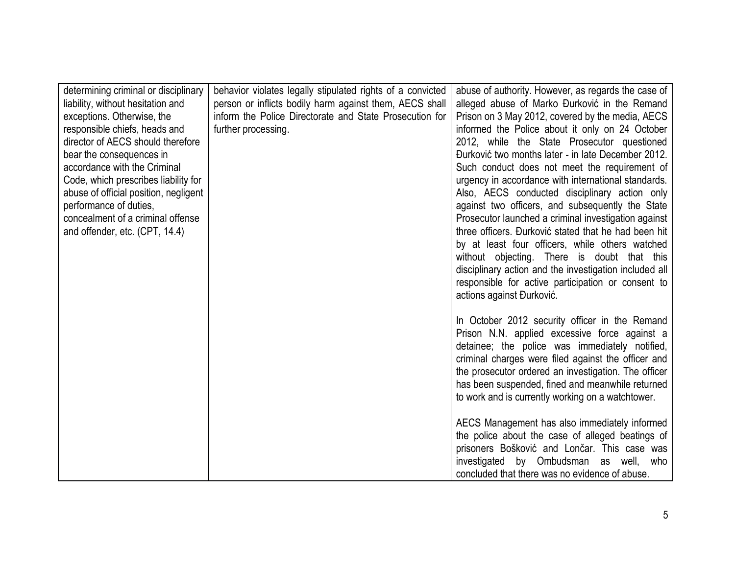| | | |
|---|---|---|
| determining criminal or disciplinary liability, without hesitation and exceptions. Otherwise, the responsible chiefs, heads and director of AECS should therefore bear the consequences in accordance with the Criminal Code, which prescribes liability for abuse of official position, negligent performance of duties, concealment of a criminal offense and offender, etc. (CPT, 14.4) | behavior violates legally stipulated rights of a convicted person or inflicts bodily harm against them, AECS shall inform the Police Directorate and State Prosecution for further processing. | abuse of authority. However, as regards the case of alleged abuse of Marko Đurković in the Remand Prison on 3 May 2012, covered by the media, AECS informed the Police about it only on 24 October 2012, while the State Prosecutor questioned Đurković two months later - in late December 2012. Such conduct does not meet the requirement of urgency in accordance with international standards. Also, AECS conducted disciplinary action only against two officers, and subsequently the State Prosecutor launched a criminal investigation against three officers. Đurković stated that he had been hit by at least four officers, while others watched without objecting. There is doubt that this disciplinary action and the investigation included all responsible for active participation or consent to actions against Đurković.<br><br>In October 2012 security officer in the Remand Prison N.N. applied excessive force against a detainee; the police was immediately notified, criminal charges were filed against the officer and the prosecutor ordered an investigation. The officer has been suspended, fined and meanwhile returned to work and is currently working on a watchtower.<br><br>AECS Management has also immediately informed the police about the case of alleged beatings of prisoners Bošković and Lončar. This case was investigated by Ombudsman as well, who concluded that there was no evidence of abuse. |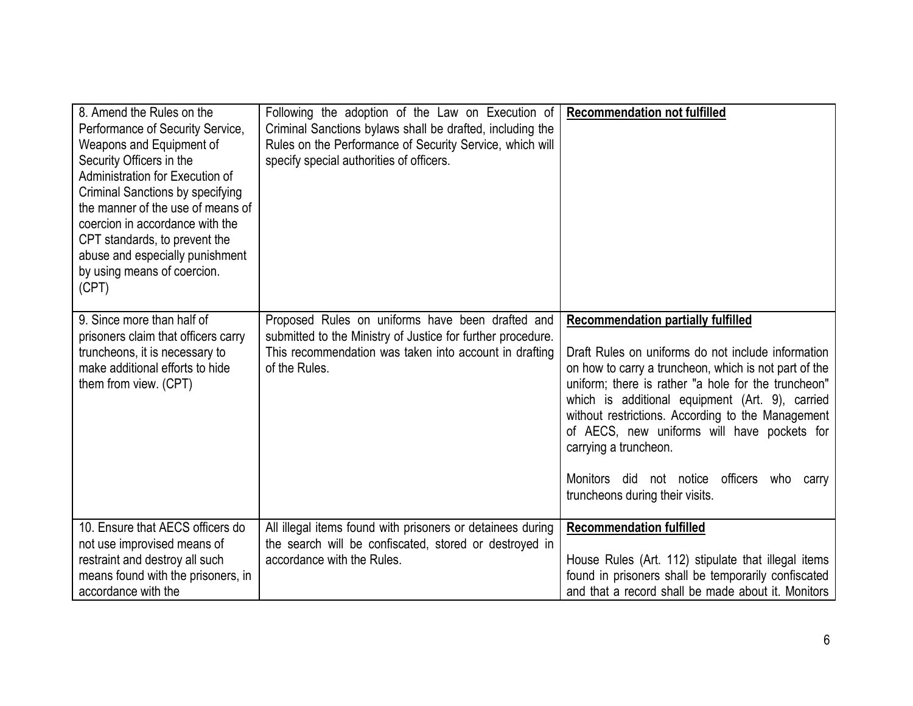| | | |
|---|---|---|
| 8. Amend the Rules on the Performance of Security Service, Weapons and Equipment of Security Officers in the Administration for Execution of Criminal Sanctions by specifying the manner of the use of means of coercion in accordance with the CPT standards, to prevent the abuse and especially punishment by using means of coercion. (CPT) | Following the adoption of the Law on Execution of Criminal Sanctions bylaws shall be drafted, including the Rules on the Performance of Security Service, which will specify special authorities of officers. | **Recommendation not fulfilled** |
| 9. Since more than half of prisoners claim that officers carry truncheons, it is necessary to make additional efforts to hide them from view. (CPT) | Proposed Rules on uniforms have been drafted and submitted to the Ministry of Justice for further procedure. This recommendation was taken into account in drafting of the Rules. | **Recommendation partially fulfilled**<br><br>Draft Rules on uniforms do not include information on how to carry a truncheon, which is not part of the uniform; there is rather "a hole for the truncheon" which is additional equipment (Art. 9), carried without restrictions. According to the Management of AECS, new uniforms will have pockets for carrying a truncheon.<br><br>Monitors did not notice officers who carry truncheons during their visits. |
| 10. Ensure that AECS officers do not use improvised means of restraint and destroy all such means found with the prisoners, in accordance with the | All illegal items found with prisoners or detainees during the search will be confiscated, stored or destroyed in accordance with the Rules. | **Recommendation fulfilled**<br><br>House Rules (Art. 112) stipulate that illegal items found in prisoners shall be temporarily confiscated and that a record shall be made about it. Monitors |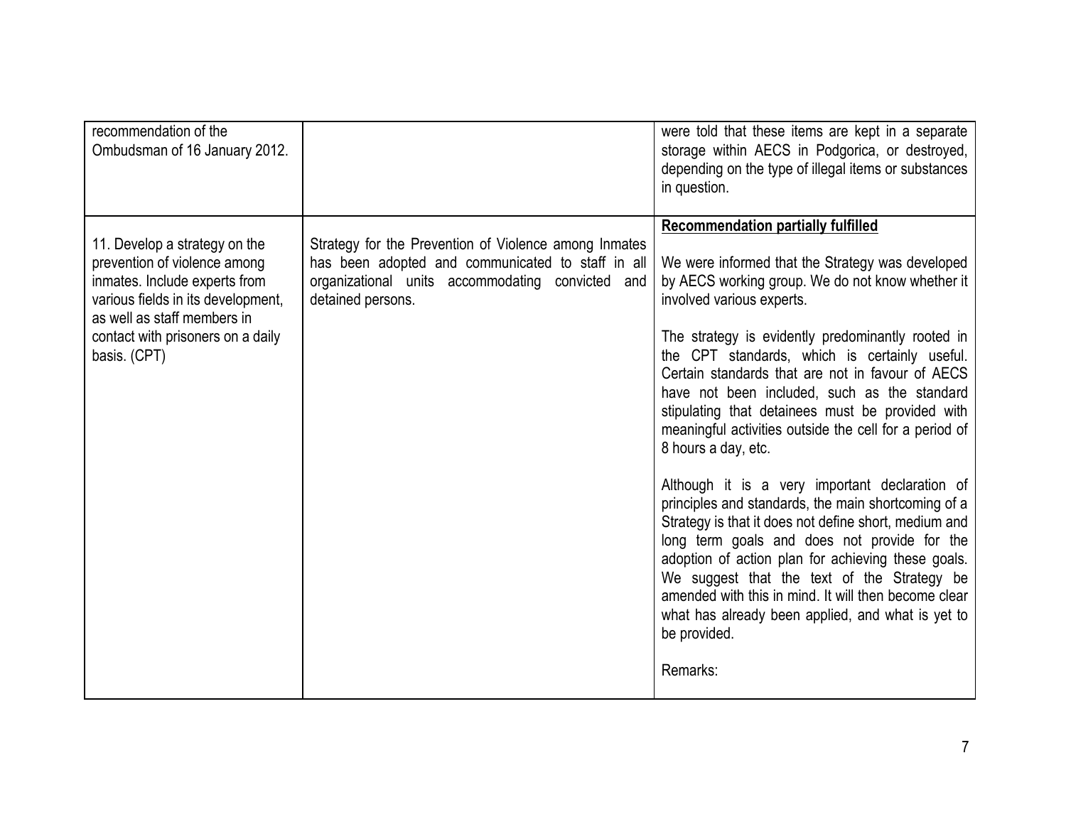| | | |
|---|---|---|
| recommendation of the Ombudsman of 16 January 2012. | | were told that these items are kept in a separate storage within AECS in Podgorica, or destroyed, depending on the type of illegal items or substances in question. |
| 11. Develop a strategy on the prevention of violence among inmates. Include experts from various fields in its development, as well as staff members in contact with prisoners on a daily basis. (CPT) | Strategy for the Prevention of Violence among Inmates has been adopted and communicated to staff in all organizational units accommodating convicted and detained persons. | **Recommendation partially fulfilled**<br><br>We were informed that the Strategy was developed by AECS working group. We do not know whether it involved various experts.<br><br>The strategy is evidently predominantly rooted in the CPT standards, which is certainly useful. Certain standards that are not in favour of AECS have not been included, such as the standard stipulating that detainees must be provided with meaningful activities outside the cell for a period of 8 hours a day, etc.<br><br>Although it is a very important declaration of principles and standards, the main shortcoming of a Strategy is that it does not define short, medium and long term goals and does not provide for the adoption of action plan for achieving these goals. We suggest that the text of the Strategy be amended with this in mind. It will then become clear what has already been applied, and what is yet to be provided.<br><br>Remarks: |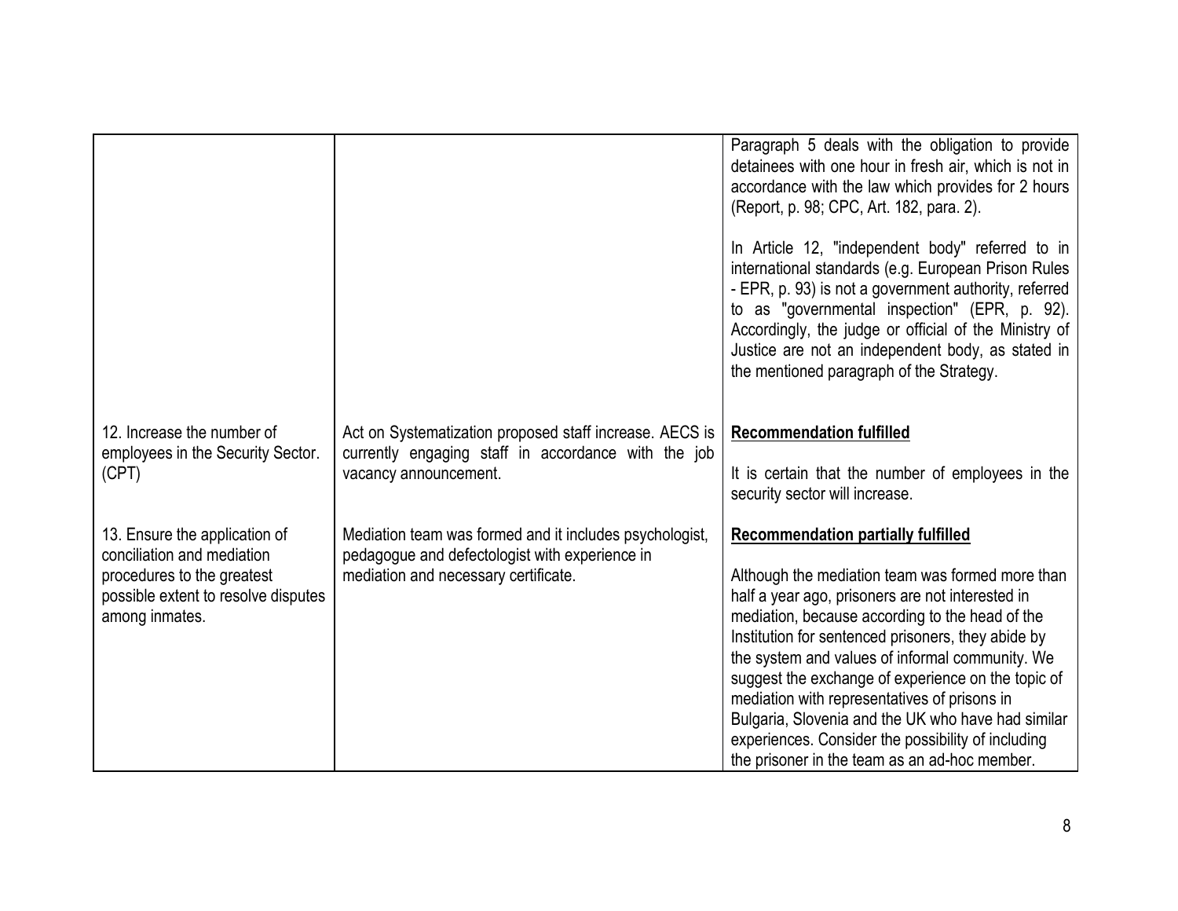| | | |
|---|---|---|
| | | Paragraph 5 deals with the obligation to provide detainees with one hour in fresh air, which is not in accordance with the law which provides for 2 hours (Report, p. 98; CPC, Art. 182, para. 2).<br><br>In Article 12, "independent body" referred to in international standards (e.g. European Prison Rules - EPR, p. 93) is not a government authority, referred to as "governmental inspection" (EPR, p. 92). Accordingly, the judge or official of the Ministry of Justice are not an independent body, as stated in the mentioned paragraph of the Strategy. |
| 12. Increase the number of employees in the Security Sector. (CPT) | Act on Systematization proposed staff increase. AECS is currently engaging staff in accordance with the job vacancy announcement. | **Recommendation fulfilled**<br><br>It is certain that the number of employees in the security sector will increase. |
| 13. Ensure the application of conciliation and mediation procedures to the greatest possible extent to resolve disputes among inmates. | Mediation team was formed and it includes psychologist, pedagogue and defectologist with experience in mediation and necessary certificate. | **Recommendation partially fulfilled**<br><br>Although the mediation team was formed more than half a year ago, prisoners are not interested in mediation, because according to the head of the Institution for sentenced prisoners, they abide by the system and values of informal community. We suggest the exchange of experience on the topic of mediation with representatives of prisons in Bulgaria, Slovenia and the UK who have had similar experiences. Consider the possibility of including the prisoner in the team as an ad-hoc member. |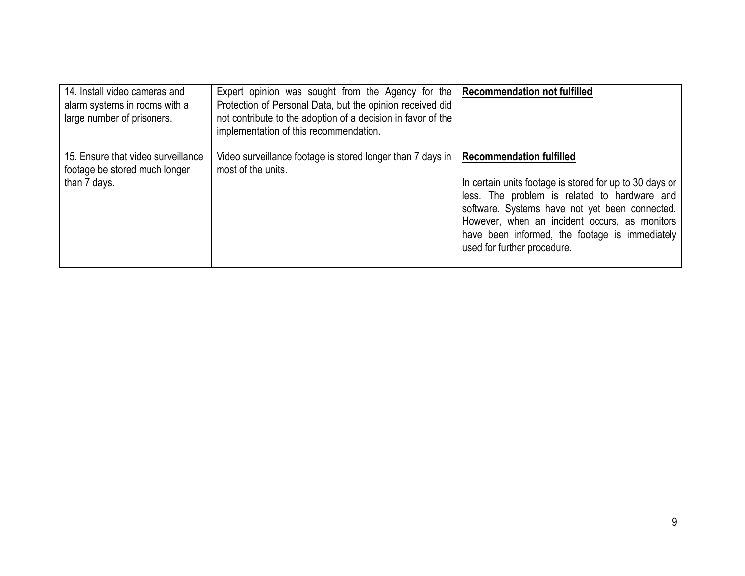| | | |
|---|---|---|
| 14. Install video cameras and alarm systems in rooms with a large number of prisoners. | Expert opinion was sought from the Agency for the Protection of Personal Data, but the opinion received did not contribute to the adoption of a decision in favor of the implementation of this recommendation. | **Recommendation not fulfilled** |
| 15. Ensure that video surveillance footage be stored much longer than 7 days. | Video surveillance footage is stored longer than 7 days in most of the units. | **Recommendation fulfilled**<br><br>In certain units footage is stored for up to 30 days or less. The problem is related to hardware and software. Systems have not yet been connected. However, when an incident occurs, as monitors have been informed, the footage is immediately used for further procedure. |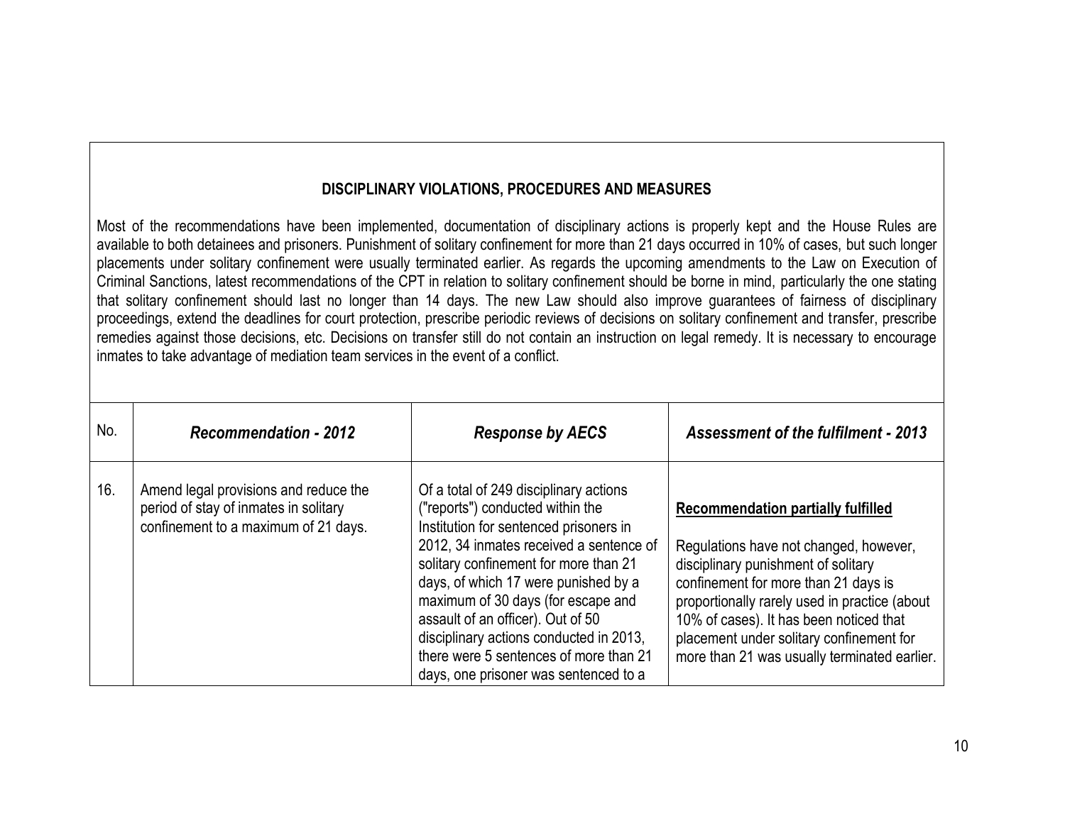## DISCIPLINARY VIOLATIONS, PROCEDURES AND MEASURES

Most of the recommendations have been implemented, documentation of disciplinary actions is properly kept and the House Rules are available to both detainees and prisoners. Punishment of solitary confinement for more than 21 days occurred in 10% of cases, but such longer placements under solitary confinement were usually terminated earlier. As regards the upcoming amendments to the Law on Execution of Criminal Sanctions, latest recommendations of the CPT in relation to solitary confinement should be borne in mind, particularly the one stating that solitary confinement should last no longer than 14 days. The new Law should also improve guarantees of fairness of disciplinary proceedings, extend the deadlines for court protection, prescribe periodic reviews of decisions on solitary confinement and transfer, prescribe remedies against those decisions, etc. Decisions on transfer still do not contain an instruction on legal remedy. It is necessary to encourage inmates to take advantage of mediation team services in the event of a conflict.

| No. | *Recommendation - 2012* | *Response by AECS* | *Assessment of the fulfilment - 2013* |
|---|---|---|---|
| 16. | Amend legal provisions and reduce the period of stay of inmates in solitary confinement to a maximum of 21 days. | Of a total of 249 disciplinary actions ("reports") conducted within the Institution for sentenced prisoners in 2012, 34 inmates received a sentence of solitary confinement for more than 21 days, of which 17 were punished by a maximum of 30 days (for escape and assault of an officer). Out of 50 disciplinary actions conducted in 2013, there were 5 sentences of more than 21 days, one prisoner was sentenced to a | **Recommendation partially fulfilled**<br><br>Regulations have not changed, however, disciplinary punishment of solitary confinement for more than 21 days is proportionally rarely used in practice (about 10% of cases). It has been noticed that placement under solitary confinement for more than 21 was usually terminated earlier. |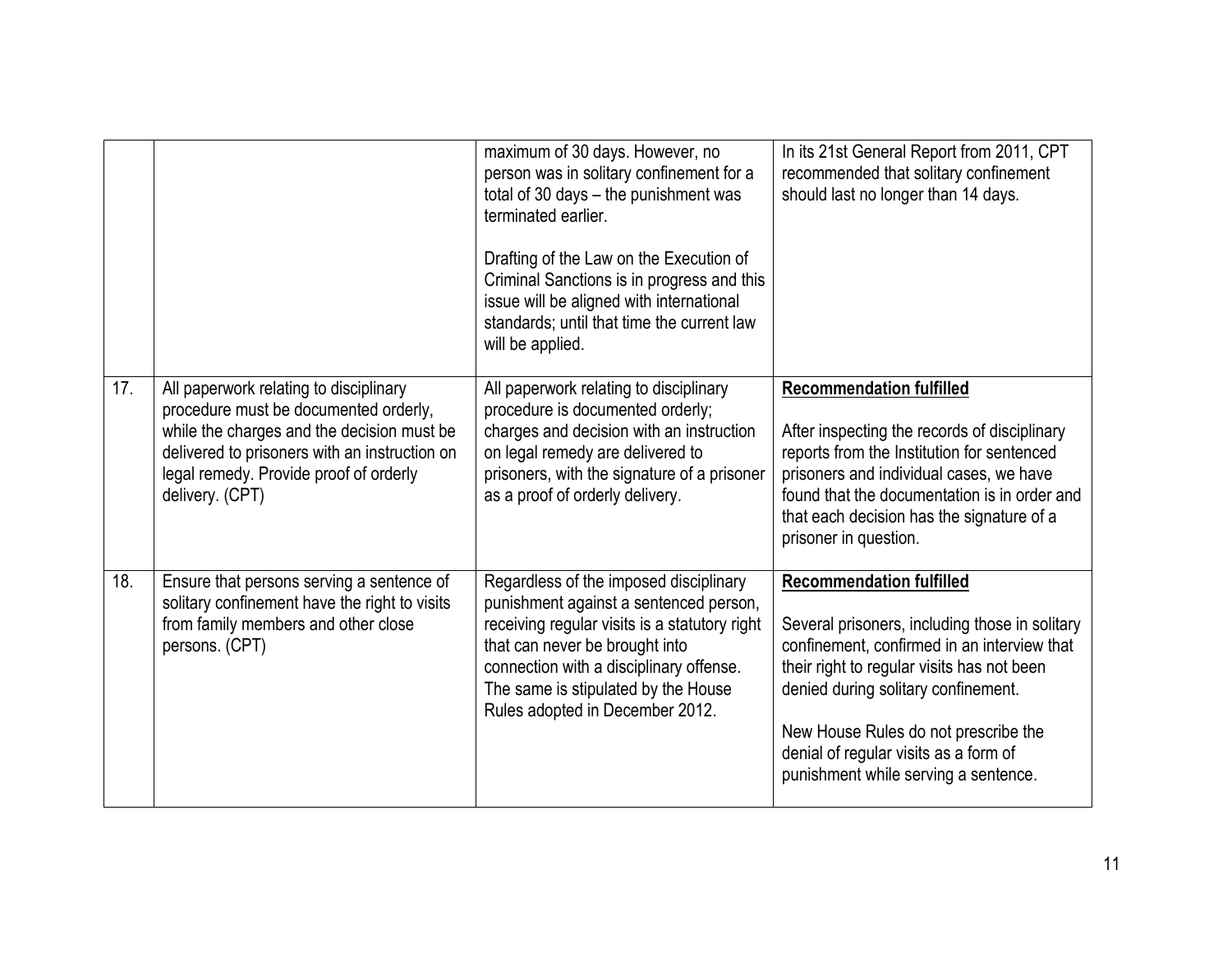| | | | |
|---|---|---|---|
| | | maximum of 30 days. However, no person was in solitary confinement for a total of 30 days – the punishment was terminated earlier.<br><br>Drafting of the Law on the Execution of Criminal Sanctions is in progress and this issue will be aligned with international standards; until that time the current law will be applied. | In its 21st General Report from 2011, CPT recommended that solitary confinement should last no longer than 14 days. |
| 17. | All paperwork relating to disciplinary procedure must be documented orderly, while the charges and the decision must be delivered to prisoners with an instruction on legal remedy. Provide proof of orderly delivery. (CPT) | All paperwork relating to disciplinary procedure is documented orderly; charges and decision with an instruction on legal remedy are delivered to prisoners, with the signature of a prisoner as a proof of orderly delivery. | **Recommendation fulfilled**<br><br>After inspecting the records of disciplinary reports from the Institution for sentenced prisoners and individual cases, we have found that the documentation is in order and that each decision has the signature of a prisoner in question. |
| 18. | Ensure that persons serving a sentence of solitary confinement have the right to visits from family members and other close persons. (CPT) | Regardless of the imposed disciplinary punishment against a sentenced person, receiving regular visits is a statutory right that can never be brought into connection with a disciplinary offense. The same is stipulated by the House Rules adopted in December 2012. | **Recommendation fulfilled**<br><br>Several prisoners, including those in solitary confinement, confirmed in an interview that their right to regular visits has not been denied during solitary confinement.<br><br>New House Rules do not prescribe the denial of regular visits as a form of punishment while serving a sentence. |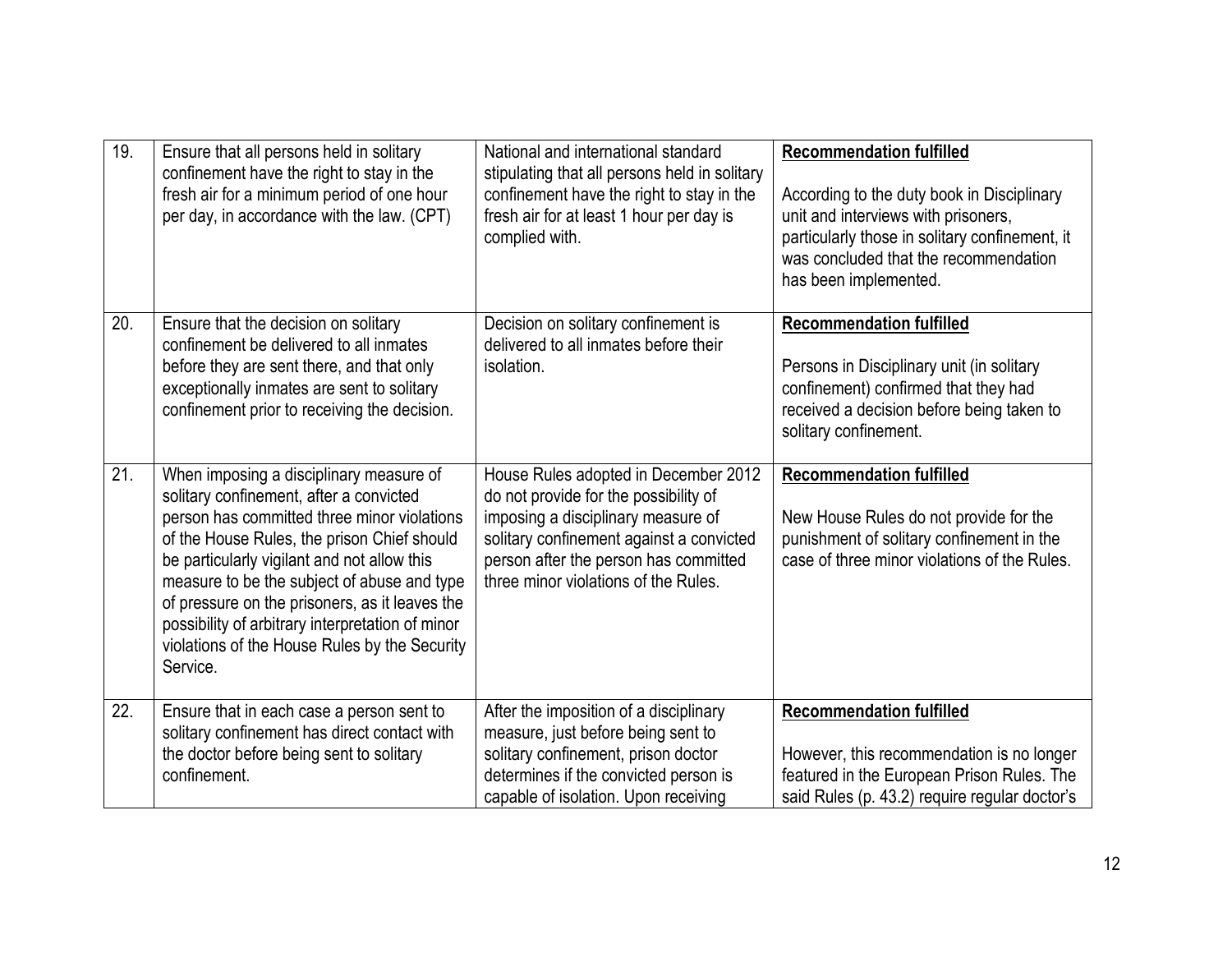| 19. | Ensure that all persons held in solitary confinement have the right to stay in the fresh air for a minimum period of one hour per day, in accordance with the law. (CPT) | National and international standard stipulating that all persons held in solitary confinement have the right to stay in the fresh air for at least 1 hour per day is complied with. | **Recommendation fulfilled**<br><br>According to the duty book in Disciplinary unit and interviews with prisoners, particularly those in solitary confinement, it was concluded that the recommendation has been implemented. |
|---|---|---|---|
| 20. | Ensure that the decision on solitary confinement be delivered to all inmates before they are sent there, and that only exceptionally inmates are sent to solitary confinement prior to receiving the decision. | Decision on solitary confinement is delivered to all inmates before their isolation. | **Recommendation fulfilled**<br><br>Persons in Disciplinary unit (in solitary confinement) confirmed that they had received a decision before being taken to solitary confinement. |
| 21. | When imposing a disciplinary measure of solitary confinement, after a convicted person has committed three minor violations of the House Rules, the prison Chief should be particularly vigilant and not allow this measure to be the subject of abuse and type of pressure on the prisoners, as it leaves the possibility of arbitrary interpretation of minor violations of the House Rules by the Security Service. | House Rules adopted in December 2012 do not provide for the possibility of imposing a disciplinary measure of solitary confinement against a convicted person after the person has committed three minor violations of the Rules. | **Recommendation fulfilled**<br><br>New House Rules do not provide for the punishment of solitary confinement in the case of three minor violations of the Rules. |
| 22. | Ensure that in each case a person sent to solitary confinement has direct contact with the doctor before being sent to solitary confinement. | After the imposition of a disciplinary measure, just before being sent to solitary confinement, prison doctor determines if the convicted person is capable of isolation. Upon receiving | **Recommendation fulfilled**<br><br>However, this recommendation is no longer featured in the European Prison Rules. The said Rules (p. 43.2) require regular doctor's |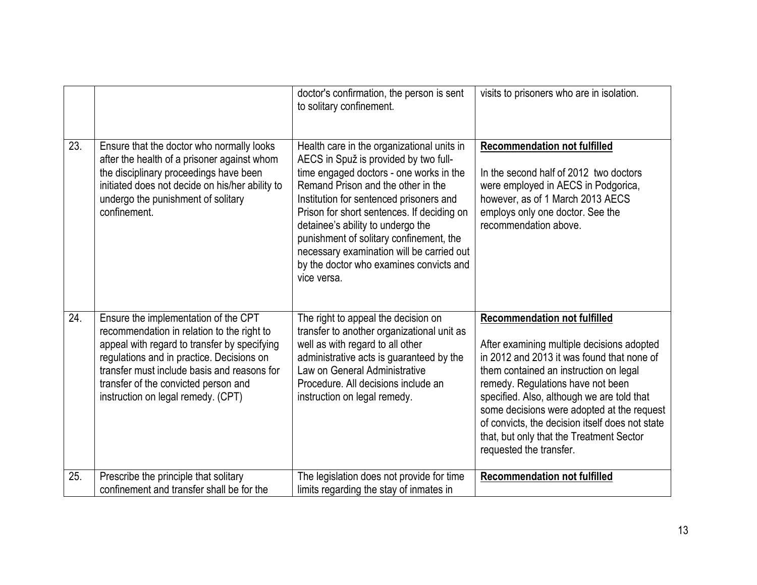| | | | |
|---|---|---|---|
| | | doctor's confirmation, the person is sent to solitary confinement. | visits to prisoners who are in isolation. |
| 23. | Ensure that the doctor who normally looks after the health of a prisoner against whom the disciplinary proceedings have been initiated does not decide on his/her ability to undergo the punishment of solitary confinement. | Health care in the organizational units in AECS in Spuž is provided by two full-time engaged doctors - one works in the Remand Prison and the other in the Institution for sentenced prisoners and Prison for short sentences. If deciding on detainee's ability to undergo the punishment of solitary confinement, the necessary examination will be carried out by the doctor who examines convicts and vice versa. | **Recommendation not fulfilled**<br><br>In the second half of 2012 two doctors were employed in AECS in Podgorica, however, as of 1 March 2013 AECS employs only one doctor. See the recommendation above. |
| 24. | Ensure the implementation of the CPT recommendation in relation to the right to appeal with regard to transfer by specifying regulations and in practice. Decisions on transfer must include basis and reasons for transfer of the convicted person and instruction on legal remedy. (CPT) | The right to appeal the decision on transfer to another organizational unit as well as with regard to all other administrative acts is guaranteed by the Law on General Administrative Procedure. All decisions include an instruction on legal remedy. | **Recommendation not fulfilled**<br><br>After examining multiple decisions adopted in 2012 and 2013 it was found that none of them contained an instruction on legal remedy. Regulations have not been specified. Also, although we are told that some decisions were adopted at the request of convicts, the decision itself does not state that, but only that the Treatment Sector requested the transfer. |
| 25. | Prescribe the principle that solitary confinement and transfer shall be for the | The legislation does not provide for time limits regarding the stay of inmates in | **Recommendation not fulfilled** |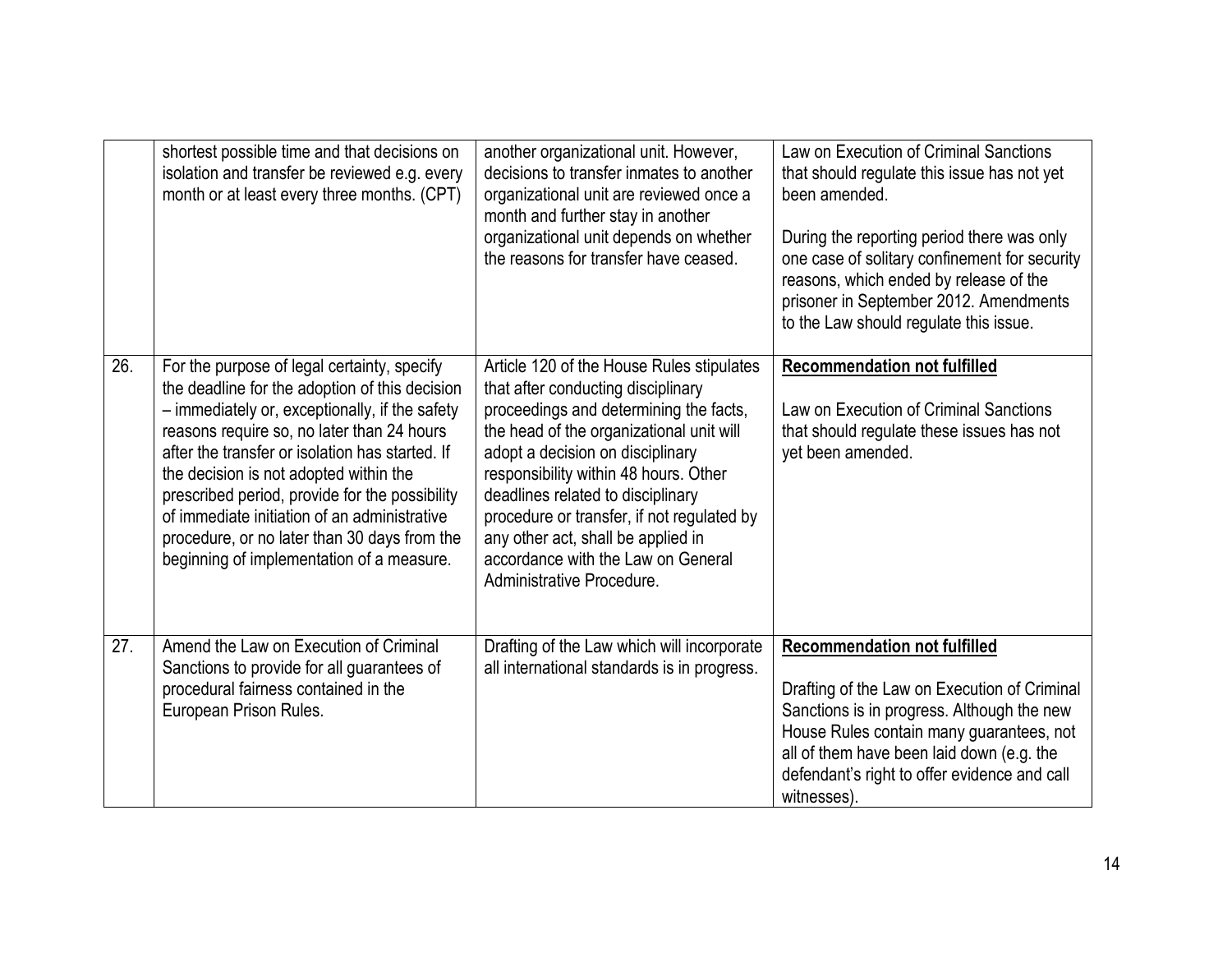| | | | |
|---|---|---|---|
| | shortest possible time and that decisions on isolation and transfer be reviewed e.g. every month or at least every three months. (CPT) | another organizational unit. However, decisions to transfer inmates to another organizational unit are reviewed once a month and further stay in another organizational unit depends on whether the reasons for transfer have ceased. | Law on Execution of Criminal Sanctions that should regulate this issue has not yet been amended.<br><br>During the reporting period there was only one case of solitary confinement for security reasons, which ended by release of the prisoner in September 2012. Amendments to the Law should regulate this issue. |
| 26. | For the purpose of legal certainty, specify the deadline for the adoption of this decision – immediately or, exceptionally, if the safety reasons require so, no later than 24 hours after the transfer or isolation has started. If the decision is not adopted within the prescribed period, provide for the possibility of immediate initiation of an administrative procedure, or no later than 30 days from the beginning of implementation of a measure. | Article 120 of the House Rules stipulates that after conducting disciplinary proceedings and determining the facts, the head of the organizational unit will adopt a decision on disciplinary responsibility within 48 hours. Other deadlines related to disciplinary procedure or transfer, if not regulated by any other act, shall be applied in accordance with the Law on General Administrative Procedure. | **Recommendation not fulfilled**<br><br>Law on Execution of Criminal Sanctions that should regulate these issues has not yet been amended. |
| 27. | Amend the Law on Execution of Criminal Sanctions to provide for all guarantees of procedural fairness contained in the European Prison Rules. | Drafting of the Law which will incorporate all international standards is in progress. | **Recommendation not fulfilled**<br><br>Drafting of the Law on Execution of Criminal Sanctions is in progress. Although the new House Rules contain many guarantees, not all of them have been laid down (e.g. the defendant's right to offer evidence and call witnesses). |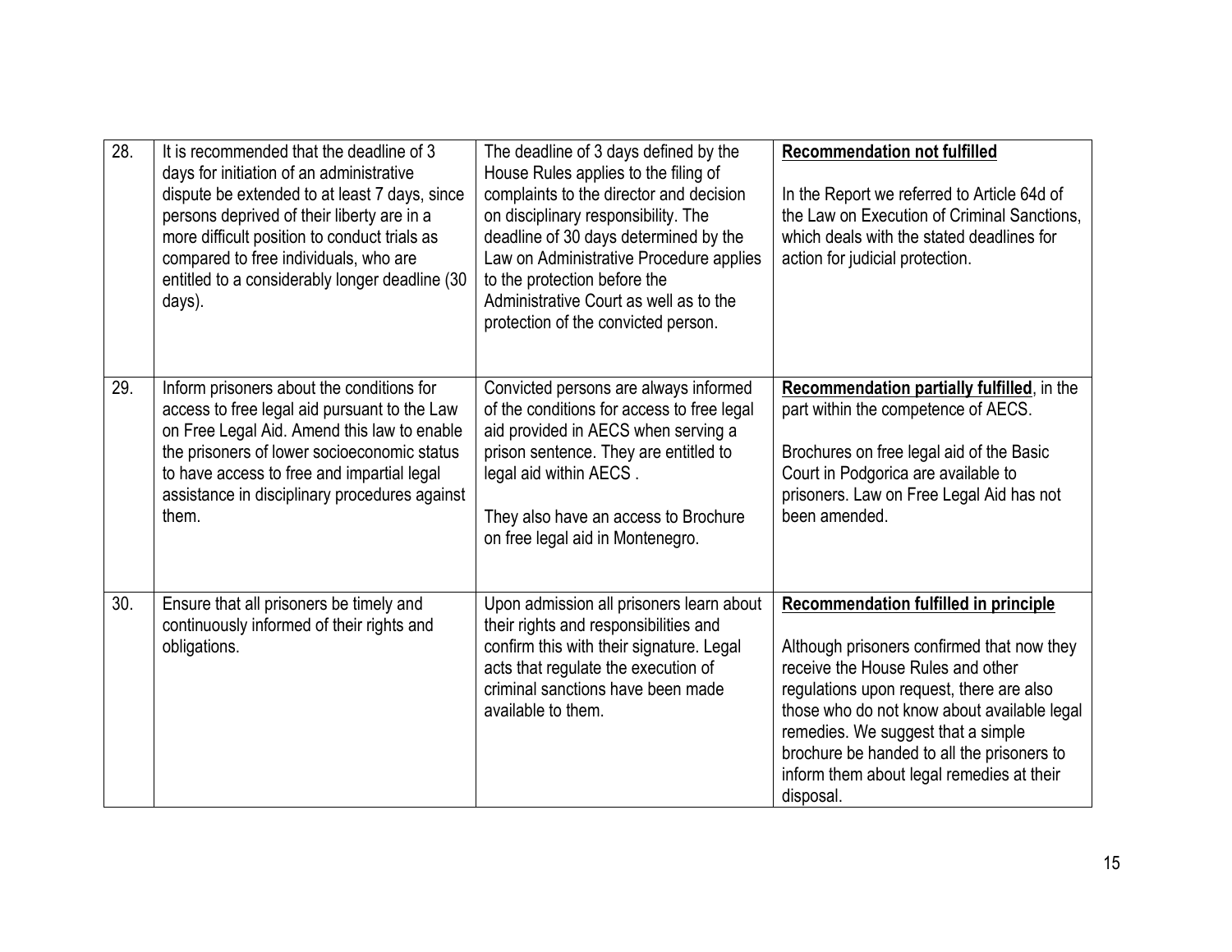| | | | |
|---|---|---|---|
| 28. | It is recommended that the deadline of 3 days for initiation of an administrative dispute be extended to at least 7 days, since persons deprived of their liberty are in a more difficult position to conduct trials as compared to free individuals, who are entitled to a considerably longer deadline (30 days). | The deadline of 3 days defined by the House Rules applies to the filing of complaints to the director and decision on disciplinary responsibility. The deadline of 30 days determined by the Law on Administrative Procedure applies to the protection before the Administrative Court as well as to the protection of the convicted person. | **Recommendation not fulfilled**<br><br>In the Report we referred to Article 64d of the Law on Execution of Criminal Sanctions, which deals with the stated deadlines for action for judicial protection. |
| 29. | Inform prisoners about the conditions for access to free legal aid pursuant to the Law on Free Legal Aid. Amend this law to enable the prisoners of lower socioeconomic status to have access to free and impartial legal assistance in disciplinary procedures against them. | Convicted persons are always informed of the conditions for access to free legal aid provided in AECS when serving a prison sentence. They are entitled to legal aid within AECS .<br><br>They also have an access to Brochure on free legal aid in Montenegro. | **Recommendation partially fulfilled**, in the part within the competence of AECS.<br><br>Brochures on free legal aid of the Basic Court in Podgorica are available to prisoners. Law on Free Legal Aid has not been amended. |
| 30. | Ensure that all prisoners be timely and continuously informed of their rights and obligations. | Upon admission all prisoners learn about their rights and responsibilities and confirm this with their signature. Legal acts that regulate the execution of criminal sanctions have been made available to them. | **Recommendation fulfilled in principle**<br><br>Although prisoners confirmed that now they receive the House Rules and other regulations upon request, there are also those who do not know about available legal remedies. We suggest that a simple brochure be handed to all the prisoners to inform them about legal remedies at their disposal. |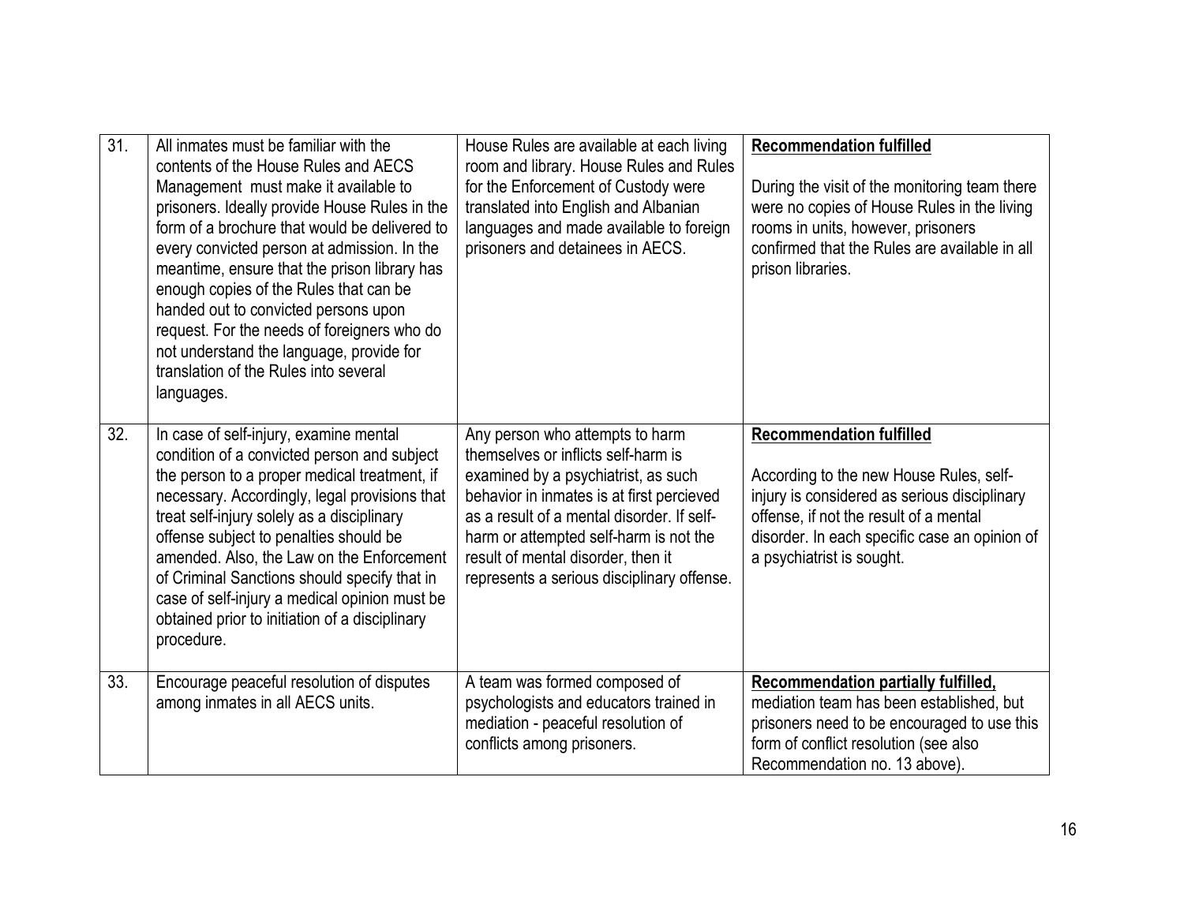| | | | |
|---|---|---|---|
| 31. | All inmates must be familiar with the contents of the House Rules and AECS Management must make it available to prisoners. Ideally provide House Rules in the form of a brochure that would be delivered to every convicted person at admission. In the meantime, ensure that the prison library has enough copies of the Rules that can be handed out to convicted persons upon request. For the needs of foreigners who do not understand the language, provide for translation of the Rules into several languages. | House Rules are available at each living room and library. House Rules and Rules for the Enforcement of Custody were translated into English and Albanian languages and made available to foreign prisoners and detainees in AECS. | **Recommendation fulfilled**<br><br>During the visit of the monitoring team there were no copies of House Rules in the living rooms in units, however, prisoners confirmed that the Rules are available in all prison libraries. |
| 32. | In case of self-injury, examine mental condition of a convicted person and subject the person to a proper medical treatment, if necessary. Accordingly, legal provisions that treat self-injury solely as a disciplinary offense subject to penalties should be amended. Also, the Law on the Enforcement of Criminal Sanctions should specify that in case of self-injury a medical opinion must be obtained prior to initiation of a disciplinary procedure. | Any person who attempts to harm themselves or inflicts self-harm is examined by a psychiatrist, as such behavior in inmates is at first percieved as a result of a mental disorder. If self-harm or attempted self-harm is not the result of mental disorder, then it represents a serious disciplinary offense. | **Recommendation fulfilled**<br><br>According to the new House Rules, self-injury is considered as serious disciplinary offense, if not the result of a mental disorder. In each specific case an opinion of a psychiatrist is sought. |
| 33. | Encourage peaceful resolution of disputes among inmates in all AECS units. | A team was formed composed of psychologists and educators trained in mediation - peaceful resolution of conflicts among prisoners. | **Recommendation partially fulfilled,** mediation team has been established, but prisoners need to be encouraged to use this form of conflict resolution (see also Recommendation no. 13 above). |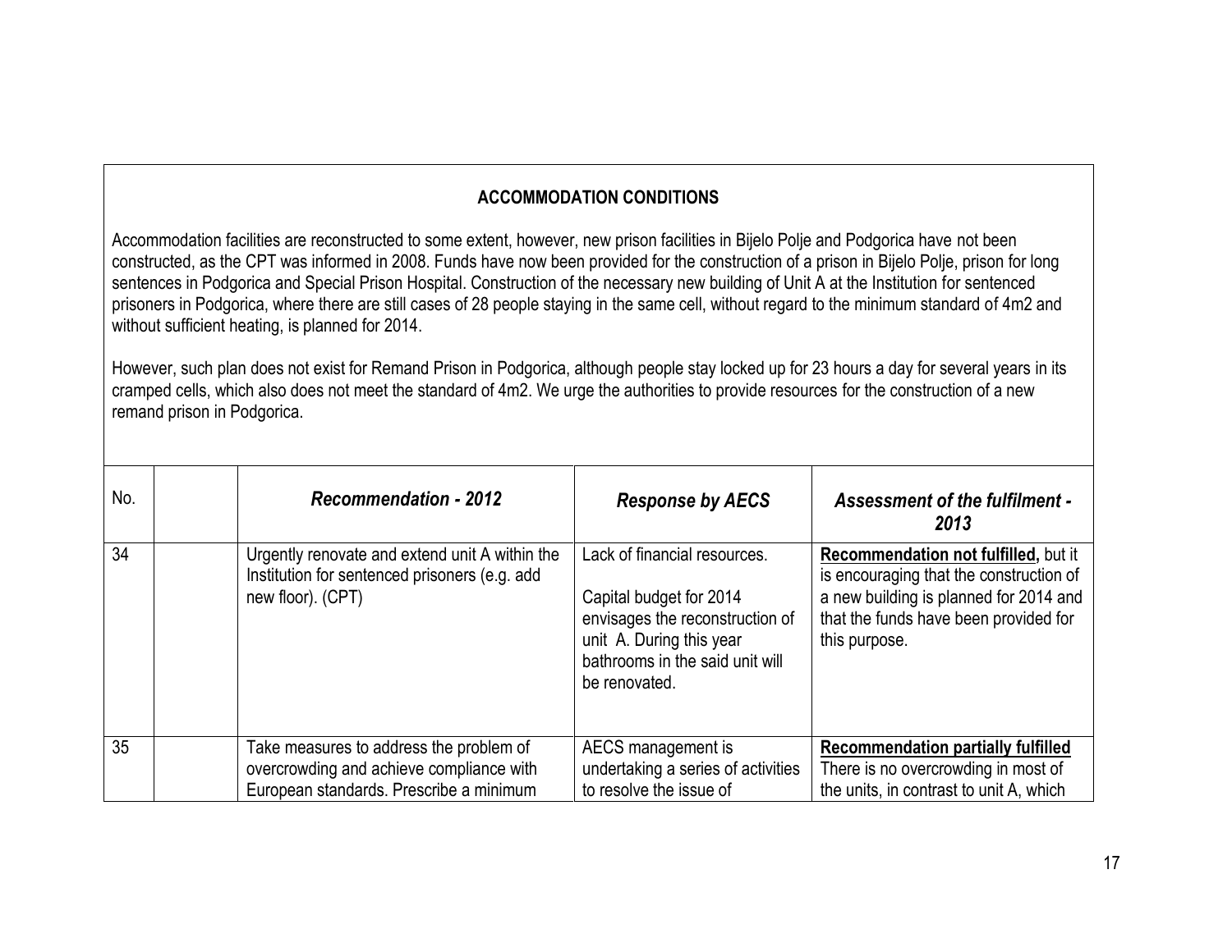## ACCOMMODATION CONDITIONS

Accommodation facilities are reconstructed to some extent, however, new prison facilities in Bijelo Polje and Podgorica have not been constructed, as the CPT was informed in 2008. Funds have now been provided for the construction of a prison in Bijelo Polje, prison for long sentences in Podgorica and Special Prison Hospital. Construction of the necessary new building of Unit A at the Institution for sentenced prisoners in Podgorica, where there are still cases of 28 people staying in the same cell, without regard to the minimum standard of 4m2 and without sufficient heating, is planned for 2014.

However, such plan does not exist for Remand Prison in Podgorica, although people stay locked up for 23 hours a day for several years in its cramped cells, which also does not meet the standard of 4m2. We urge the authorities to provide resources for the construction of a new remand prison in Podgorica.

| No. | | *Recommendation - 2012* | *Response by AECS* | *Assessment of the fulfilment - 2013* |
|---|---|---|---|---|
| 34 | | Urgently renovate and extend unit A within the Institution for sentenced prisoners (e.g. add new floor). (CPT) | Lack of financial resources.<br><br>Capital budget for 2014 envisages the reconstruction of unit A. During this year bathrooms in the said unit will be renovated. | **Recommendation not fulfilled,** but it is encouraging that the construction of a new building is planned for 2014 and that the funds have been provided for this purpose. |
| 35 | | Take measures to address the problem of overcrowding and achieve compliance with European standards. Prescribe a minimum | AECS management is undertaking a series of activities to resolve the issue of | **Recommendation partially fulfilled**<br>There is no overcrowding in most of the units, in contrast to unit A, which |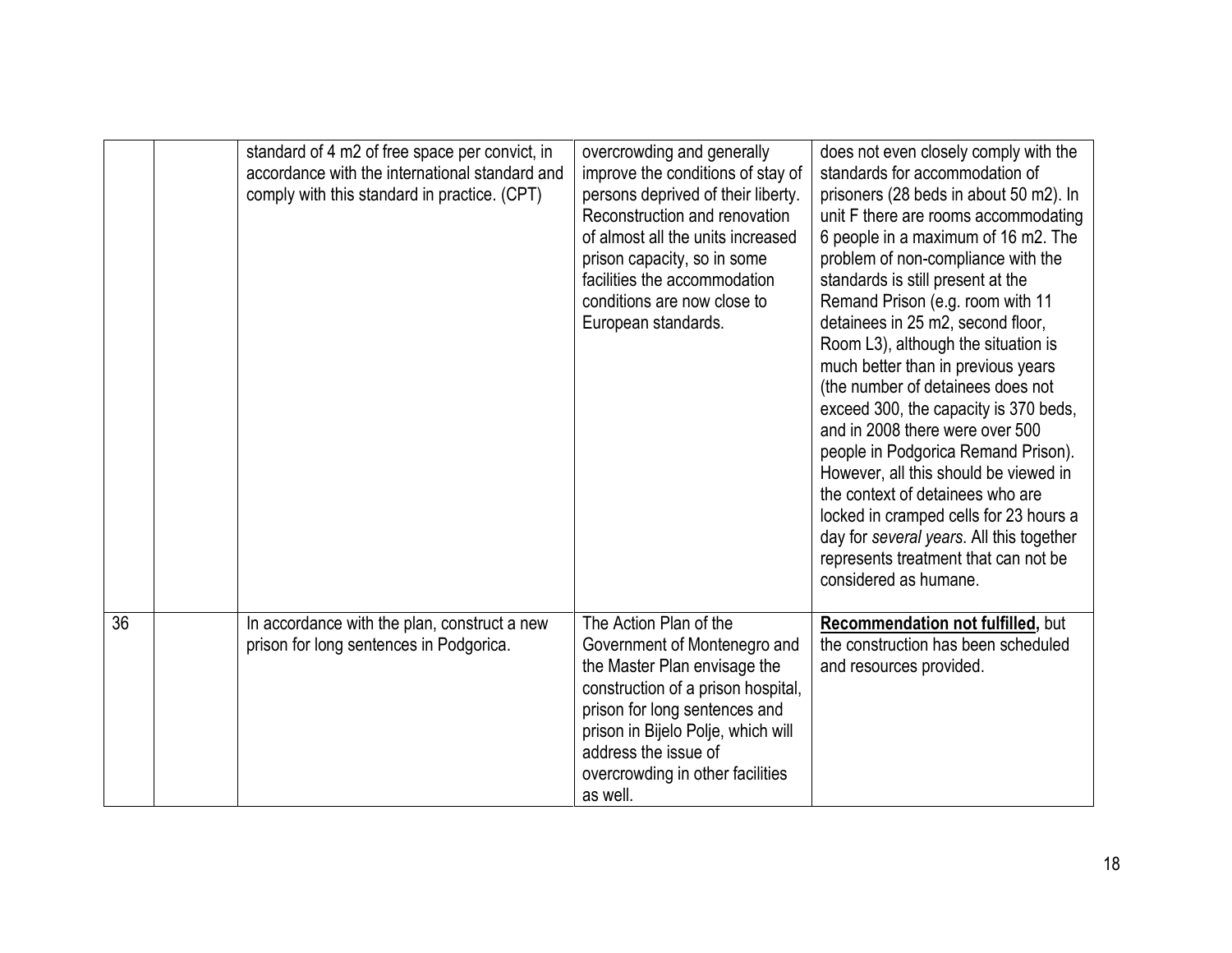| | | | | |
|---|---|---|---|---|
| | | standard of 4 m2 of free space per convict, in accordance with the international standard and comply with this standard in practice. (CPT) | overcrowding and generally improve the conditions of stay of persons deprived of their liberty. Reconstruction and renovation of almost all the units increased prison capacity, so in some facilities the accommodation conditions are now close to European standards. | does not even closely comply with the standards for accommodation of prisoners (28 beds in about 50 m2). In unit F there are rooms accommodating 6 people in a maximum of 16 m2. The problem of non-compliance with the standards is still present at the Remand Prison (e.g. room with 11 detainees in 25 m2, second floor, Room L3), although the situation is much better than in previous years (the number of detainees does not exceed 300, the capacity is 370 beds, and in 2008 there were over 500 people in Podgorica Remand Prison). However, all this should be viewed in the context of detainees who are locked in cramped cells for 23 hours a day for *several years*. All this together represents treatment that can not be considered as humane. |
| 36 | | In accordance with the plan, construct a new prison for long sentences in Podgorica. | The Action Plan of the Government of Montenegro and the Master Plan envisage the construction of a prison hospital, prison for long sentences and prison in Bijelo Polje, which will address the issue of overcrowding in other facilities as well. | **Recommendation not fulfilled,** but the construction has been scheduled and resources provided. |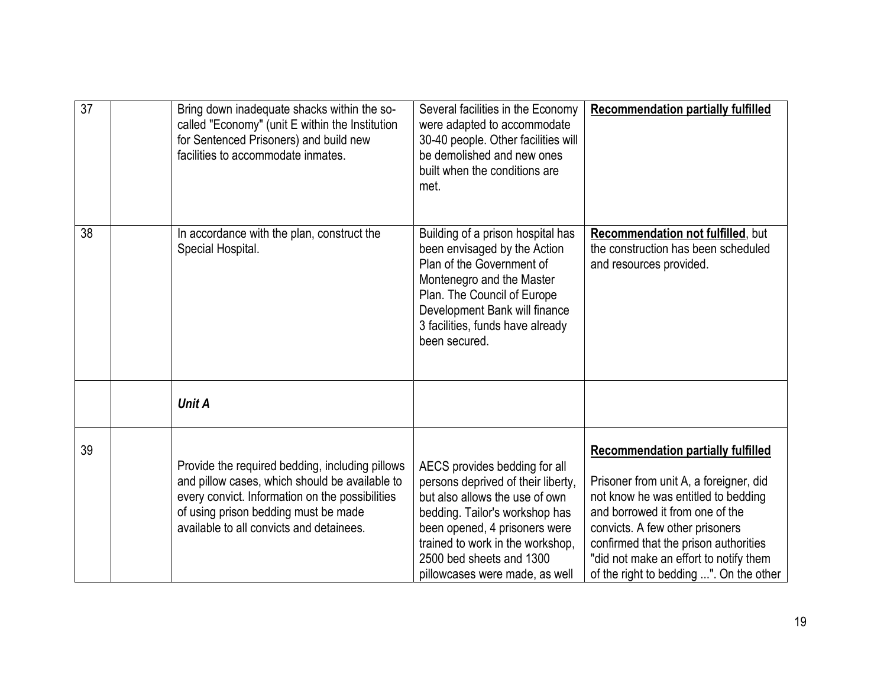| | | | | |
|---|---|---|---|---|
| 37 | | Bring down inadequate shacks within the so-called "Economy" (unit E within the Institution for Sentenced Prisoners) and build new facilities to accommodate inmates. | Several facilities in the Economy were adapted to accommodate 30-40 people. Other facilities will be demolished and new ones built when the conditions are met. | **<u>Recommendation partially fulfilled</u>** |
| 38 | | In accordance with the plan, construct the Special Hospital. | Building of a prison hospital has been envisaged by the Action Plan of the Government of Montenegro and the Master Plan. The Council of Europe Development Bank will finance 3 facilities, funds have already been secured. | **<u>Recommendation not fulfilled</u>**, but the construction has been scheduled and resources provided. |
| | | ***Unit A*** | | |
| 39 | | Provide the required bedding, including pillows and pillow cases, which should be available to every convict. Information on the possibilities of using prison bedding must be made available to all convicts and detainees. | AECS provides bedding for all persons deprived of their liberty, but also allows the use of own bedding. Tailor's workshop has been opened, 4 prisoners were trained to work in the workshop, 2500 bed sheets and 1300 pillowcases were made, as well | **<u>Recommendation partially fulfilled</u>**<br><br>Prisoner from unit A, a foreigner, did not know he was entitled to bedding and borrowed it from one of the convicts. A few other prisoners confirmed that the prison authorities "did not make an effort to notify them of the right to bedding ...". On the other |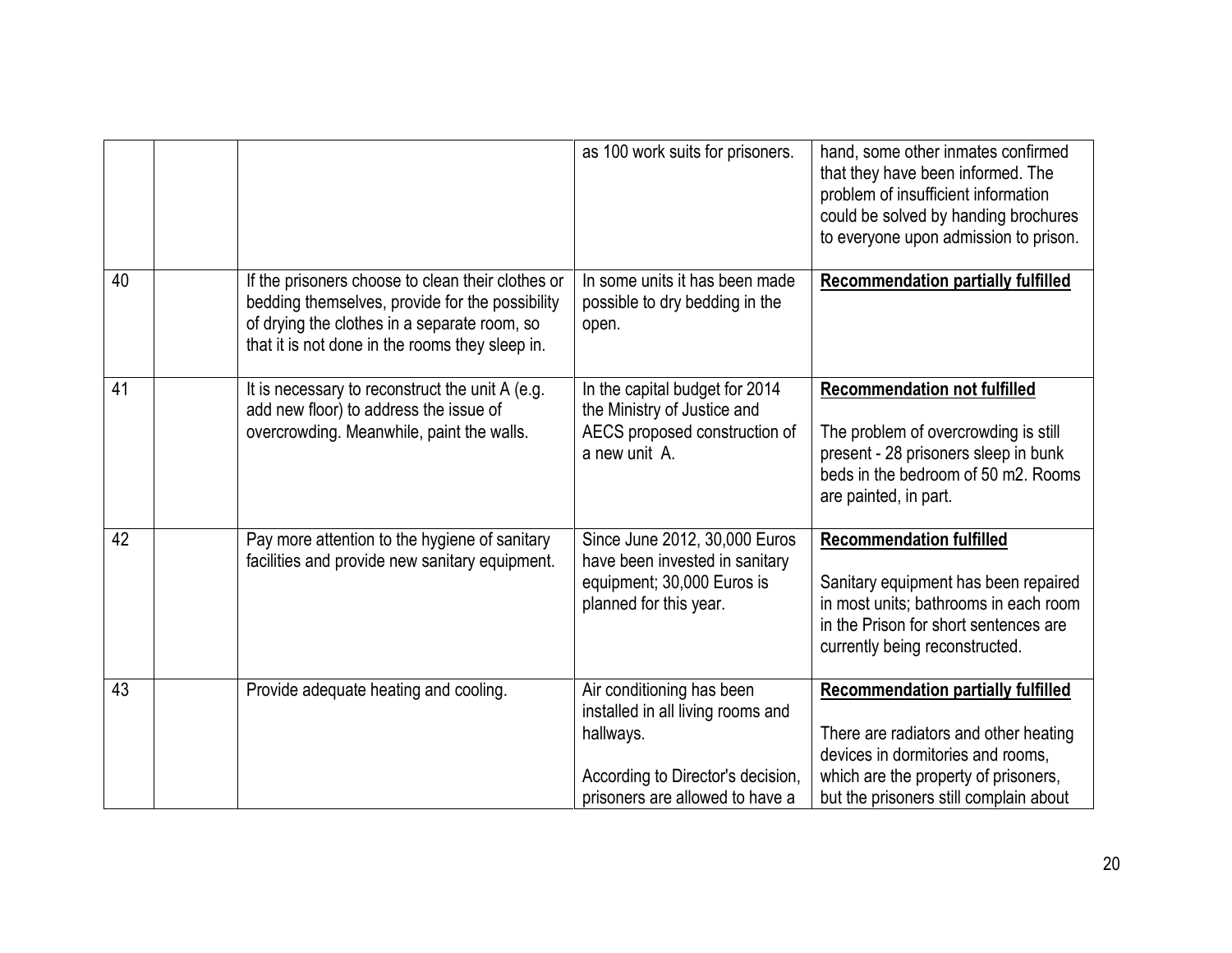| | | | | |
|---|---|---|---|---|
| | | | as 100 work suits for prisoners. | hand, some other inmates confirmed that they have been informed. The problem of insufficient information could be solved by handing brochures to everyone upon admission to prison. |
| 40 | | If the prisoners choose to clean their clothes or bedding themselves, provide for the possibility of drying the clothes in a separate room, so that it is not done in the rooms they sleep in. | In some units it has been made possible to dry bedding in the open. | **Recommendation partially fulfilled** |
| 41 | | It is necessary to reconstruct the unit A (e.g. add new floor) to address the issue of overcrowding. Meanwhile, paint the walls. | In the capital budget for 2014 the Ministry of Justice and AECS proposed construction of a new unit A. | **Recommendation not fulfilled**<br><br>The problem of overcrowding is still present - 28 prisoners sleep in bunk beds in the bedroom of 50 m2. Rooms are painted, in part. |
| 42 | | Pay more attention to the hygiene of sanitary facilities and provide new sanitary equipment. | Since June 2012, 30,000 Euros have been invested in sanitary equipment; 30,000 Euros is planned for this year. | **Recommendation fulfilled**<br><br>Sanitary equipment has been repaired in most units; bathrooms in each room in the Prison for short sentences are currently being reconstructed. |
| 43 | | Provide adequate heating and cooling. | Air conditioning has been installed in all living rooms and hallways.<br><br>According to Director's decision, prisoners are allowed to have a | **Recommendation partially fulfilled**<br><br>There are radiators and other heating devices in dormitories and rooms, which are the property of prisoners, but the prisoners still complain about |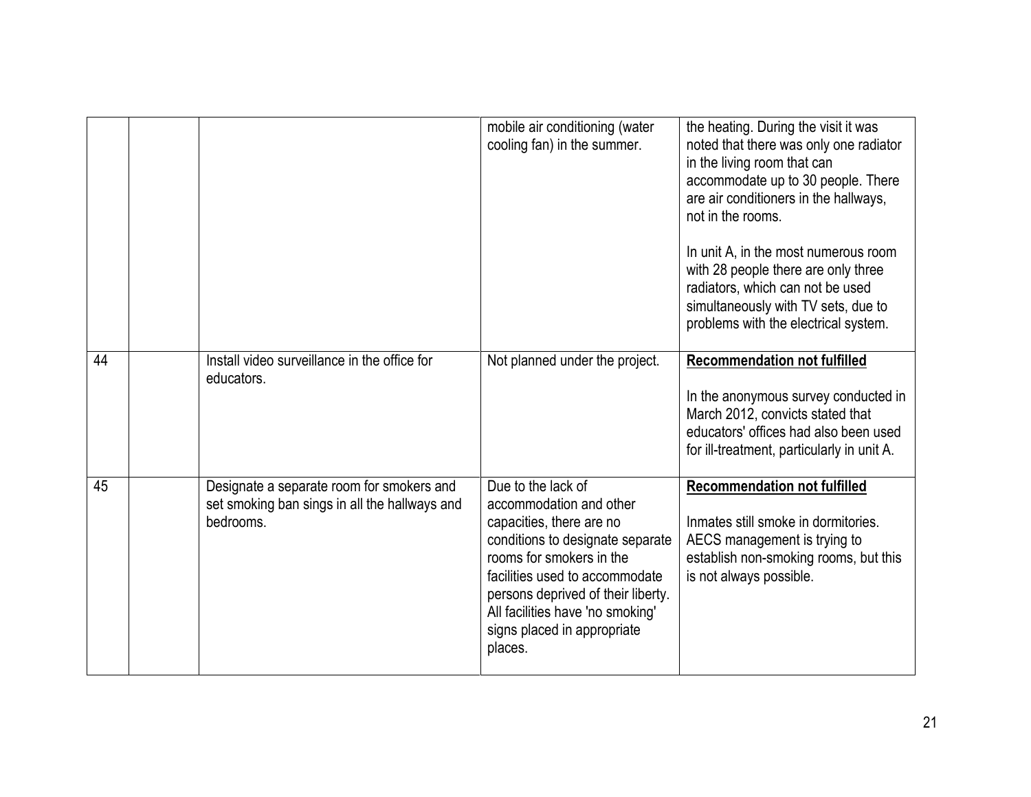| | | | | |
|---|---|---|---|---|
| | | | mobile air conditioning (water cooling fan) in the summer. | the heating. During the visit it was noted that there was only one radiator in the living room that can accommodate up to 30 people. There are air conditioners in the hallways, not in the rooms.<br><br>In unit A, in the most numerous room with 28 people there are only three radiators, which can not be used simultaneously with TV sets, due to problems with the electrical system. |
| 44 | | Install video surveillance in the office for educators. | Not planned under the project. | **Recommendation not fulfilled**<br><br>In the anonymous survey conducted in March 2012, convicts stated that educators' offices had also been used for ill-treatment, particularly in unit A. |
| 45 | | Designate a separate room for smokers and set smoking ban sings in all the hallways and bedrooms. | Due to the lack of accommodation and other capacities, there are no conditions to designate separate rooms for smokers in the facilities used to accommodate persons deprived of their liberty. All facilities have 'no smoking' signs placed in appropriate places. | **Recommendation not fulfilled**<br><br>Inmates still smoke in dormitories. AECS management is trying to establish non-smoking rooms, but this is not always possible. |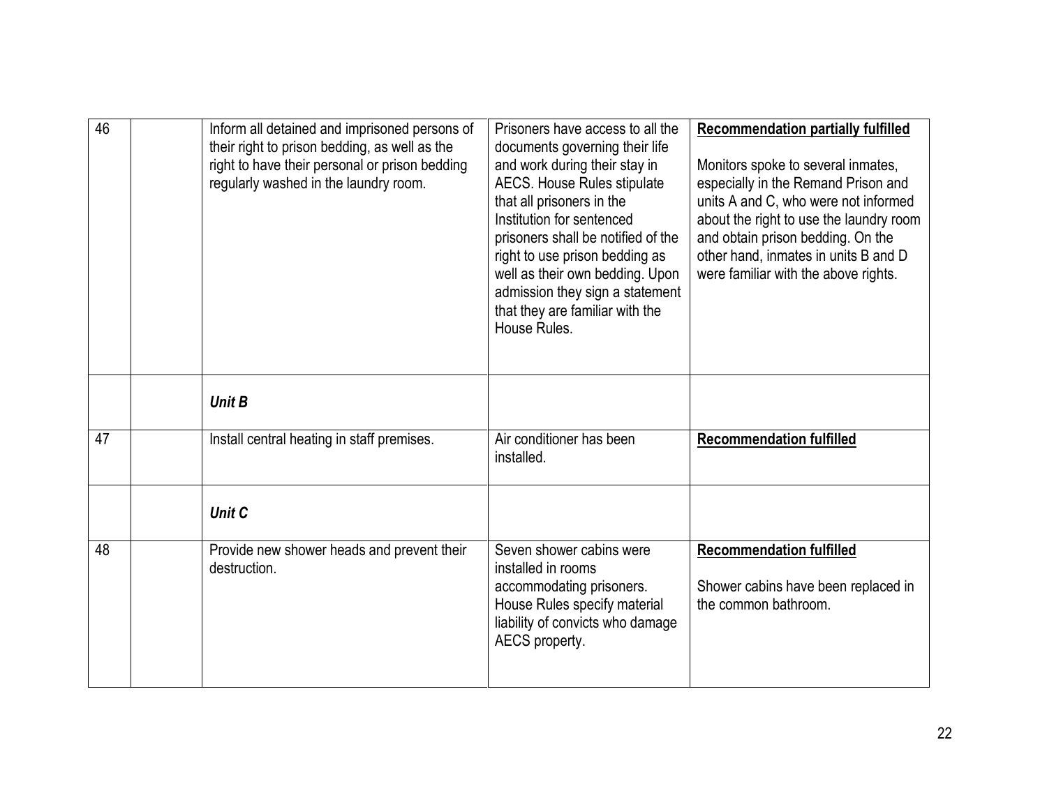| | | | | |
|---|---|---|---|---|
| 46 | | Inform all detained and imprisoned persons of their right to prison bedding, as well as the right to have their personal or prison bedding regularly washed in the laundry room. | Prisoners have access to all the documents governing their life and work during their stay in AECS. House Rules stipulate that all prisoners in the Institution for sentenced prisoners shall be notified of the right to use prison bedding as well as their own bedding. Upon admission they sign a statement that they are familiar with the House Rules. | **Recommendation partially fulfilled**<br><br>Monitors spoke to several inmates, especially in the Remand Prison and units A and C, who were not informed about the right to use the laundry room and obtain prison bedding. On the other hand, inmates in units B and D were familiar with the above rights. |
| | | ***Unit B*** | | |
| 47 | | Install central heating in staff premises. | Air conditioner has been installed. | **Recommendation fulfilled** |
| | | ***Unit C*** | | |
| 48 | | Provide new shower heads and prevent their destruction. | Seven shower cabins were installed in rooms accommodating prisoners. House Rules specify material liability of convicts who damage AECS property. | **Recommendation fulfilled**<br><br>Shower cabins have been replaced in the common bathroom. |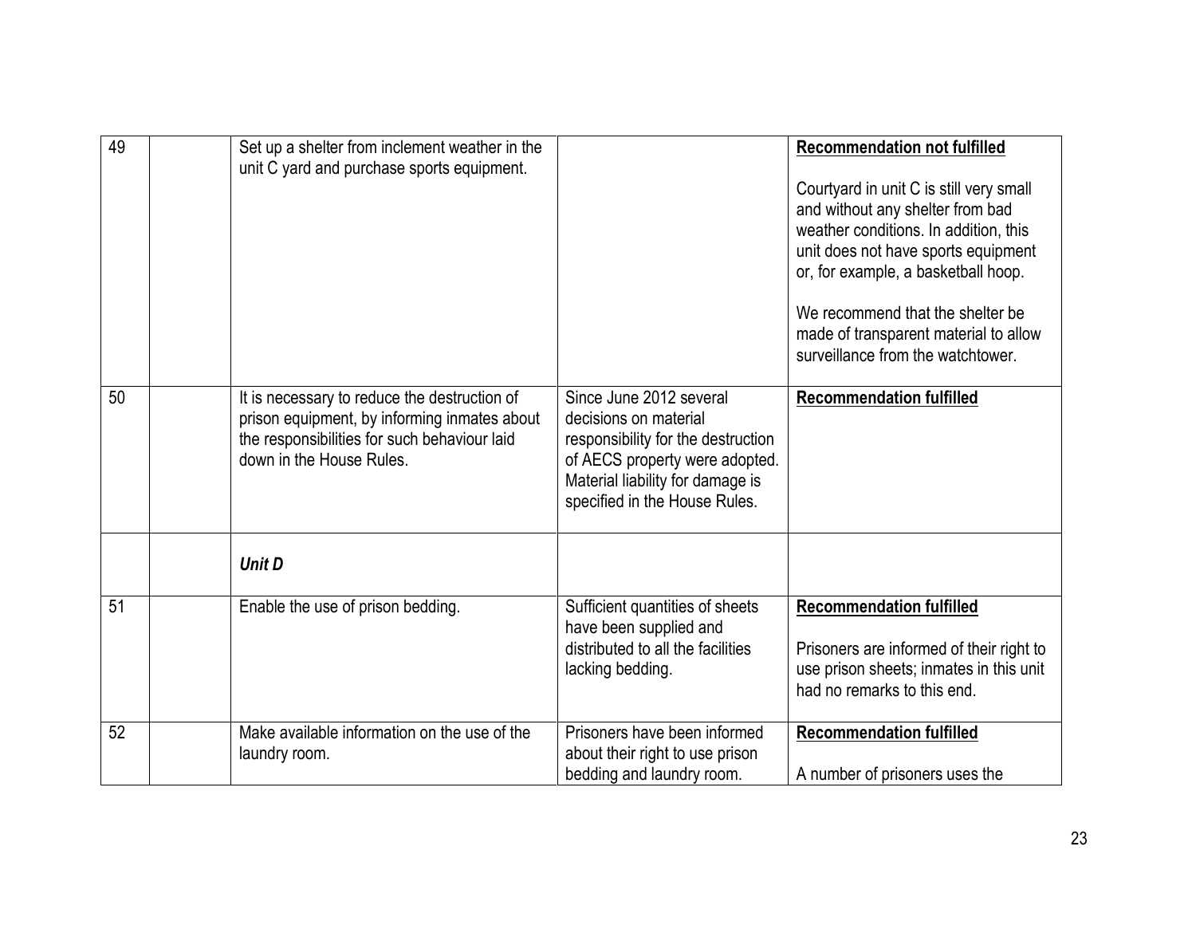| 49 | | Set up a shelter from inclement weather in the unit C yard and purchase sports equipment. | | **Recommendation not fulfilled**<br><br>Courtyard in unit C is still very small and without any shelter from bad weather conditions. In addition, this unit does not have sports equipment or, for example, a basketball hoop.<br><br>We recommend that the shelter be made of transparent material to allow surveillance from the watchtower. |
|---|---|---|---|---|
| 50 | | It is necessary to reduce the destruction of prison equipment, by informing inmates about the responsibilities for such behaviour laid down in the House Rules. | Since June 2012 several decisions on material responsibility for the destruction of AECS property were adopted. Material liability for damage is specified in the House Rules. | **Recommendation fulfilled** |
| | | ***Unit D*** | | |
| 51 | | Enable the use of prison bedding. | Sufficient quantities of sheets have been supplied and distributed to all the facilities lacking bedding. | **Recommendation fulfilled**<br><br>Prisoners are informed of their right to use prison sheets; inmates in this unit had no remarks to this end. |
| 52 | | Make available information on the use of the laundry room. | Prisoners have been informed about their right to use prison bedding and laundry room. | **Recommendation fulfilled**<br><br>A number of prisoners uses the |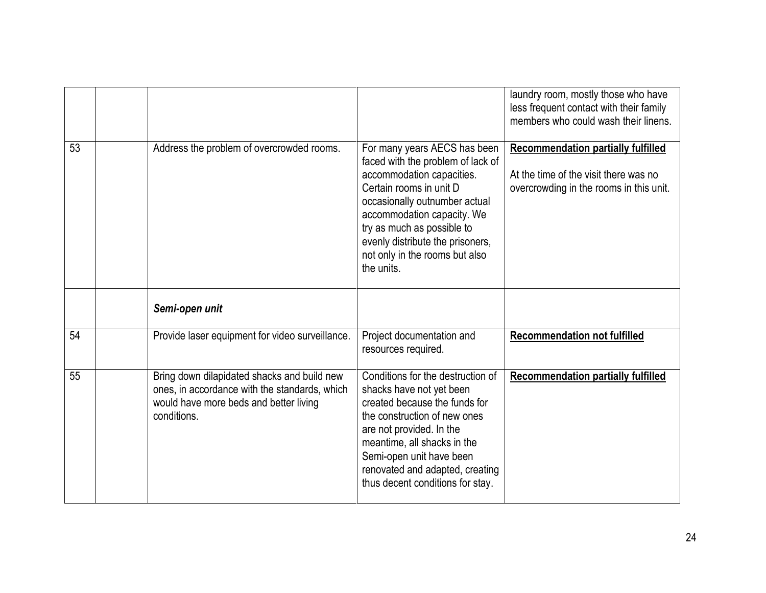| | | | | |
|---|---|---|---|---|
| | | | | laundry room, mostly those who have less frequent contact with their family members who could wash their linens. |
| 53 | | Address the problem of overcrowded rooms. | For many years AECS has been faced with the problem of lack of accommodation capacities. Certain rooms in unit D occasionally outnumber actual accommodation capacity. We try as much as possible to evenly distribute the prisoners, not only in the rooms but also the units. | **Recommendation partially fulfilled**<br><br>At the time of the visit there was no overcrowding in the rooms in this unit. |
| | | ***Semi-open unit*** | | |
| 54 | | Provide laser equipment for video surveillance. | Project documentation and resources required. | **Recommendation not fulfilled** |
| 55 | | Bring down dilapidated shacks and build new ones, in accordance with the standards, which would have more beds and better living conditions. | Conditions for the destruction of shacks have not yet been created because the funds for the construction of new ones are not provided. In the meantime, all shacks in the Semi-open unit have been renovated and adapted, creating thus decent conditions for stay. | **Recommendation partially fulfilled** |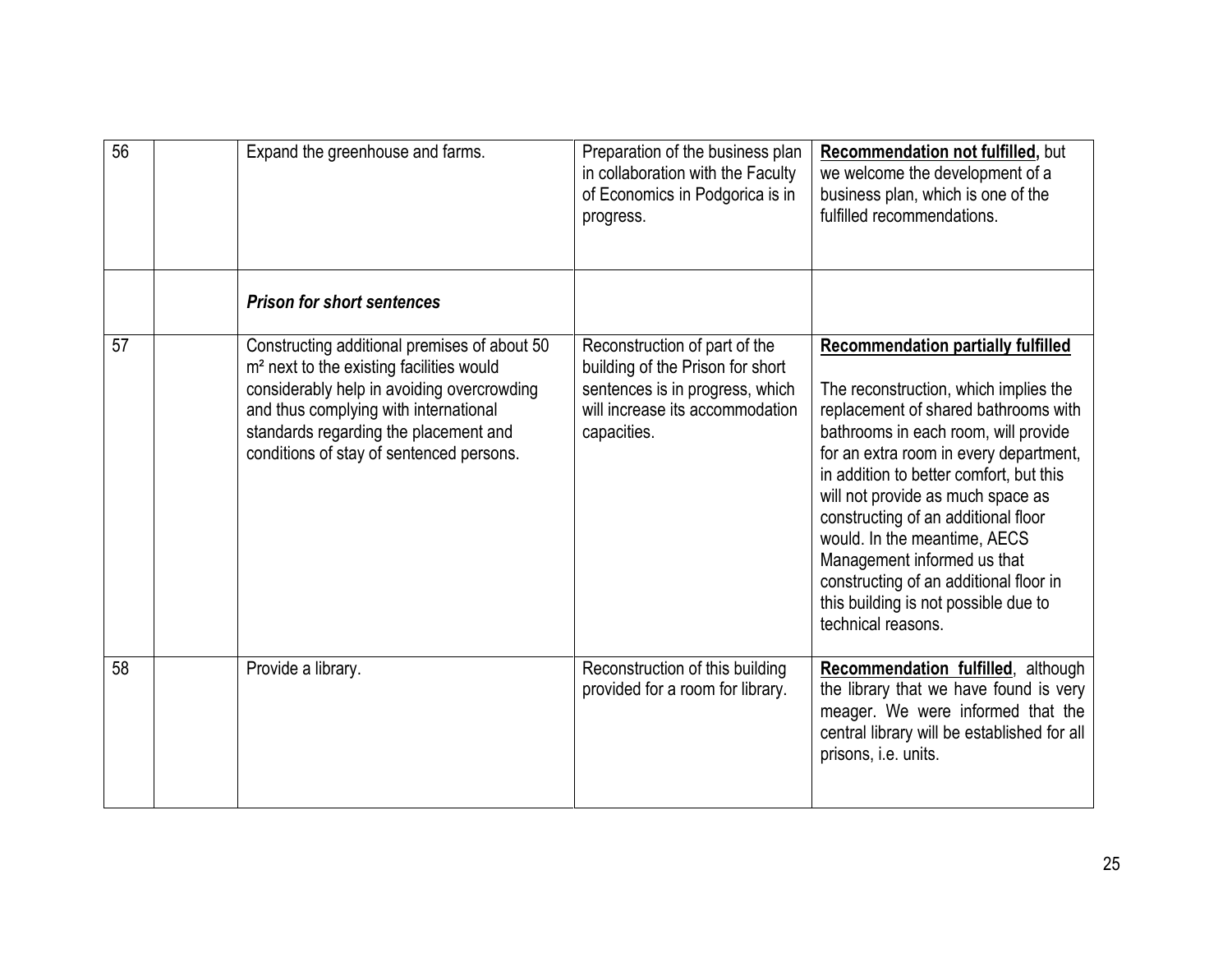| 56 | | Expand the greenhouse and farms. | Preparation of the business plan in collaboration with the Faculty of Economics in Podgorica is in progress. | **Recommendation not fulfilled,** but we welcome the development of a business plan, which is one of the fulfilled recommendations. |
|---|---|---|---|---|
| | | ***Prison for short sentences*** | | |
| 57 | | Constructing additional premises of about 50 m² next to the existing facilities would considerably help in avoiding overcrowding and thus complying with international standards regarding the placement and conditions of stay of sentenced persons. | Reconstruction of part of the building of the Prison for short sentences is in progress, which will increase its accommodation capacities. | **Recommendation partially fulfilled**<br><br>The reconstruction, which implies the replacement of shared bathrooms with bathrooms in each room, will provide for an extra room in every department, in addition to better comfort, but this will not provide as much space as constructing of an additional floor would. In the meantime, AECS Management informed us that constructing of an additional floor in this building is not possible due to technical reasons. |
| 58 | | Provide a library. | Reconstruction of this building provided for a room for library. | **Recommendation fulfilled**, although the library that we have found is very meager. We were informed that the central library will be established for all prisons, i.e. units. |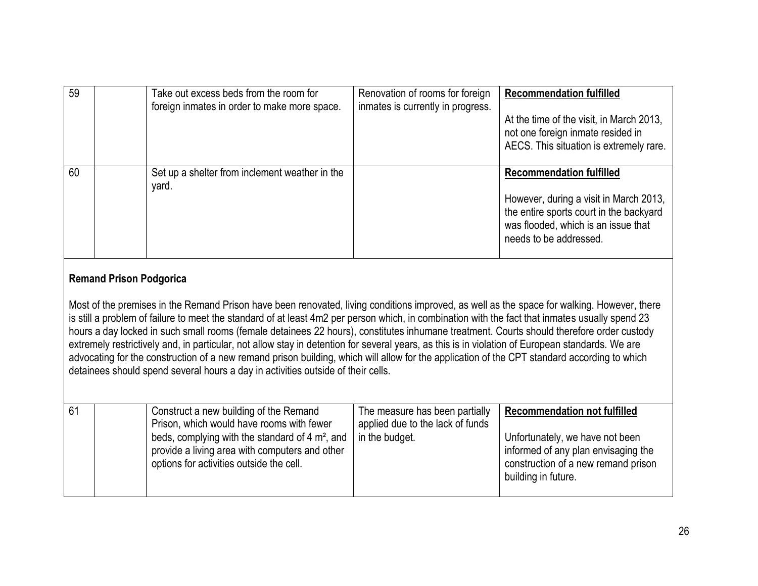| 59 | | Take out excess beds from the room for foreign inmates in order to make more space. | Renovation of rooms for foreign inmates is currently in progress. | **Recommendation fulfilled**<br><br>At the time of the visit, in March 2013, not one foreign inmate resided in AECS. This situation is extremely rare. |
|---|---|---|---|---|
| 60 | | Set up a shelter from inclement weather in the yard. | | **Recommendation fulfilled**<br><br>However, during a visit in March 2013, the entire sports court in the backyard was flooded, which is an issue that needs to be addressed. |

**Remand Prison Podgorica**

Most of the premises in the Remand Prison have been renovated, living conditions improved, as well as the space for walking. However, there is still a problem of failure to meet the standard of at least 4m2 per person which, in combination with the fact that inmates usually spend 23 hours a day locked in such small rooms (female detainees 22 hours), constitutes inhumane treatment. Courts should therefore order custody extremely restrictively and, in particular, not allow stay in detention for several years, as this is in violation of European standards. We are advocating for the construction of a new remand prison building, which will allow for the application of the CPT standard according to which detainees should spend several hours a day in activities outside of their cells.

| 61 | | Construct a new building of the Remand Prison, which would have rooms with fewer beds, complying with the standard of 4 m², and provide a living area with computers and other options for activities outside the cell. | The measure has been partially applied due to the lack of funds in the budget. | **Recommendation not fulfilled**<br><br>Unfortunately, we have not been informed of any plan envisaging the construction of a new remand prison building in future. |
|---|---|---|---|---|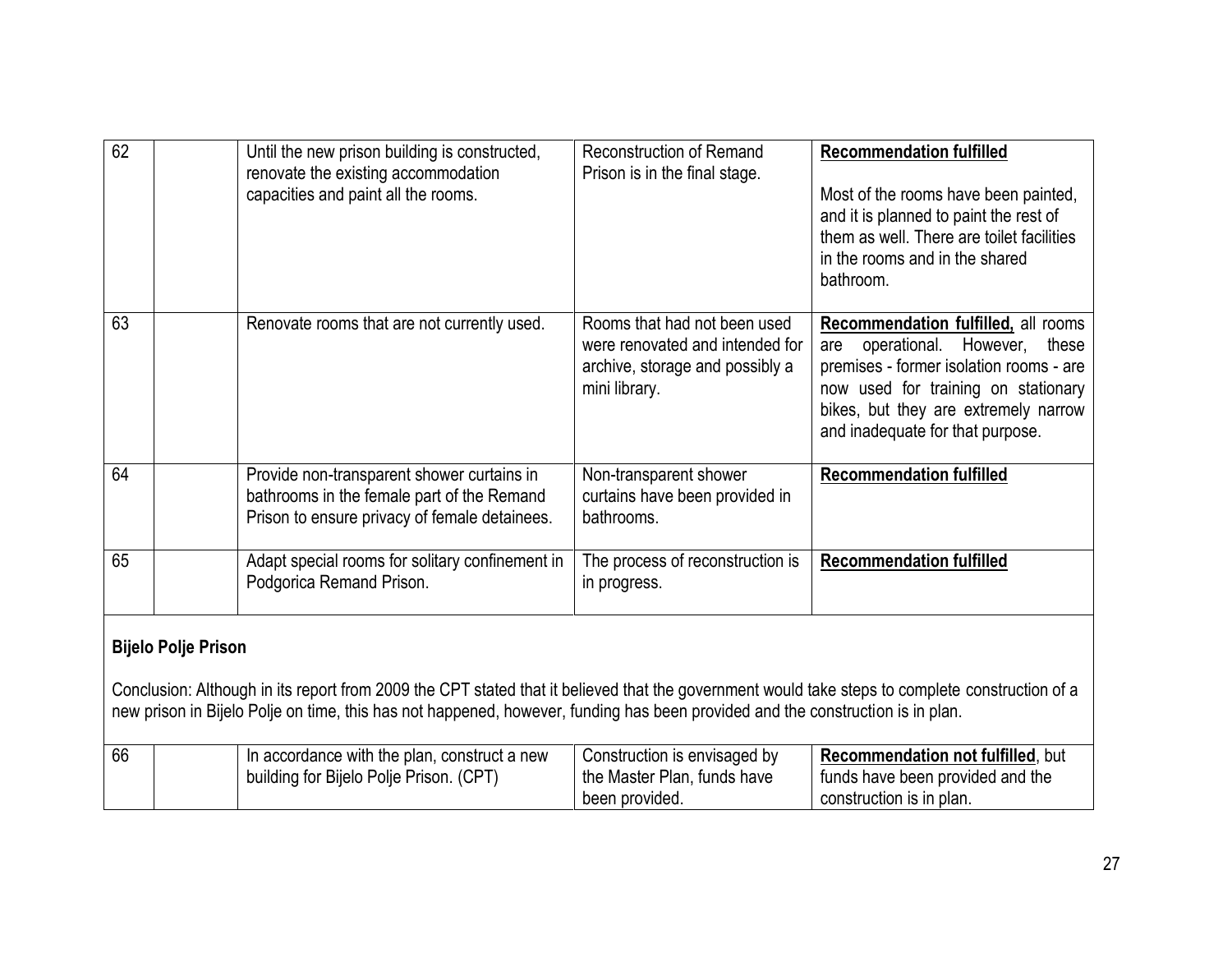| | | | | |
|---|---|---|---|---|
| 62 | | Until the new prison building is constructed, renovate the existing accommodation capacities and paint all the rooms. | Reconstruction of Remand Prison is in the final stage. | **Recommendation fulfilled**<br><br>Most of the rooms have been painted, and it is planned to paint the rest of them as well. There are toilet facilities in the rooms and in the shared bathroom. |
| 63 | | Renovate rooms that are not currently used. | Rooms that had not been used were renovated and intended for archive, storage and possibly a mini library. | **Recommendation fulfilled,** all rooms are operational. However, these premises - former isolation rooms - are now used for training on stationary bikes, but they are extremely narrow and inadequate for that purpose. |
| 64 | | Provide non-transparent shower curtains in bathrooms in the female part of the Remand Prison to ensure privacy of female detainees. | Non-transparent shower curtains have been provided in bathrooms. | **Recommendation fulfilled** |
| 65 | | Adapt special rooms for solitary confinement in Podgorica Remand Prison. | The process of reconstruction is in progress. | **Recommendation fulfilled** |

**Bijelo Polje Prison**

Conclusion: Although in its report from 2009 the CPT stated that it believed that the government would take steps to complete construction of a new prison in Bijelo Polje on time, this has not happened, however, funding has been provided and the construction is in plan.

| | | | | |
|---|---|---|---|---|
| 66 | | In accordance with the plan, construct a new building for Bijelo Polje Prison. (CPT) | Construction is envisaged by the Master Plan, funds have been provided. | **Recommendation not fulfilled**, but funds have been provided and the construction is in plan. |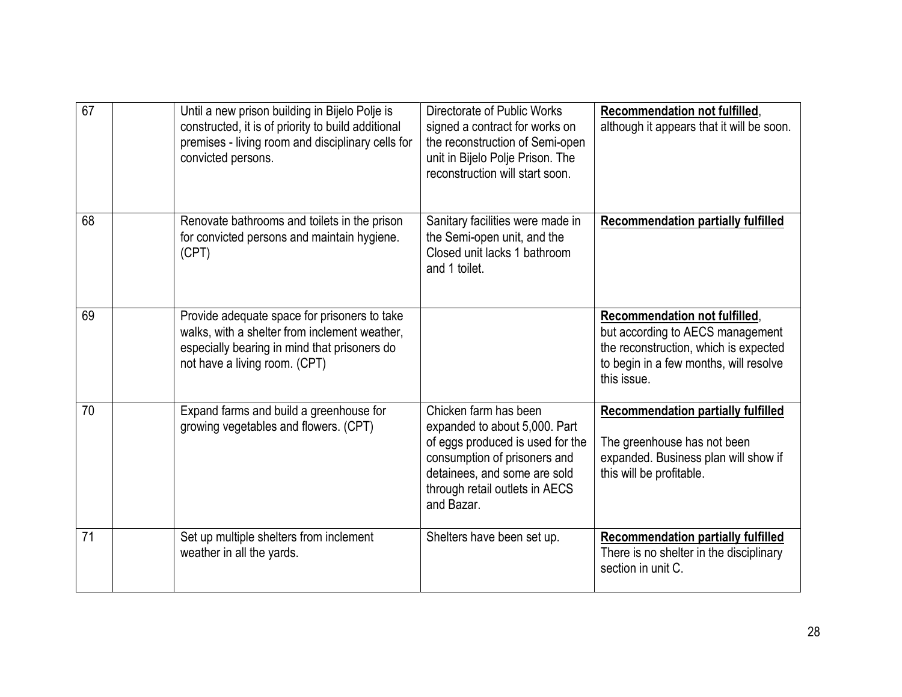| | | | | |
|---|---|---|---|---|
| 67 | | Until a new prison building in Bijelo Polje is constructed, it is of priority to build additional premises - living room and disciplinary cells for convicted persons. | Directorate of Public Works signed a contract for works on the reconstruction of Semi-open unit in Bijelo Polje Prison. The reconstruction will start soon. | **Recommendation not fulfilled**, although it appears that it will be soon. |
| 68 | | Renovate bathrooms and toilets in the prison for convicted persons and maintain hygiene. (CPT) | Sanitary facilities were made in the Semi-open unit, and the Closed unit lacks 1 bathroom and 1 toilet. | **Recommendation partially fulfilled** |
| 69 | | Provide adequate space for prisoners to take walks, with a shelter from inclement weather, especially bearing in mind that prisoners do not have a living room. (CPT) | | **Recommendation not fulfilled**, but according to AECS management the reconstruction, which is expected to begin in a few months, will resolve this issue. |
| 70 | | Expand farms and build a greenhouse for growing vegetables and flowers. (CPT) | Chicken farm has been expanded to about 5,000. Part of eggs produced is used for the consumption of prisoners and detainees, and some are sold through retail outlets in AECS and Bazar. | **Recommendation partially fulfilled** <br><br> The greenhouse has not been expanded. Business plan will show if this will be profitable. |
| 71 | | Set up multiple shelters from inclement weather in all the yards. | Shelters have been set up. | **Recommendation partially fulfilled** There is no shelter in the disciplinary section in unit C. |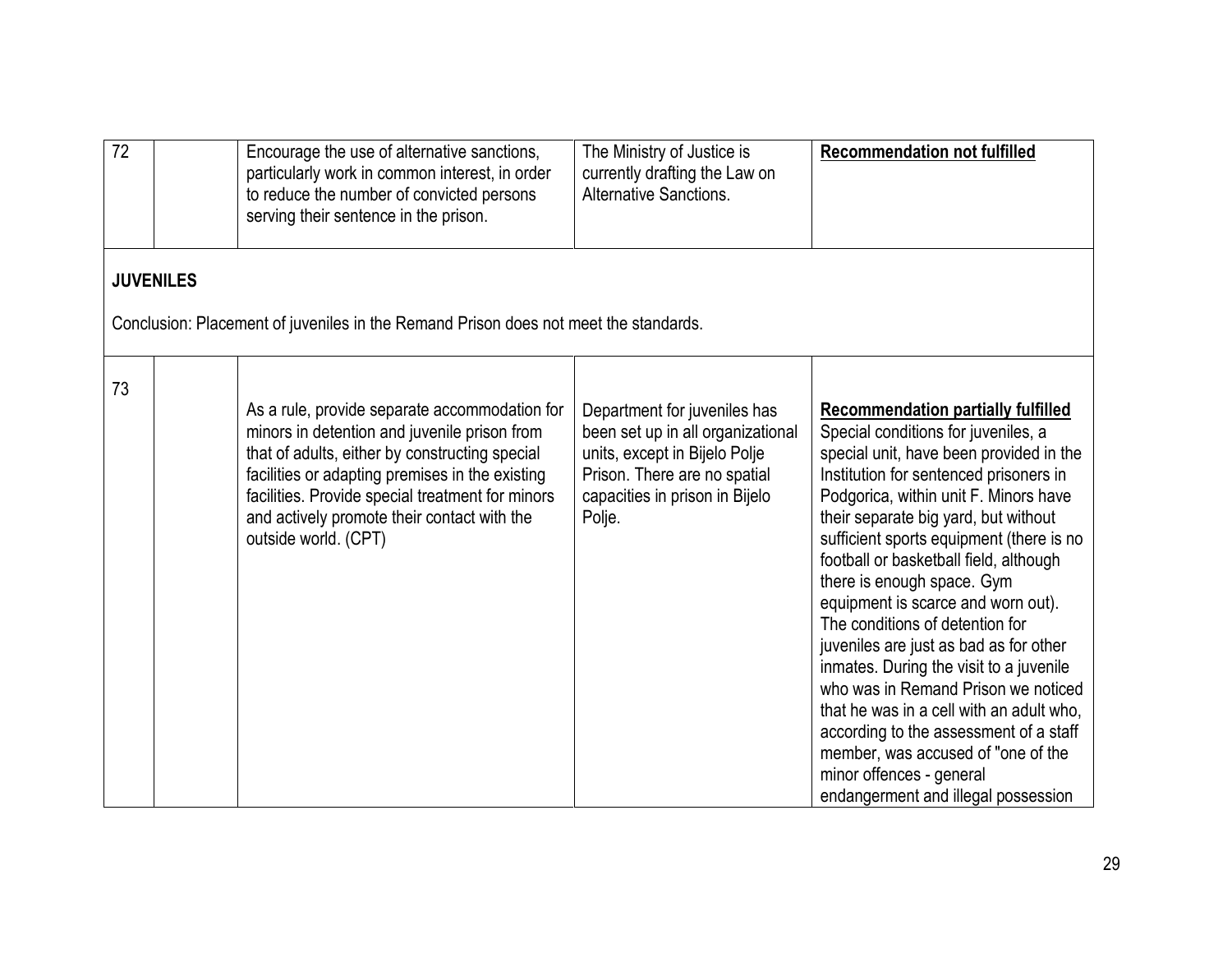| 72 | | Encourage the use of alternative sanctions, particularly work in common interest, in order to reduce the number of convicted persons serving their sentence in the prison. | The Ministry of Justice is currently drafting the Law on Alternative Sanctions. | **Recommendation not fulfilled** |
|---|---|---|---|---|

**JUVENILES**

Conclusion: Placement of juveniles in the Remand Prison does not meet the standards.

| 73 | | As a rule, provide separate accommodation for minors in detention and juvenile prison from that of adults, either by constructing special facilities or adapting premises in the existing facilities. Provide special treatment for minors and actively promote their contact with the outside world. (CPT) | Department for juveniles has been set up in all organizational units, except in Bijelo Polje Prison. There are no spatial capacities in prison in Bijelo Polje. | **Recommendation partially fulfilled** Special conditions for juveniles, a special unit, have been provided in the Institution for sentenced prisoners in Podgorica, within unit F. Minors have their separate big yard, but without sufficient sports equipment (there is no football or basketball field, although there is enough space. Gym equipment is scarce and worn out). The conditions of detention for juveniles are just as bad as for other inmates. During the visit to a juvenile who was in Remand Prison we noticed that he was in a cell with an adult who, according to the assessment of a staff member, was accused of "one of the minor offences - general endangerment and illegal possession |
|---|---|---|---|---|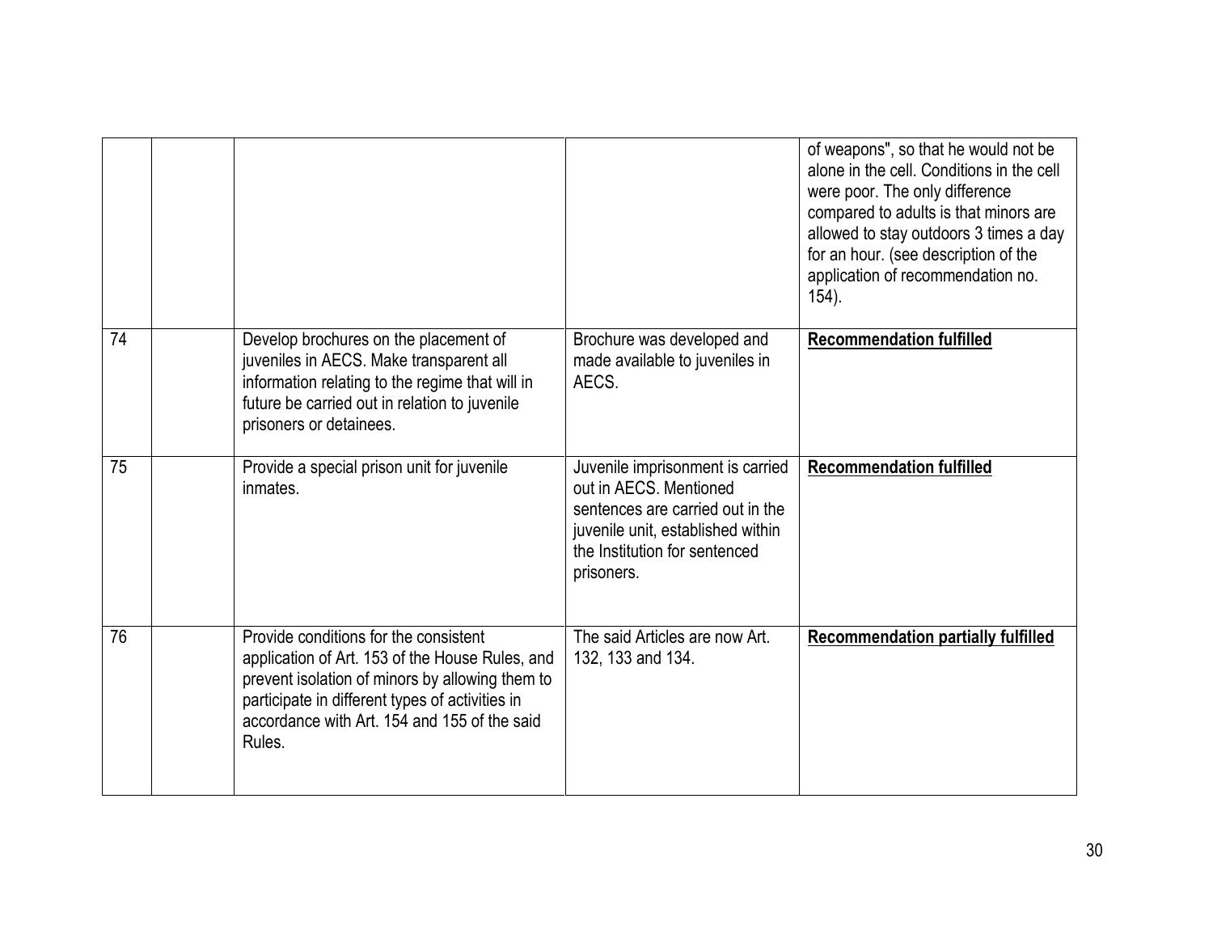| | | | | |
|---|---|---|---|---|
| | | | | of weapons", so that he would not be alone in the cell. Conditions in the cell were poor. The only difference compared to adults is that minors are allowed to stay outdoors 3 times a day for an hour. (see description of the application of recommendation no. 154). |
| 74 | | Develop brochures on the placement of juveniles in AECS. Make transparent all information relating to the regime that will in future be carried out in relation to juvenile prisoners or detainees. | Brochure was developed and made available to juveniles in AECS. | **Recommendation fulfilled** |
| 75 | | Provide a special prison unit for juvenile inmates. | Juvenile imprisonment is carried out in AECS. Mentioned sentences are carried out in the juvenile unit, established within the Institution for sentenced prisoners. | **Recommendation fulfilled** |
| 76 | | Provide conditions for the consistent application of Art. 153 of the House Rules, and prevent isolation of minors by allowing them to participate in different types of activities in accordance with Art. 154 and 155 of the said Rules. | The said Articles are now Art. 132, 133 and 134. | **Recommendation partially fulfilled** |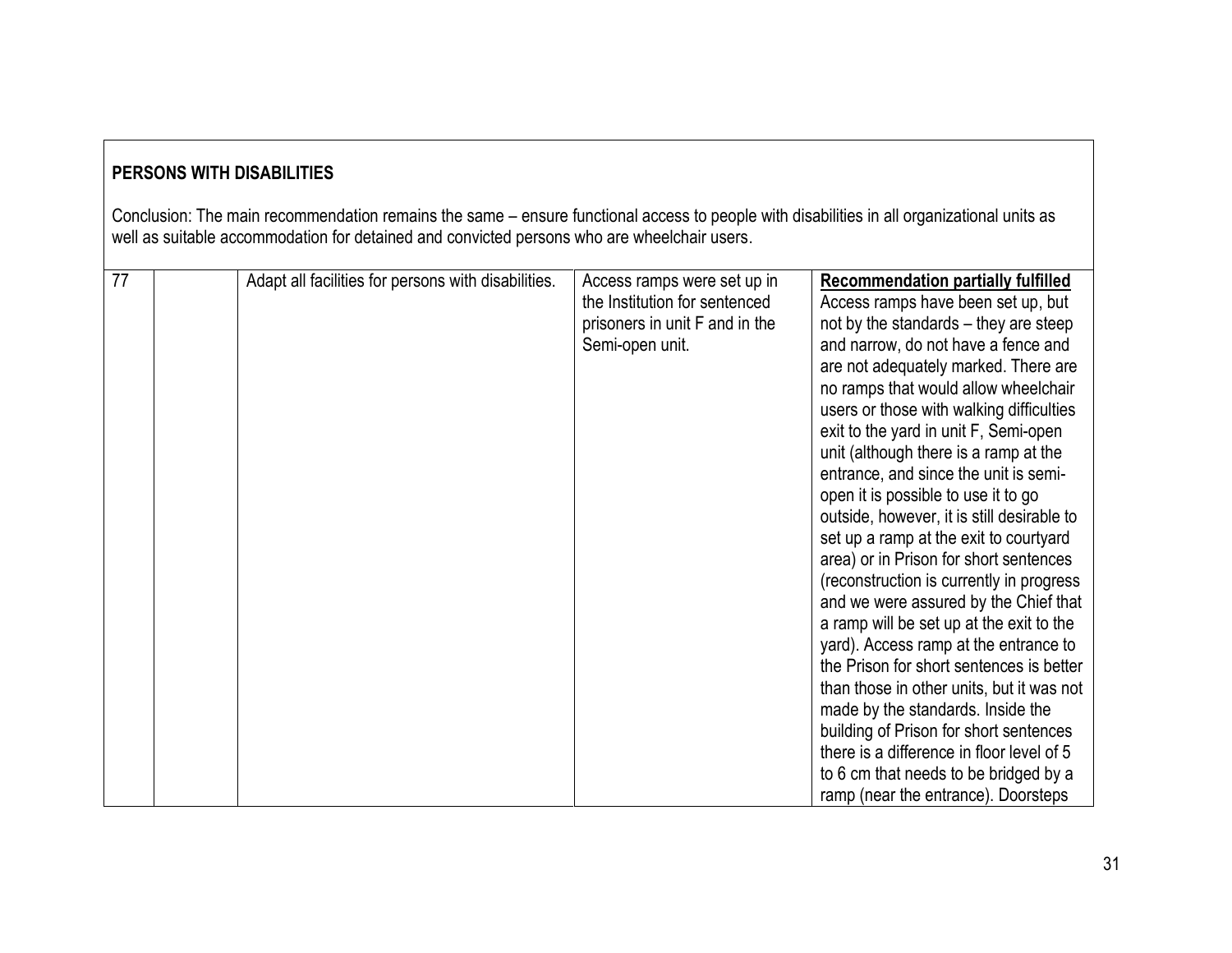**PERSONS WITH DISABILITIES**

Conclusion: The main recommendation remains the same – ensure functional access to people with disabilities in all organizational units as well as suitable accommodation for detained and convicted persons who are wheelchair users.

| | | | | |
|---|---|---|---|---|
| 77 | | Adapt all facilities for persons with disabilities. | Access ramps were set up in the Institution for sentenced prisoners in unit F and in the Semi-open unit. | **Recommendation partially fulfilled** Access ramps have been set up, but not by the standards – they are steep and narrow, do not have a fence and are not adequately marked. There are no ramps that would allow wheelchair users or those with walking difficulties exit to the yard in unit F, Semi-open unit (although there is a ramp at the entrance, and since the unit is semi-open it is possible to use it to go outside, however, it is still desirable to set up a ramp at the exit to courtyard area) or in Prison for short sentences (reconstruction is currently in progress and we were assured by the Chief that a ramp will be set up at the exit to the yard). Access ramp at the entrance to the Prison for short sentences is better than those in other units, but it was not made by the standards. Inside the building of Prison for short sentences there is a difference in floor level of 5 to 6 cm that needs to be bridged by a ramp (near the entrance). Doorsteps |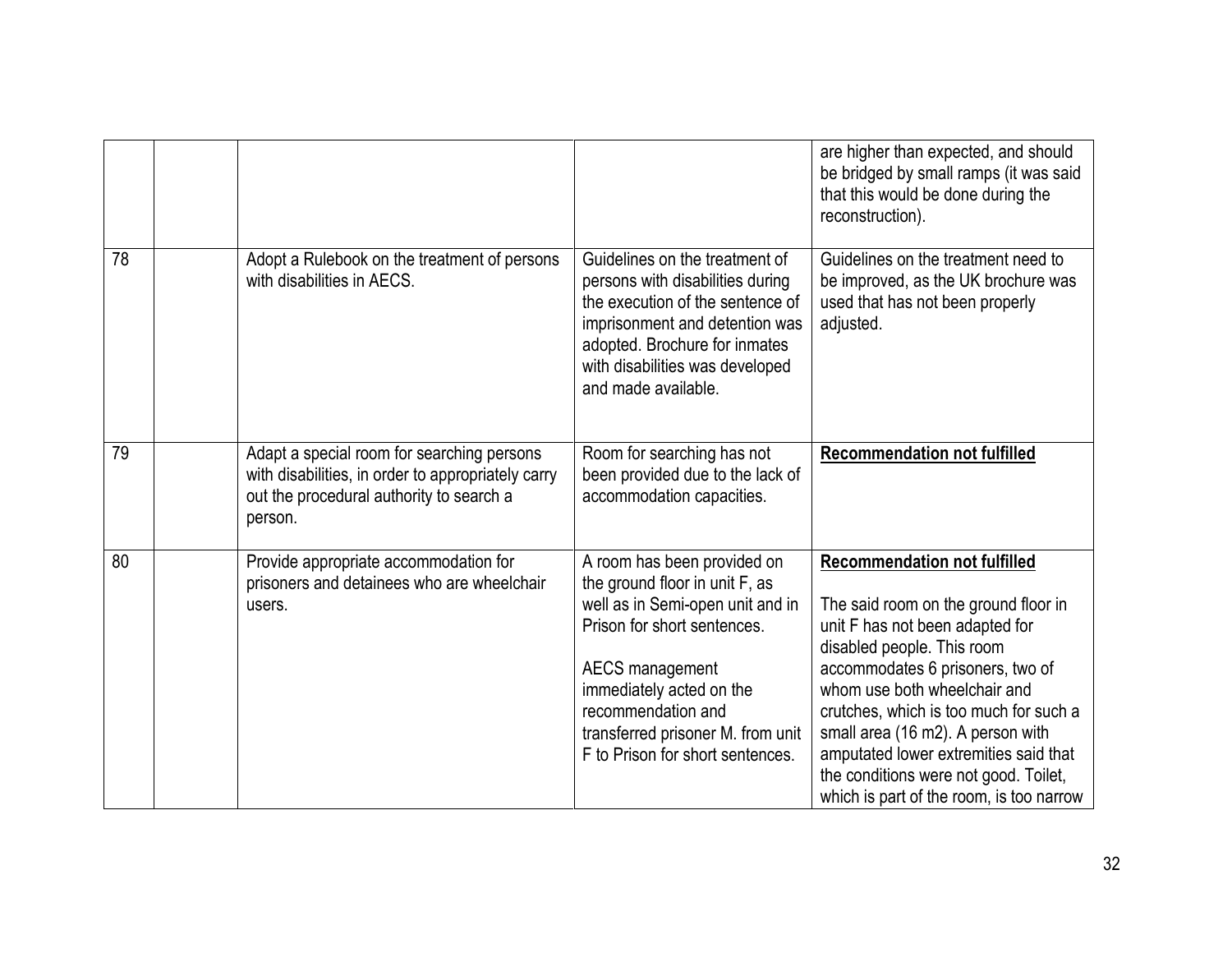| | | | | |
|---|---|---|---|---|
| | | | | are higher than expected, and should be bridged by small ramps (it was said that this would be done during the reconstruction). |
| 78 | | Adopt a Rulebook on the treatment of persons with disabilities in AECS. | Guidelines on the treatment of persons with disabilities during the execution of the sentence of imprisonment and detention was adopted. Brochure for inmates with disabilities was developed and made available. | Guidelines on the treatment need to be improved, as the UK brochure was used that has not been properly adjusted. |
| 79 | | Adapt a special room for searching persons with disabilities, in order to appropriately carry out the procedural authority to search a person. | Room for searching has not been provided due to the lack of accommodation capacities. | **Recommendation not fulfilled** |
| 80 | | Provide appropriate accommodation for prisoners and detainees who are wheelchair users. | A room has been provided on the ground floor in unit F, as well as in Semi-open unit and in Prison for short sentences.<br><br>AECS management immediately acted on the recommendation and transferred prisoner M. from unit F to Prison for short sentences. | **Recommendation not fulfilled**<br><br>The said room on the ground floor in unit F has not been adapted for disabled people. This room accommodates 6 prisoners, two of whom use both wheelchair and crutches, which is too much for such a small area (16 m2). A person with amputated lower extremities said that the conditions were not good. Toilet, which is part of the room, is too narrow |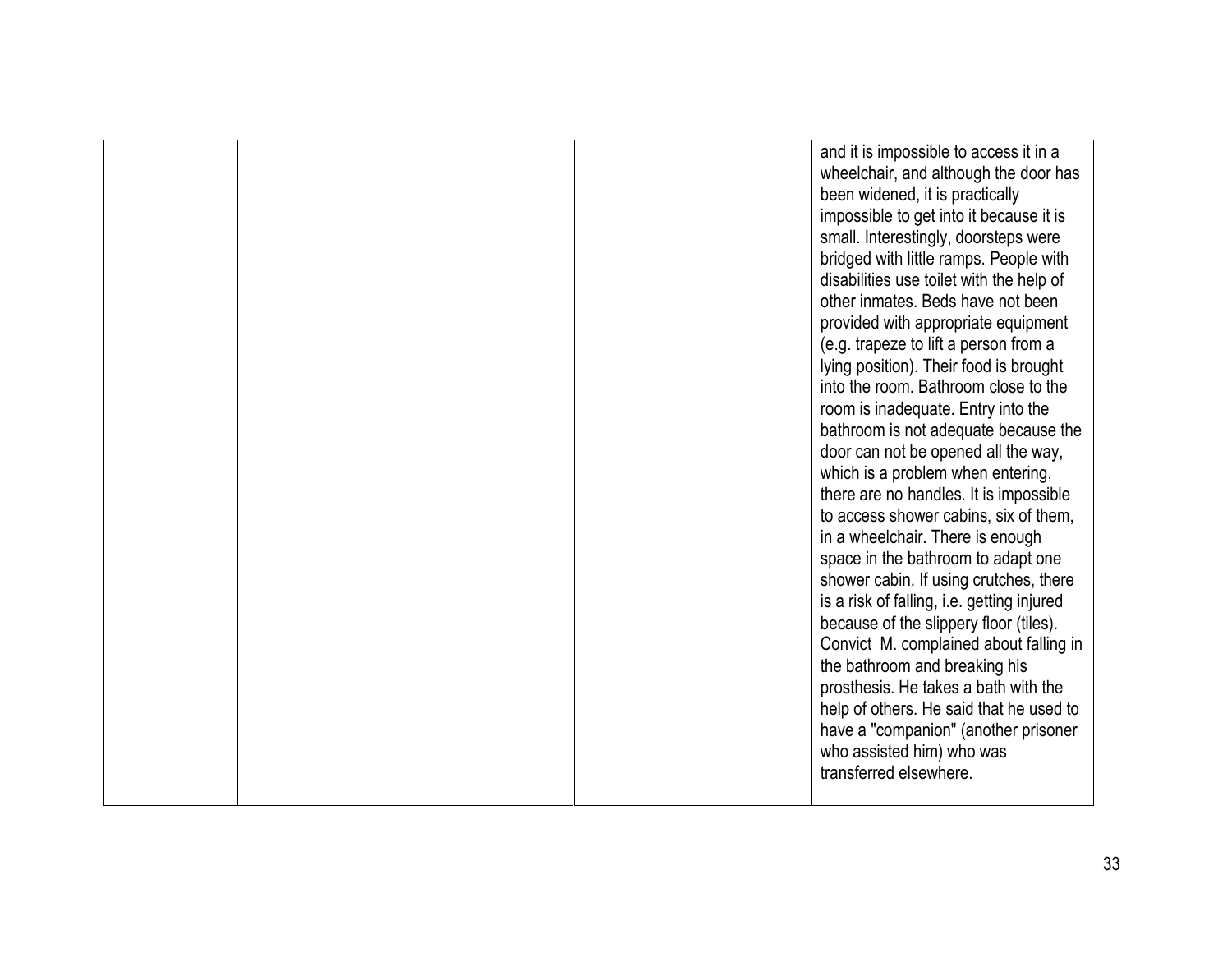|  |  |  |  |  |
|---|---|---|---|---|
|  |  |  |  | and it is impossible to access it in a wheelchair, and although the door has been widened, it is practically impossible to get into it because it is small. Interestingly, doorsteps were bridged with little ramps. People with disabilities use toilet with the help of other inmates. Beds have not been provided with appropriate equipment (e.g. trapeze to lift a person from a lying position). Their food is brought into the room. Bathroom close to the room is inadequate. Entry into the bathroom is not adequate because the door can not be opened all the way, which is a problem when entering, there are no handles. It is impossible to access shower cabins, six of them, in a wheelchair. There is enough space in the bathroom to adapt one shower cabin. If using crutches, there is a risk of falling, i.e. getting injured because of the slippery floor (tiles). Convict M. complained about falling in the bathroom and breaking his prosthesis. He takes a bath with the help of others. He said that he used to have a "companion" (another prisoner who assisted him) who was transferred elsewhere. |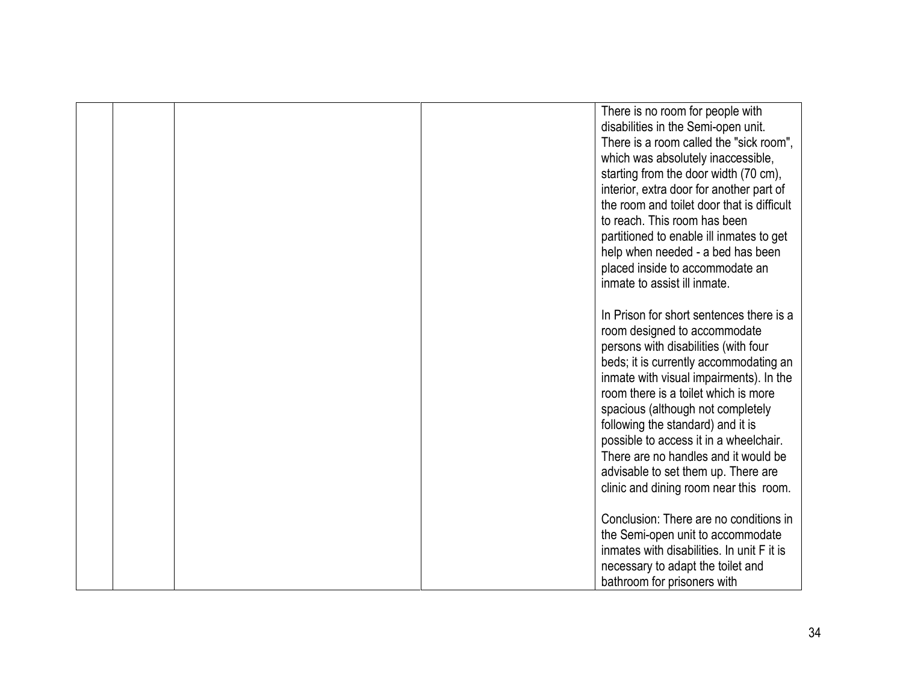|  |  |  |  | There is no room for people with disabilities in the Semi-open unit. There is a room called the "sick room", which was absolutely inaccessible, starting from the door width (70 cm), interior, extra door for another part of the room and toilet door that is difficult to reach. This room has been partitioned to enable ill inmates to get help when needed - a bed has been placed inside to accommodate an inmate to assist ill inmate.<br><br>In Prison for short sentences there is a room designed to accommodate persons with disabilities (with four beds; it is currently accommodating an inmate with visual impairments). In the room there is a toilet which is more spacious (although not completely following the standard) and it is possible to access it in a wheelchair. There are no handles and it would be advisable to set them up. There are clinic and dining room near this room.<br><br>Conclusion: There are no conditions in the Semi-open unit to accommodate inmates with disabilities. In unit F it is necessary to adapt the toilet and bathroom for prisoners with |
|---|---|---|---|---|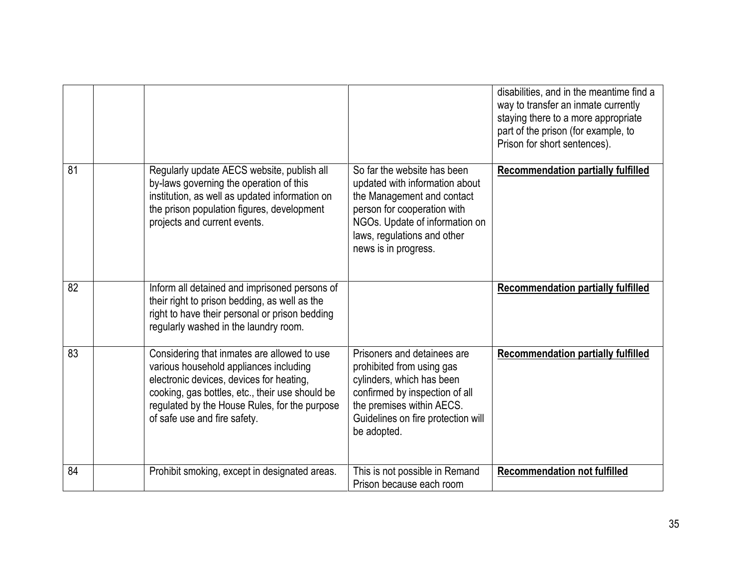| | | | | |
|---|---|---|---|---|
| | | | | disabilities, and in the meantime find a way to transfer an inmate currently staying there to a more appropriate part of the prison (for example, to Prison for short sentences). |
| 81 | | Regularly update AECS website, publish all by-laws governing the operation of this institution, as well as updated information on the prison population figures, development projects and current events. | So far the website has been updated with information about the Management and contact person for cooperation with NGOs. Update of information on laws, regulations and other news is in progress. | **Recommendation partially fulfilled** |
| 82 | | Inform all detained and imprisoned persons of their right to prison bedding, as well as the right to have their personal or prison bedding regularly washed in the laundry room. | | **Recommendation partially fulfilled** |
| 83 | | Considering that inmates are allowed to use various household appliances including electronic devices, devices for heating, cooking, gas bottles, etc., their use should be regulated by the House Rules, for the purpose of safe use and fire safety. | Prisoners and detainees are prohibited from using gas cylinders, which has been confirmed by inspection of all the premises within AECS. Guidelines on fire protection will be adopted. | **Recommendation partially fulfilled** |
| 84 | | Prohibit smoking, except in designated areas. | This is not possible in Remand Prison because each room | **Recommendation not fulfilled** |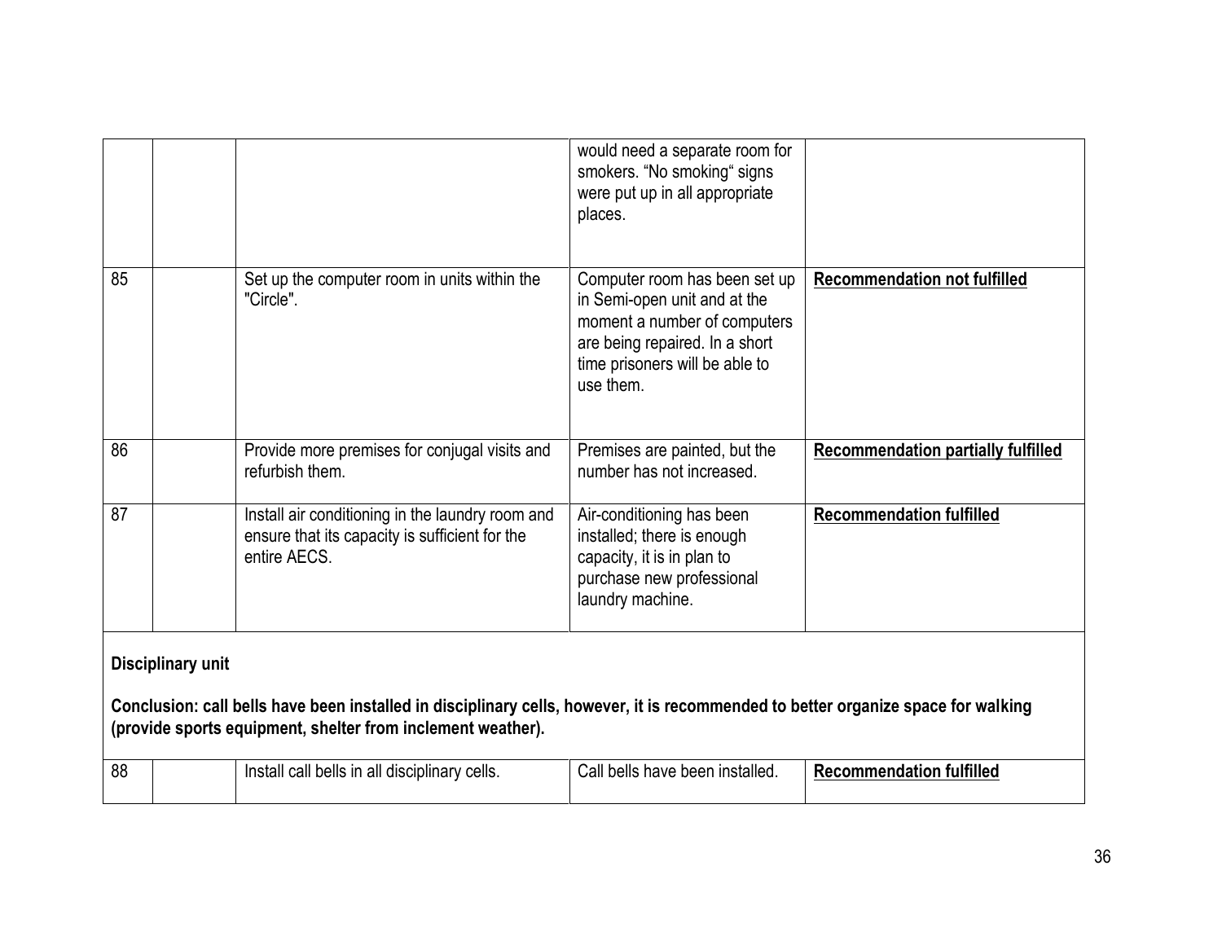| | | | | |
|---|---|---|---|---|
| | | | would need a separate room for smokers. "No smoking" signs were put up in all appropriate places. | |
| 85 | | Set up the computer room in units within the "Circle". | Computer room has been set up in Semi-open unit and at the moment a number of computers are being repaired. In a short time prisoners will be able to use them. | **Recommendation not fulfilled** |
| 86 | | Provide more premises for conjugal visits and refurbish them. | Premises are painted, but the number has not increased. | **Recommendation partially fulfilled** |
| 87 | | Install air conditioning in the laundry room and ensure that its capacity is sufficient for the entire AECS. | Air-conditioning has been installed; there is enough capacity, it is in plan to purchase new professional laundry machine. | **Recommendation fulfilled** |

**Disciplinary unit**

**Conclusion: call bells have been installed in disciplinary cells, however, it is recommended to better organize space for walking (provide sports equipment, shelter from inclement weather).**

| | | | | |
|---|---|---|---|---|
| 88 | | Install call bells in all disciplinary cells. | Call bells have been installed. | **Recommendation fulfilled** |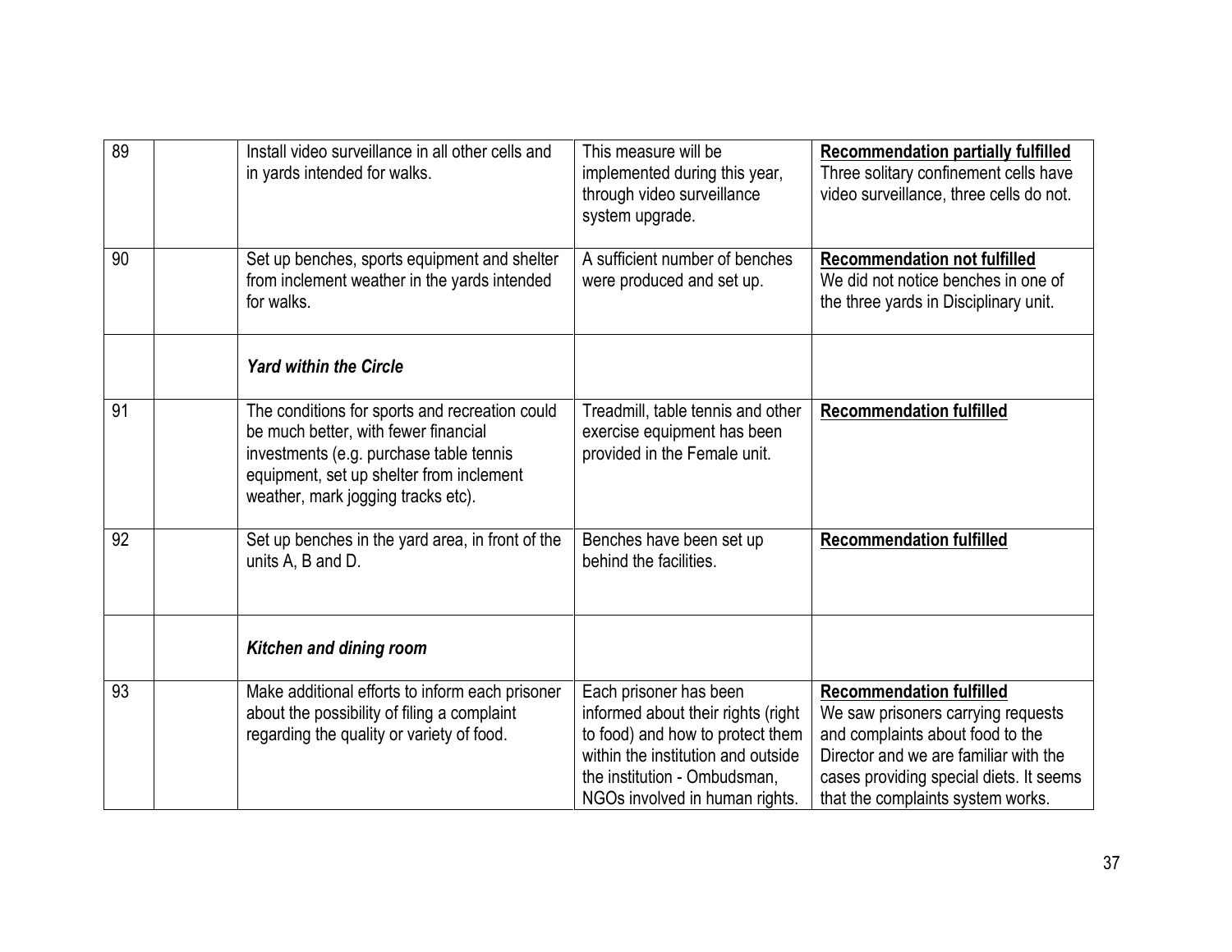| | | | | |
|---|---|---|---|---|
| 89 | | Install video surveillance in all other cells and in yards intended for walks. | This measure will be implemented during this year, through video surveillance system upgrade. | **Recommendation partially fulfilled** Three solitary confinement cells have video surveillance, three cells do not. |
| 90 | | Set up benches, sports equipment and shelter from inclement weather in the yards intended for walks. | A sufficient number of benches were produced and set up. | **Recommendation not fulfilled** We did not notice benches in one of the three yards in Disciplinary unit. |
| | | ***Yard within the Circle*** | | |
| 91 | | The conditions for sports and recreation could be much better, with fewer financial investments (e.g. purchase table tennis equipment, set up shelter from inclement weather, mark jogging tracks etc). | Treadmill, table tennis and other exercise equipment has been provided in the Female unit. | **Recommendation fulfilled** |
| 92 | | Set up benches in the yard area, in front of the units A, B and D. | Benches have been set up behind the facilities. | **Recommendation fulfilled** |
| | | ***Kitchen and dining room*** | | |
| 93 | | Make additional efforts to inform each prisoner about the possibility of filing a complaint regarding the quality or variety of food. | Each prisoner has been informed about their rights (right to food) and how to protect them within the institution and outside the institution - Ombudsman, NGOs involved in human rights. | **Recommendation fulfilled** We saw prisoners carrying requests and complaints about food to the Director and we are familiar with the cases providing special diets. It seems that the complaints system works. |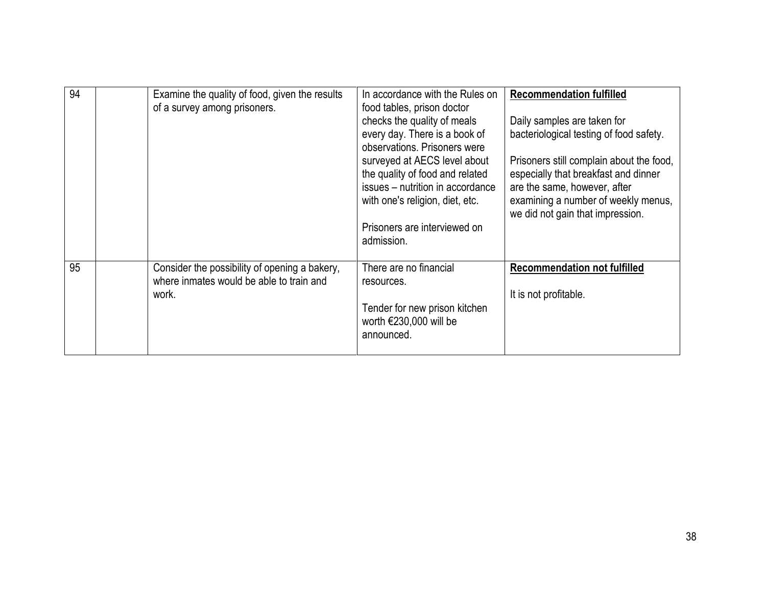| | | | | |
|---|---|---|---|---|
| 94 | | Examine the quality of food, given the results of a survey among prisoners. | In accordance with the Rules on food tables, prison doctor checks the quality of meals every day. There is a book of observations. Prisoners were surveyed at AECS level about the quality of food and related issues – nutrition in accordance with one's religion, diet, etc.<br><br>Prisoners are interviewed on admission. | **Recommendation fulfilled**<br><br>Daily samples are taken for bacteriological testing of food safety.<br><br>Prisoners still complain about the food, especially that breakfast and dinner are the same, however, after examining a number of weekly menus, we did not gain that impression. |
| 95 | | Consider the possibility of opening a bakery, where inmates would be able to train and work. | There are no financial resources.<br><br>Tender for new prison kitchen worth €230,000 will be announced. | **Recommendation not fulfilled**<br><br>It is not profitable. |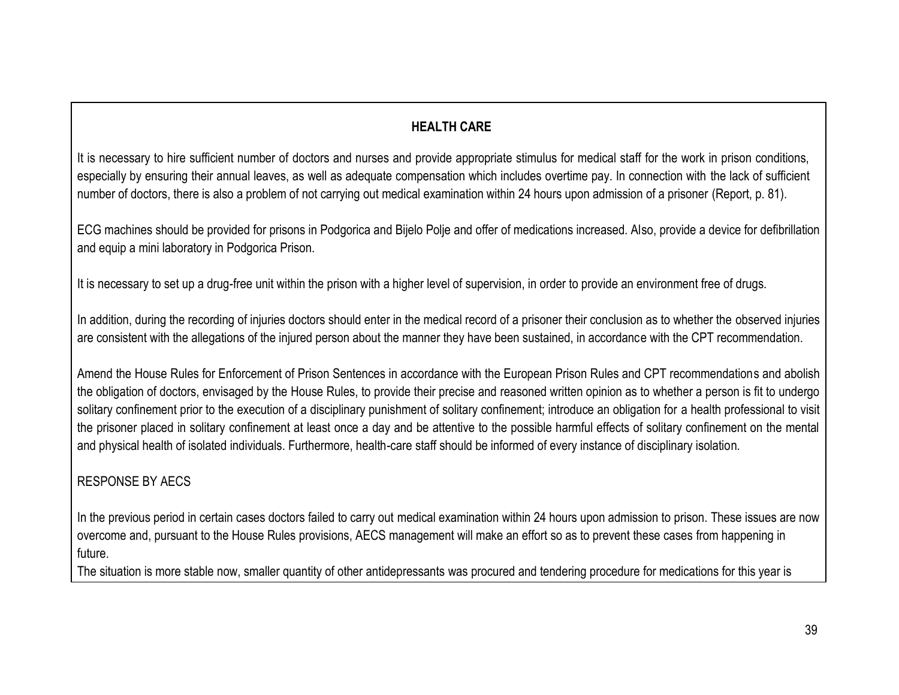**HEALTH CARE**

It is necessary to hire sufficient number of doctors and nurses and provide appropriate stimulus for medical staff for the work in prison conditions, especially by ensuring their annual leaves, as well as adequate compensation which includes overtime pay. In connection with the lack of sufficient number of doctors, there is also a problem of not carrying out medical examination within 24 hours upon admission of a prisoner (Report, p. 81).

ECG machines should be provided for prisons in Podgorica and Bijelo Polje and offer of medications increased. Also, provide a device for defibrillation and equip a mini laboratory in Podgorica Prison.

It is necessary to set up a drug-free unit within the prison with a higher level of supervision, in order to provide an environment free of drugs.

In addition, during the recording of injuries doctors should enter in the medical record of a prisoner their conclusion as to whether the observed injuries are consistent with the allegations of the injured person about the manner they have been sustained, in accordance with the CPT recommendation.

Amend the House Rules for Enforcement of Prison Sentences in accordance with the European Prison Rules and CPT recommendations and abolish the obligation of doctors, envisaged by the House Rules, to provide their precise and reasoned written opinion as to whether a person is fit to undergo solitary confinement prior to the execution of a disciplinary punishment of solitary confinement; introduce an obligation for a health professional to visit the prisoner placed in solitary confinement at least once a day and be attentive to the possible harmful effects of solitary confinement on the mental and physical health of isolated individuals. Furthermore, health-care staff should be informed of every instance of disciplinary isolation.

RESPONSE BY AECS

In the previous period in certain cases doctors failed to carry out medical examination within 24 hours upon admission to prison. These issues are now overcome and, pursuant to the House Rules provisions, AECS management will make an effort so as to prevent these cases from happening in future.

The situation is more stable now, smaller quantity of other antidepressants was procured and tendering procedure for medications for this year is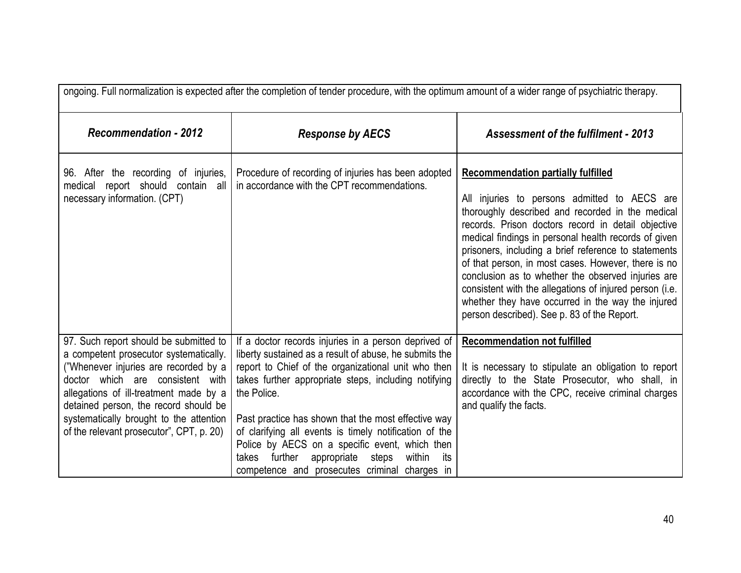ongoing. Full normalization is expected after the completion of tender procedure, with the optimum amount of a wider range of psychiatric therapy.

| *Recommendation - 2012* | *Response by AECS* | *Assessment of the fulfilment - 2013* |
|---|---|---|
| 96. After the recording of injuries, medical report should contain all necessary information. (CPT) | Procedure of recording of injuries has been adopted in accordance with the CPT recommendations. | **Recommendation partially fulfilled**<br><br>All injuries to persons admitted to AECS are thoroughly described and recorded in the medical records. Prison doctors record in detail objective medical findings in personal health records of given prisoners, including a brief reference to statements of that person, in most cases. However, there is no conclusion as to whether the observed injuries are consistent with the allegations of injured person (i.e. whether they have occurred in the way the injured person described). See p. 83 of the Report. |
| 97. Such report should be submitted to a competent prosecutor systematically. ("Whenever injuries are recorded by a doctor which are consistent with allegations of ill-treatment made by a detained person, the record should be systematically brought to the attention of the relevant prosecutor", CPT, p. 20) | If a doctor records injuries in a person deprived of liberty sustained as a result of abuse, he submits the report to Chief of the organizational unit who then takes further appropriate steps, including notifying the Police.<br><br>Past practice has shown that the most effective way of clarifying all events is timely notification of the Police by AECS on a specific event, which then takes further appropriate steps within its competence and prosecutes criminal charges in | **Recommendation not fulfilled**<br><br>It is necessary to stipulate an obligation to report directly to the State Prosecutor, who shall, in accordance with the CPC, receive criminal charges and qualify the facts. |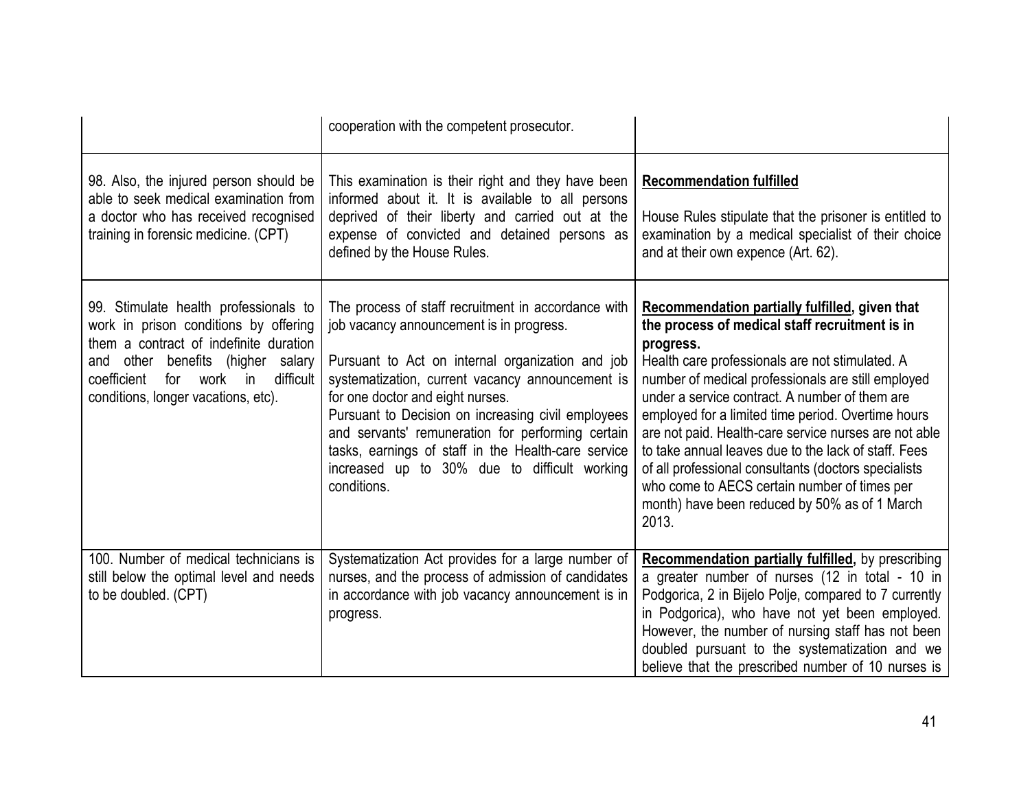| | | |
|---|---|---|
| | cooperation with the competent prosecutor. | |
| 98. Also, the injured person should be able to seek medical examination from a doctor who has received recognised training in forensic medicine. (CPT) | This examination is their right and they have been informed about it. It is available to all persons deprived of their liberty and carried out at the expense of convicted and detained persons as defined by the House Rules. | **Recommendation fulfilled**<br><br>House Rules stipulate that the prisoner is entitled to examination by a medical specialist of their choice and at their own expence (Art. 62). |
| 99. Stimulate health professionals to work in prison conditions by offering them a contract of indefinite duration and other benefits (higher salary coefficient for work in difficult conditions, longer vacations, etc). | The process of staff recruitment in accordance with job vacancy announcement is in progress.<br><br>Pursuant to Act on internal organization and job systematization, current vacancy announcement is for one doctor and eight nurses.<br>Pursuant to Decision on increasing civil employees and servants' remuneration for performing certain tasks, earnings of staff in the Health-care service increased up to 30% due to difficult working conditions. | **Recommendation partially fulfilled, given that the process of medical staff recruitment is in progress.**<br>Health care professionals are not stimulated. A number of medical professionals are still employed under a service contract. A number of them are employed for a limited time period. Overtime hours are not paid. Health-care service nurses are not able to take annual leaves due to the lack of staff. Fees of all professional consultants (doctors specialists who come to AECS certain number of times per month) have been reduced by 50% as of 1 March 2013. |
| 100. Number of medical technicians is still below the optimal level and needs to be doubled. (CPT) | Systematization Act provides for a large number of nurses, and the process of admission of candidates in accordance with job vacancy announcement is in progress. | **Recommendation partially fulfilled,** by prescribing a greater number of nurses (12 in total - 10 in Podgorica, 2 in Bijelo Polje, compared to 7 currently in Podgorica), who have not yet been employed. However, the number of nursing staff has not been doubled pursuant to the systematization and we believe that the prescribed number of 10 nurses is |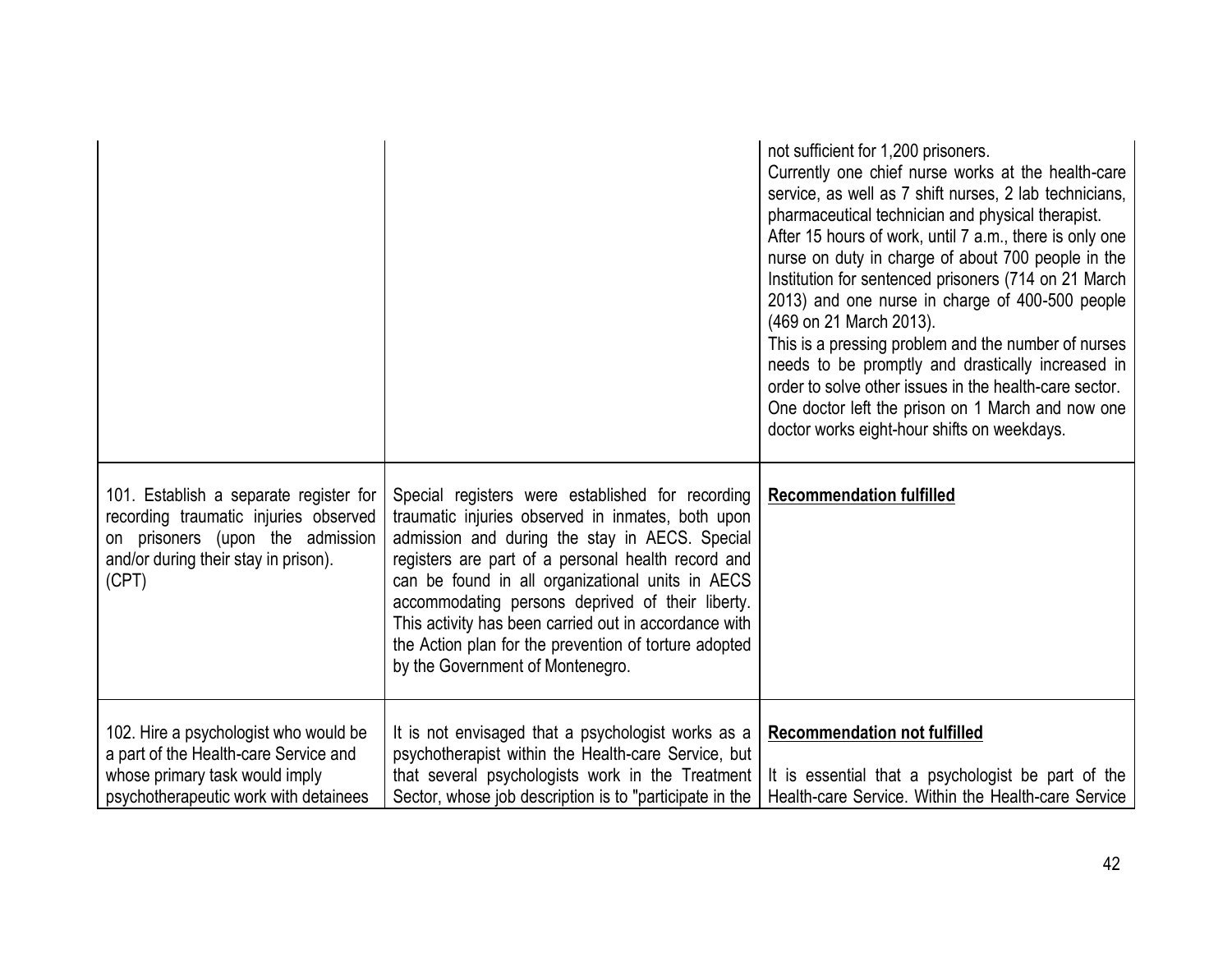| | | |
|---|---|---|
| | | not sufficient for 1,200 prisoners.<br>Currently one chief nurse works at the health-care service, as well as 7 shift nurses, 2 lab technicians, pharmaceutical technician and physical therapist.<br>After 15 hours of work, until 7 a.m., there is only one nurse on duty in charge of about 700 people in the Institution for sentenced prisoners (714 on 21 March 2013) and one nurse in charge of 400-500 people (469 on 21 March 2013).<br>This is a pressing problem and the number of nurses needs to be promptly and drastically increased in order to solve other issues in the health-care sector.<br>One doctor left the prison on 1 March and now one doctor works eight-hour shifts on weekdays. |
| 101. Establish a separate register for recording traumatic injuries observed on prisoners (upon the admission and/or during their stay in prison). (CPT) | Special registers were established for recording traumatic injuries observed in inmates, both upon admission and during the stay in AECS. Special registers are part of a personal health record and can be found in all organizational units in AECS accommodating persons deprived of their liberty. This activity has been carried out in accordance with the Action plan for the prevention of torture adopted by the Government of Montenegro. | **Recommendation fulfilled** |
| 102. Hire a psychologist who would be a part of the Health-care Service and whose primary task would imply psychotherapeutic work with detainees | It is not envisaged that a psychologist works as a psychotherapist within the Health-care Service, but that several psychologists work in the Treatment Sector, whose job description is to "participate in the | **Recommendation not fulfilled**<br><br>It is essential that a psychologist be part of the Health-care Service. Within the Health-care Service |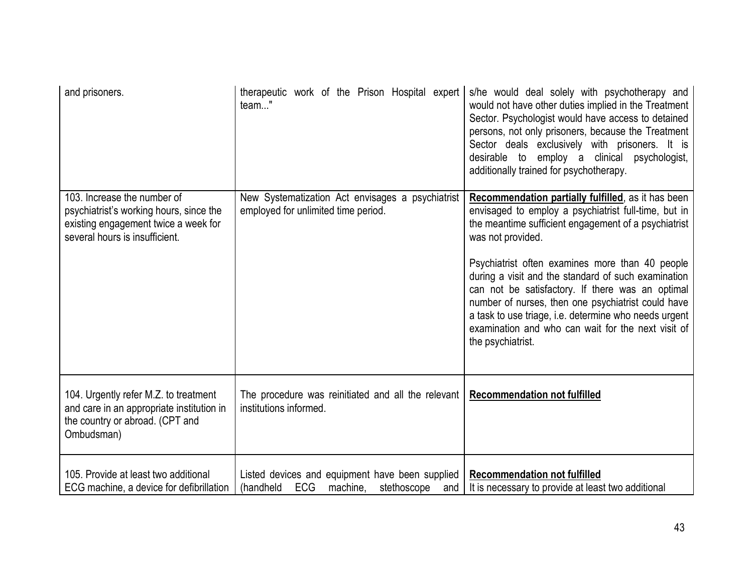| | | |
|---|---|---|
| and prisoners. | therapeutic work of the Prison Hospital expert team..." | s/he would deal solely with psychotherapy and would not have other duties implied in the Treatment Sector. Psychologist would have access to detained persons, not only prisoners, because the Treatment Sector deals exclusively with prisoners. It is desirable to employ a clinical psychologist, additionally trained for psychotherapy. |
| 103. Increase the number of psychiatrist's working hours, since the existing engagement twice a week for several hours is insufficient. | New Systematization Act envisages a psychiatrist employed for unlimited time period. | **<u>Recommendation partially fulfilled</u>**, as it has been envisaged to employ a psychiatrist full-time, but in the meantime sufficient engagement of a psychiatrist was not provided.<br><br>Psychiatrist often examines more than 40 people during a visit and the standard of such examination can not be satisfactory. If there was an optimal number of nurses, then one psychiatrist could have a task to use triage, i.e. determine who needs urgent examination and who can wait for the next visit of the psychiatrist. |
| 104. Urgently refer M.Z. to treatment and care in an appropriate institution in the country or abroad. (CPT and Ombudsman) | The procedure was reinitiated and all the relevant institutions informed. | **<u>Recommendation not fulfilled</u>** |
| 105. Provide at least two additional ECG machine, a device for defibrillation | Listed devices and equipment have been supplied (handheld ECG machine, stethoscope and | **<u>Recommendation not fulfilled</u>**<br>It is necessary to provide at least two additional |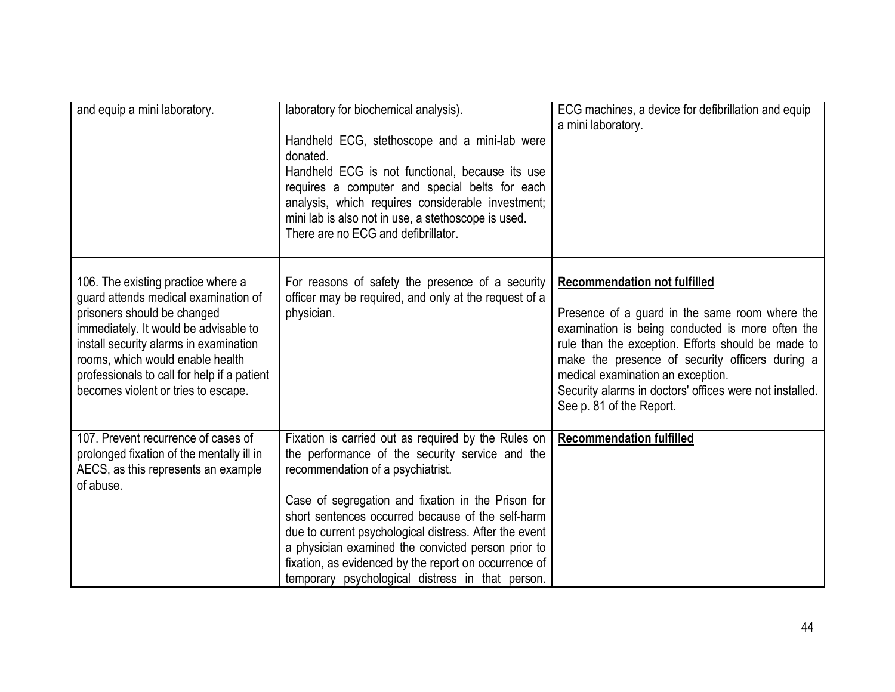| | | |
|---|---|---|
| and equip a mini laboratory. | laboratory for biochemical analysis).<br><br>Handheld ECG, stethoscope and a mini-lab were donated.<br>Handheld ECG is not functional, because its use requires a computer and special belts for each analysis, which requires considerable investment; mini lab is also not in use, a stethoscope is used.<br>There are no ECG and defibrillator. | ECG machines, a device for defibrillation and equip a mini laboratory. |
| 106. The existing practice where a guard attends medical examination of prisoners should be changed immediately. It would be advisable to install security alarms in examination rooms, which would enable health professionals to call for help if a patient becomes violent or tries to escape. | For reasons of safety the presence of a security officer may be required, and only at the request of a physician. | **Recommendation not fulfilled**<br><br>Presence of a guard in the same room where the examination is being conducted is more often the rule than the exception. Efforts should be made to make the presence of security officers during a medical examination an exception.<br>Security alarms in doctors' offices were not installed. See p. 81 of the Report. |
| 107. Prevent recurrence of cases of prolonged fixation of the mentally ill in AECS, as this represents an example of abuse. | Fixation is carried out as required by the Rules on the performance of the security service and the recommendation of a psychiatrist.<br><br>Case of segregation and fixation in the Prison for short sentences occurred because of the self-harm due to current psychological distress. After the event a physician examined the convicted person prior to fixation, as evidenced by the report on occurrence of temporary psychological distress in that person. | **Recommendation fulfilled** |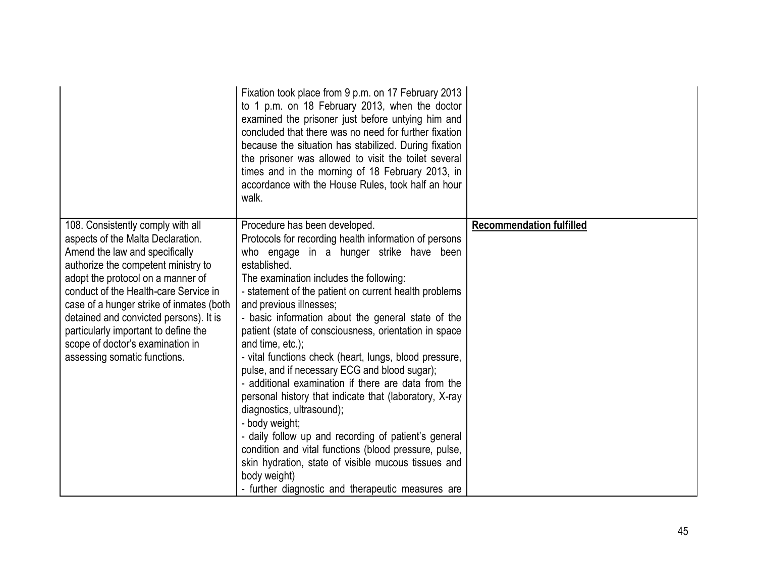| | | |
|---|---|---|
| | Fixation took place from 9 p.m. on 17 February 2013 to 1 p.m. on 18 February 2013, when the doctor examined the prisoner just before untying him and concluded that there was no need for further fixation because the situation has stabilized. During fixation the prisoner was allowed to visit the toilet several times and in the morning of 18 February 2013, in accordance with the House Rules, took half an hour walk. | |
| 108. Consistently comply with all aspects of the Malta Declaration. Amend the law and specifically authorize the competent ministry to adopt the protocol on a manner of conduct of the Health-care Service in case of a hunger strike of inmates (both detained and convicted persons). It is particularly important to define the scope of doctor's examination in assessing somatic functions. | Procedure has been developed.<br>Protocols for recording health information of persons who engage in a hunger strike have been established.<br>The examination includes the following:<br>- statement of the patient on current health problems and previous illnesses;<br>- basic information about the general state of the patient (state of consciousness, orientation in space and time, etc.);<br>- vital functions check (heart, lungs, blood pressure, pulse, and if necessary ECG and blood sugar);<br>- additional examination if there are data from the personal history that indicate that (laboratory, X-ray diagnostics, ultrasound);<br>- body weight;<br>- daily follow up and recording of patient's general condition and vital functions (blood pressure, pulse, skin hydration, state of visible mucous tissues and body weight)<br>- further diagnostic and therapeutic measures are | **Recommendation fulfilled** |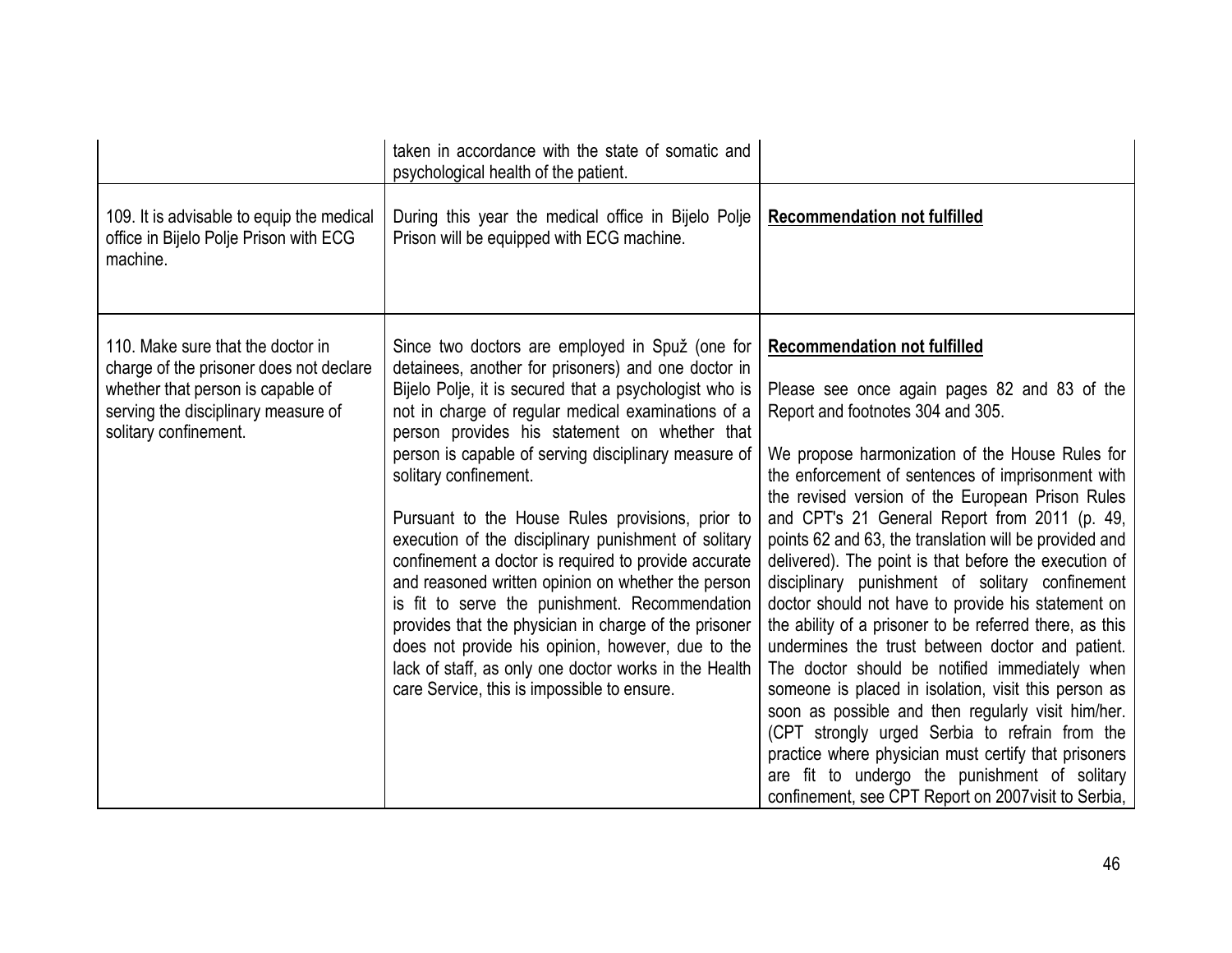| | | |
|---|---|---|
| | taken in accordance with the state of somatic and psychological health of the patient. | |
| 109. It is advisable to equip the medical office in Bijelo Polje Prison with ECG machine. | During this year the medical office in Bijelo Polje Prison will be equipped with ECG machine. | **Recommendation not fulfilled** |
| 110. Make sure that the doctor in charge of the prisoner does not declare whether that person is capable of serving the disciplinary measure of solitary confinement. | Since two doctors are employed in Spuž (one for detainees, another for prisoners) and one doctor in Bijelo Polje, it is secured that a psychologist who is not in charge of regular medical examinations of a person provides his statement on whether that person is capable of serving disciplinary measure of solitary confinement.<br><br>Pursuant to the House Rules provisions, prior to execution of the disciplinary punishment of solitary confinement a doctor is required to provide accurate and reasoned written opinion on whether the person is fit to serve the punishment. Recommendation provides that the physician in charge of the prisoner does not provide his opinion, however, due to the lack of staff, as only one doctor works in the Health care Service, this is impossible to ensure. | **Recommendation not fulfilled**<br><br>Please see once again pages 82 and 83 of the Report and footnotes 304 and 305.<br><br>We propose harmonization of the House Rules for the enforcement of sentences of imprisonment with the revised version of the European Prison Rules and CPT's 21 General Report from 2011 (p. 49, points 62 and 63, the translation will be provided and delivered). The point is that before the execution of disciplinary punishment of solitary confinement doctor should not have to provide his statement on the ability of a prisoner to be referred there, as this undermines the trust between doctor and patient. The doctor should be notified immediately when someone is placed in isolation, visit this person as soon as possible and then regularly visit him/her. (CPT strongly urged Serbia to refrain from the practice where physician must certify that prisoners are fit to undergo the punishment of solitary confinement, see CPT Report on 2007visit to Serbia, |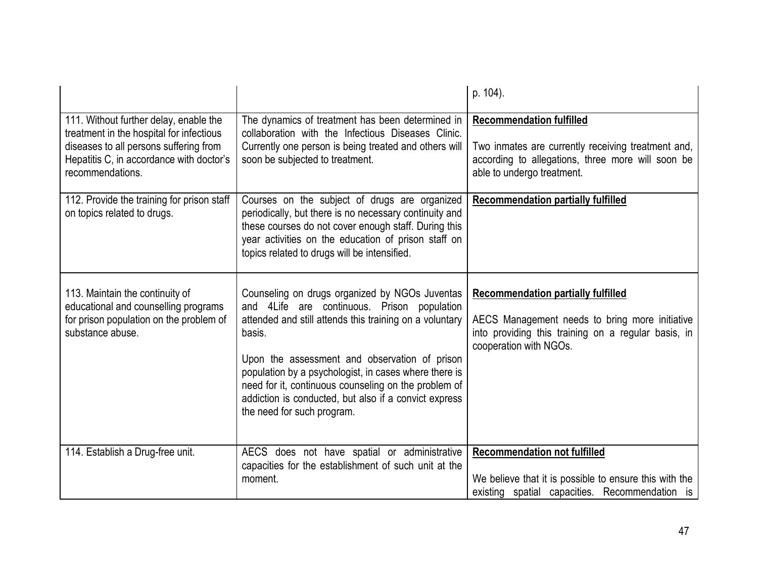| | | p. 104). |
|---|---|---|
| 111. Without further delay, enable the treatment in the hospital for infectious diseases to all persons suffering from Hepatitis C, in accordance with doctor's recommendations. | The dynamics of treatment has been determined in collaboration with the Infectious Diseases Clinic. Currently one person is being treated and others will soon be subjected to treatment. | **Recommendation fulfilled**<br><br>Two inmates are currently receiving treatment and, according to allegations, three more will soon be able to undergo treatment. |
| 112. Provide the training for prison staff on topics related to drugs. | Courses on the subject of drugs are organized periodically, but there is no necessary continuity and these courses do not cover enough staff. During this year activities on the education of prison staff on topics related to drugs will be intensified. | **Recommendation partially fulfilled** |
| 113. Maintain the continuity of educational and counselling programs for prison population on the problem of substance abuse. | Counseling on drugs organized by NGOs Juventas and 4Life are continuous. Prison population attended and still attends this training on a voluntary basis.<br><br>Upon the assessment and observation of prison population by a psychologist, in cases where there is need for it, continuous counseling on the problem of addiction is conducted, but also if a convict express the need for such program. | **Recommendation partially fulfilled**<br><br>AECS Management needs to bring more initiative into providing this training on a regular basis, in cooperation with NGOs. |
| 114. Establish a Drug-free unit. | AECS does not have spatial or administrative capacities for the establishment of such unit at the moment. | **Recommendation not fulfilled**<br><br>We believe that it is possible to ensure this with the existing spatial capacities. Recommendation is |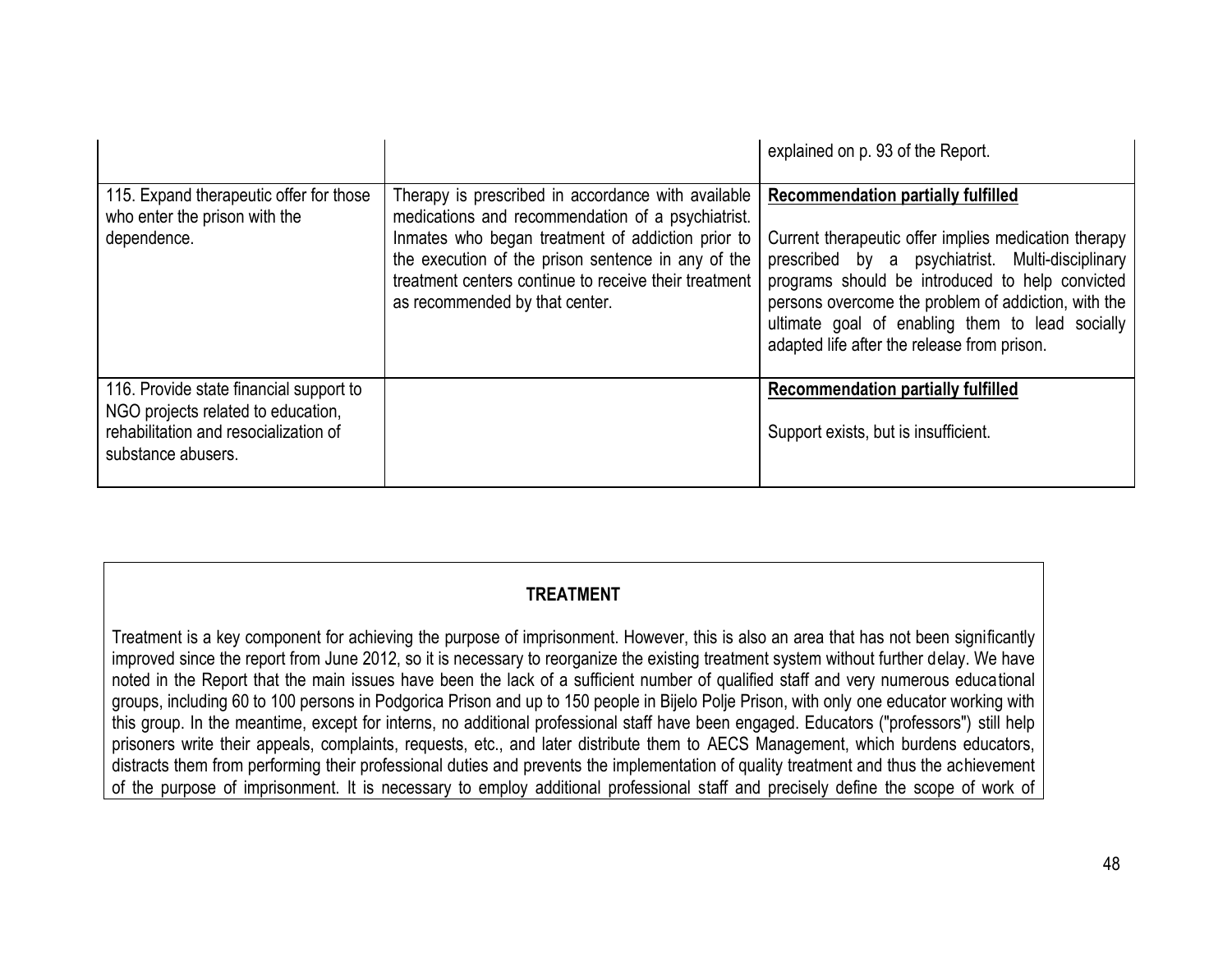| | | |
|---|---|---|
| | | explained on p. 93 of the Report. |
| 115. Expand therapeutic offer for those who enter the prison with the dependence. | Therapy is prescribed in accordance with available medications and recommendation of a psychiatrist. Inmates who began treatment of addiction prior to the execution of the prison sentence in any of the treatment centers continue to receive their treatment as recommended by that center. | **Recommendation partially fulfilled**<br><br>Current therapeutic offer implies medication therapy prescribed by a psychiatrist. Multi-disciplinary programs should be introduced to help convicted persons overcome the problem of addiction, with the ultimate goal of enabling them to lead socially adapted life after the release from prison. |
| 116. Provide state financial support to NGO projects related to education, rehabilitation and resocialization of substance abusers. | | **Recommendation partially fulfilled**<br><br>Support exists, but is insufficient. |

**TREATMENT**

Treatment is a key component for achieving the purpose of imprisonment. However, this is also an area that has not been significantly improved since the report from June 2012, so it is necessary to reorganize the existing treatment system without further delay. We have noted in the Report that the main issues have been the lack of a sufficient number of qualified staff and very numerous educational groups, including 60 to 100 persons in Podgorica Prison and up to 150 people in Bijelo Polje Prison, with only one educator working with this group. In the meantime, except for interns, no additional professional staff have been engaged. Educators ("professors") still help prisoners write their appeals, complaints, requests, etc., and later distribute them to AECS Management, which burdens educators, distracts them from performing their professional duties and prevents the implementation of quality treatment and thus the achievement of the purpose of imprisonment. It is necessary to employ additional professional staff and precisely define the scope of work of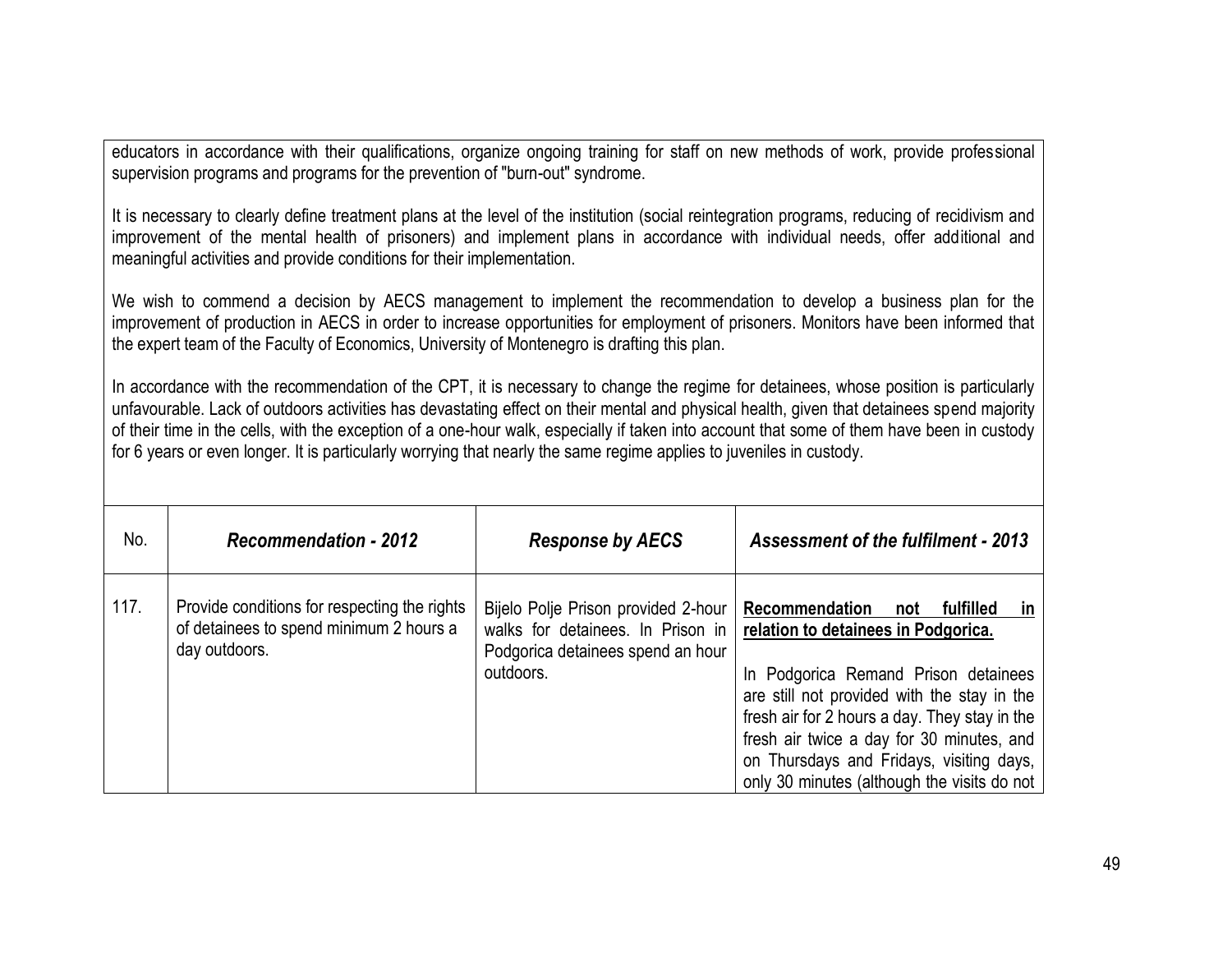educators in accordance with their qualifications, organize ongoing training for staff on new methods of work, provide professional supervision programs and programs for the prevention of "burn-out" syndrome.

It is necessary to clearly define treatment plans at the level of the institution (social reintegration programs, reducing of recidivism and improvement of the mental health of prisoners) and implement plans in accordance with individual needs, offer additional and meaningful activities and provide conditions for their implementation.

We wish to commend a decision by AECS management to implement the recommendation to develop a business plan for the improvement of production in AECS in order to increase opportunities for employment of prisoners. Monitors have been informed that the expert team of the Faculty of Economics, University of Montenegro is drafting this plan.

In accordance with the recommendation of the CPT, it is necessary to change the regime for detainees, whose position is particularly unfavourable. Lack of outdoors activities has devastating effect on their mental and physical health, given that detainees spend majority of their time in the cells, with the exception of a one-hour walk, especially if taken into account that some of them have been in custody for 6 years or even longer. It is particularly worrying that nearly the same regime applies to juveniles in custody.

| No. | *Recommendation - 2012* | *Response by AECS* | *Assessment of the fulfilment - 2013* |
|---|---|---|---|
| 117. | Provide conditions for respecting the rights of detainees to spend minimum 2 hours a day outdoors. | Bijelo Polje Prison provided 2-hour walks for detainees. In Prison in Podgorica detainees spend an hour outdoors. | **Recommendation not fulfilled in relation to detainees in Podgorica.**<br><br>In Podgorica Remand Prison detainees are still not provided with the stay in the fresh air for 2 hours a day. They stay in the fresh air twice a day for 30 minutes, and on Thursdays and Fridays, visiting days, only 30 minutes (although the visits do not |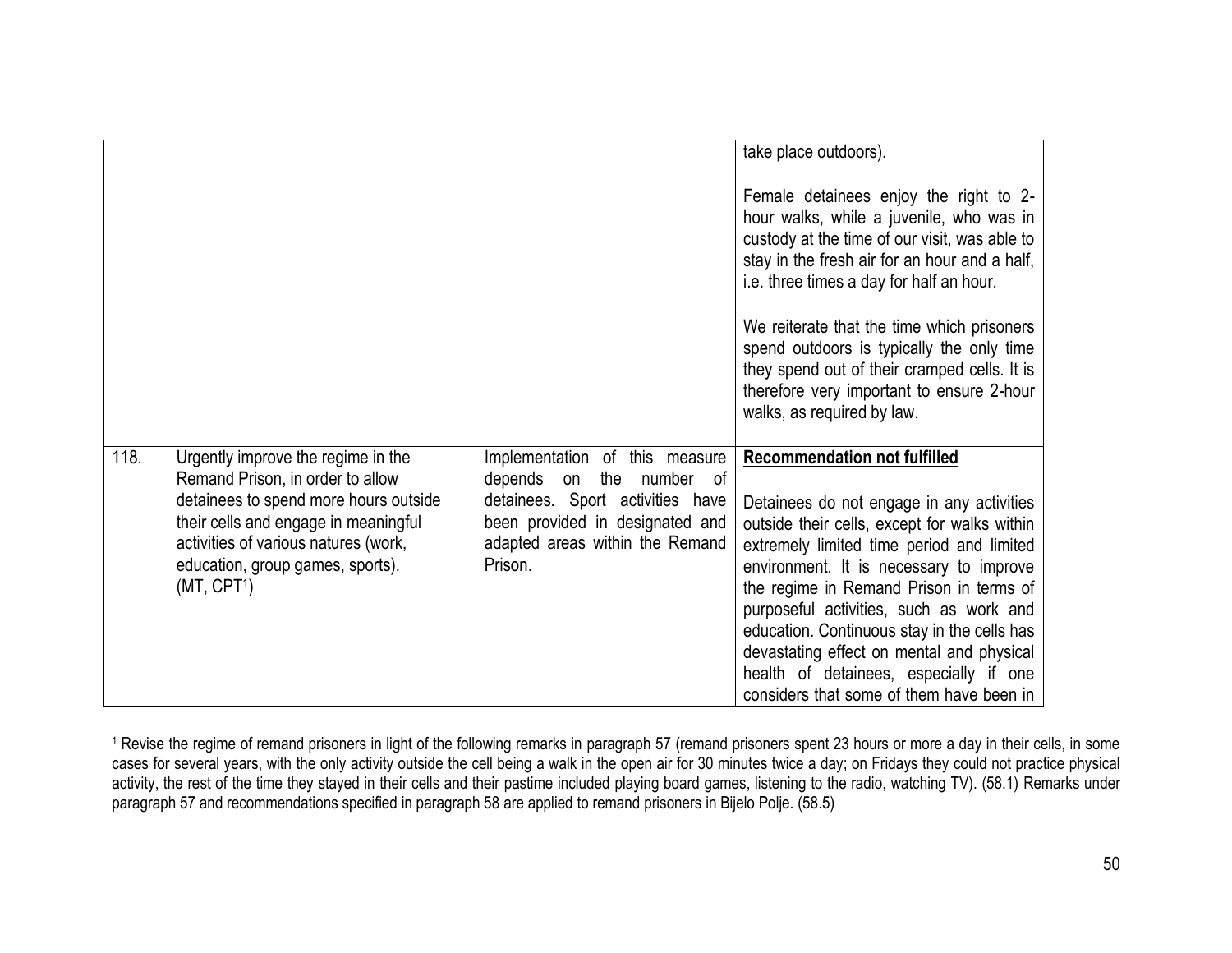| | | | |
|---|---|---|---|
| | | | take place outdoors).<br><br>Female detainees enjoy the right to 2-hour walks, while a juvenile, who was in custody at the time of our visit, was able to stay in the fresh air for an hour and a half, i.e. three times a day for half an hour.<br><br>We reiterate that the time which prisoners spend outdoors is typically the only time they spend out of their cramped cells. It is therefore very important to ensure 2-hour walks, as required by law. |
| 118. | Urgently improve the regime in the Remand Prison, in order to allow detainees to spend more hours outside their cells and engage in meaningful activities of various natures (work, education, group games, sports). (MT, CPT[1]) | Implementation of this measure depends on the number of detainees. Sport activities have been provided in designated and adapted areas within the Remand Prison. | **Recommendation not fulfilled**<br><br>Detainees do not engage in any activities outside their cells, except for walks within extremely limited time period and limited environment. It is necessary to improve the regime in Remand Prison in terms of purposeful activities, such as work and education. Continuous stay in the cells has devastating effect on mental and physical health of detainees, especially if one considers that some of them have been in |

[1] Revise the regime of remand prisoners in light of the following remarks in paragraph 57 (remand prisoners spent 23 hours or more a day in their cells, in some cases for several years, with the only activity outside the cell being a walk in the open air for 30 minutes twice a day; on Fridays they could not practice physical activity, the rest of the time they stayed in their cells and their pastime included playing board games, listening to the radio, watching TV). (58.1) Remarks under paragraph 57 and recommendations specified in paragraph 58 are applied to remand prisoners in Bijelo Polje. (58.5)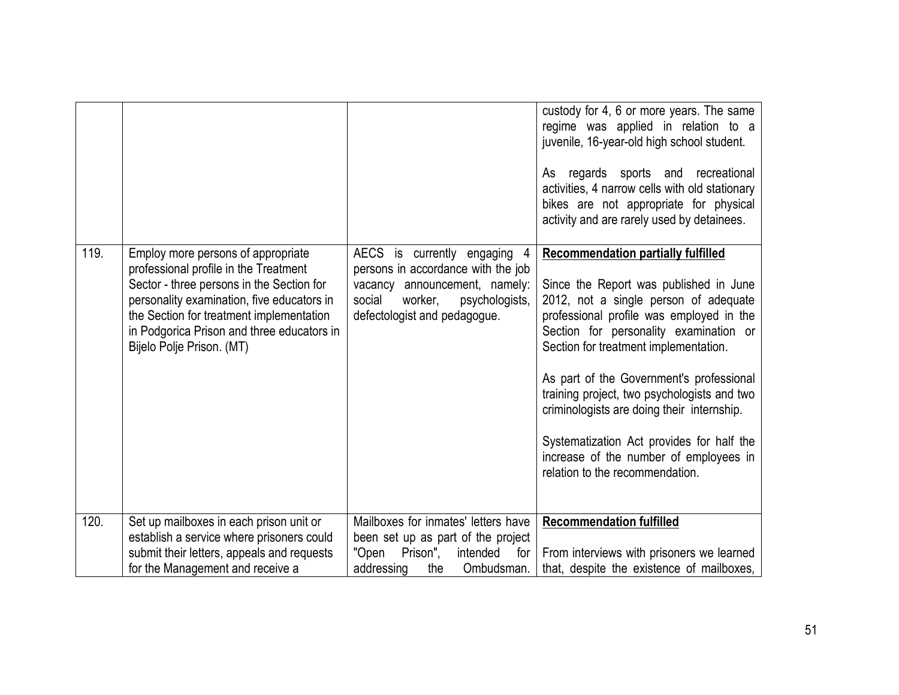| | | | |
|---|---|---|---|
| | | | custody for 4, 6 or more years. The same regime was applied in relation to a juvenile, 16-year-old high school student.<br><br>As regards sports and recreational activities, 4 narrow cells with old stationary bikes are not appropriate for physical activity and are rarely used by detainees. |
| 119. | Employ more persons of appropriate professional profile in the Treatment Sector - three persons in the Section for personality examination, five educators in the Section for treatment implementation in Podgorica Prison and three educators in Bijelo Polje Prison. (MT) | AECS is currently engaging 4 persons in accordance with the job vacancy announcement, namely: social worker, psychologists, defectologist and pedagogue. | **Recommendation partially fulfilled**<br><br>Since the Report was published in June 2012, not a single person of adequate professional profile was employed in the Section for personality examination or Section for treatment implementation.<br><br>As part of the Government's professional training project, two psychologists and two criminologists are doing their internship.<br><br>Systematization Act provides for half the increase of the number of employees in relation to the recommendation. |
| 120. | Set up mailboxes in each prison unit or establish a service where prisoners could submit their letters, appeals and requests for the Management and receive a | Mailboxes for inmates' letters have been set up as part of the project "Open Prison", intended for addressing the Ombudsman. | **Recommendation fulfilled**<br><br>From interviews with prisoners we learned that, despite the existence of mailboxes, |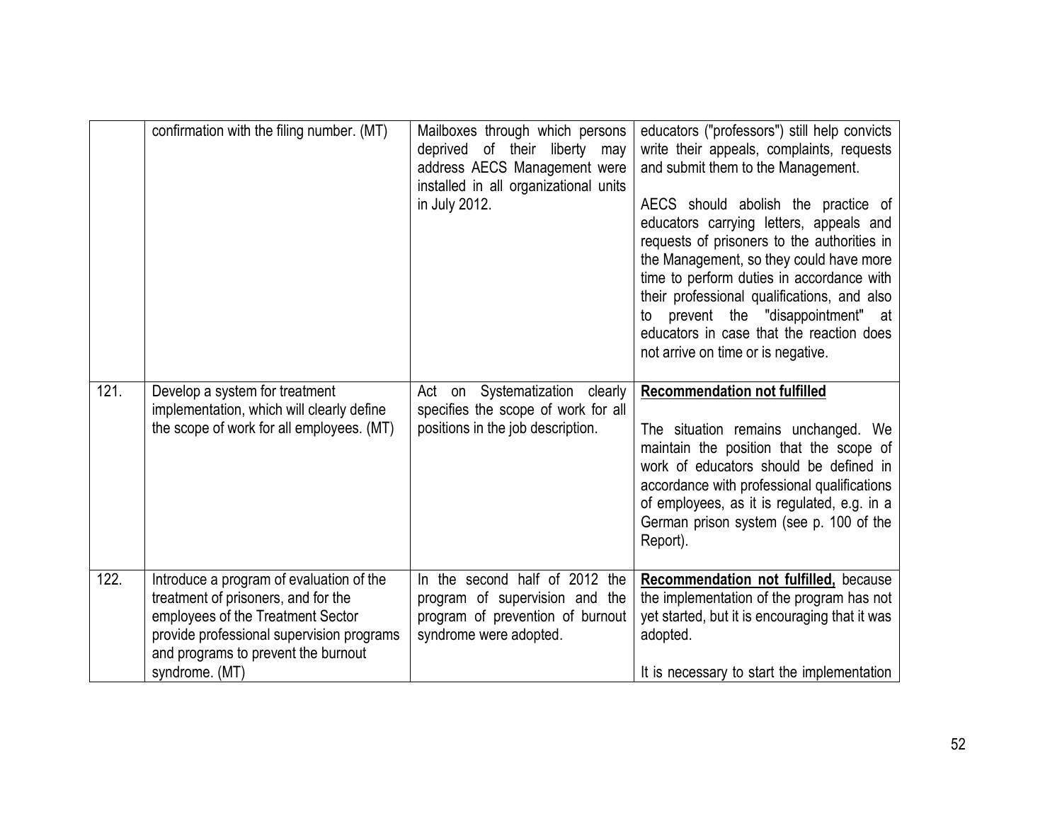| | | | |
|---|---|---|---|
| | confirmation with the filing number. (MT) | Mailboxes through which persons deprived of their liberty may address AECS Management were installed in all organizational units in July 2012. | educators ("professors") still help convicts write their appeals, complaints, requests and submit them to the Management.<br><br>AECS should abolish the practice of educators carrying letters, appeals and requests of prisoners to the authorities in the Management, so they could have more time to perform duties in accordance with their professional qualifications, and also to prevent the "disappointment" at educators in case that the reaction does not arrive on time or is negative. |
| 121. | Develop a system for treatment implementation, which will clearly define the scope of work for all employees. (MT) | Act on Systematization clearly specifies the scope of work for all positions in the job description. | **Recommendation not fulfilled**<br><br>The situation remains unchanged. We maintain the position that the scope of work of educators should be defined in accordance with professional qualifications of employees, as it is regulated, e.g. in a German prison system (see p. 100 of the Report). |
| 122. | Introduce a program of evaluation of the treatment of prisoners, and for the employees of the Treatment Sector provide professional supervision programs and programs to prevent the burnout syndrome. (MT) | In the second half of 2012 the program of supervision and the program of prevention of burnout syndrome were adopted. | **Recommendation not fulfilled,** because the implementation of the program has not yet started, but it is encouraging that it was adopted.<br><br>It is necessary to start the implementation |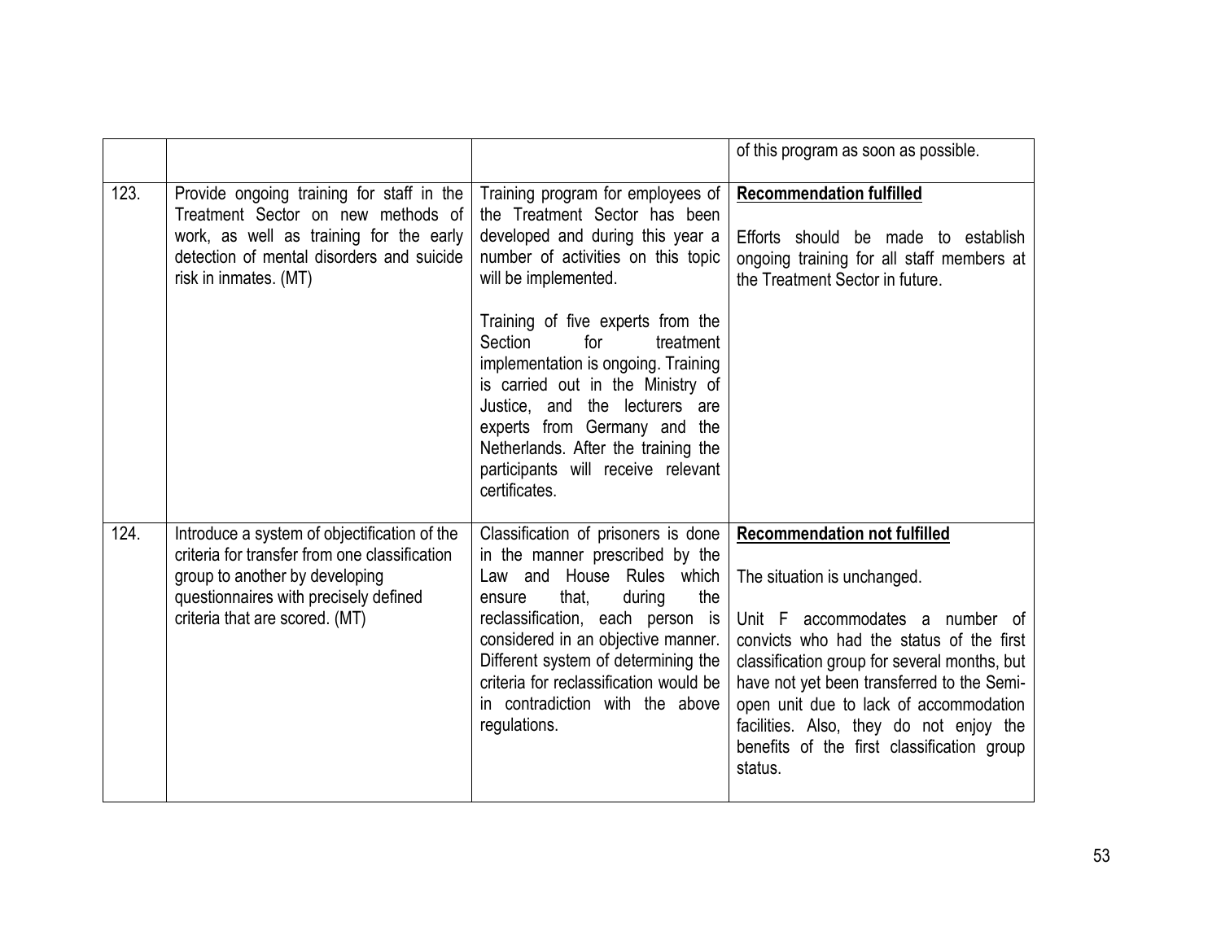| | | | |
|---|---|---|---|
| | | | of this program as soon as possible. |
| 123. | Provide ongoing training for staff in the Treatment Sector on new methods of work, as well as training for the early detection of mental disorders and suicide risk in inmates. (MT) | Training program for employees of the Treatment Sector has been developed and during this year a number of activities on this topic will be implemented.<br><br>Training of five experts from the Section for treatment implementation is ongoing. Training is carried out in the Ministry of Justice, and the lecturers are experts from Germany and the Netherlands. After the training the participants will receive relevant certificates. | **Recommendation fulfilled**<br><br>Efforts should be made to establish ongoing training for all staff members at the Treatment Sector in future. |
| 124. | Introduce a system of objectification of the criteria for transfer from one classification group to another by developing questionnaires with precisely defined criteria that are scored. (MT) | Classification of prisoners is done in the manner prescribed by the Law and House Rules which ensure that, during the reclassification, each person is considered in an objective manner. Different system of determining the criteria for reclassification would be in contradiction with the above regulations. | **Recommendation not fulfilled**<br><br>The situation is unchanged.<br><br>Unit F accommodates a number of convicts who had the status of the first classification group for several months, but have not yet been transferred to the Semi-open unit due to lack of accommodation facilities. Also, they do not enjoy the benefits of the first classification group status. |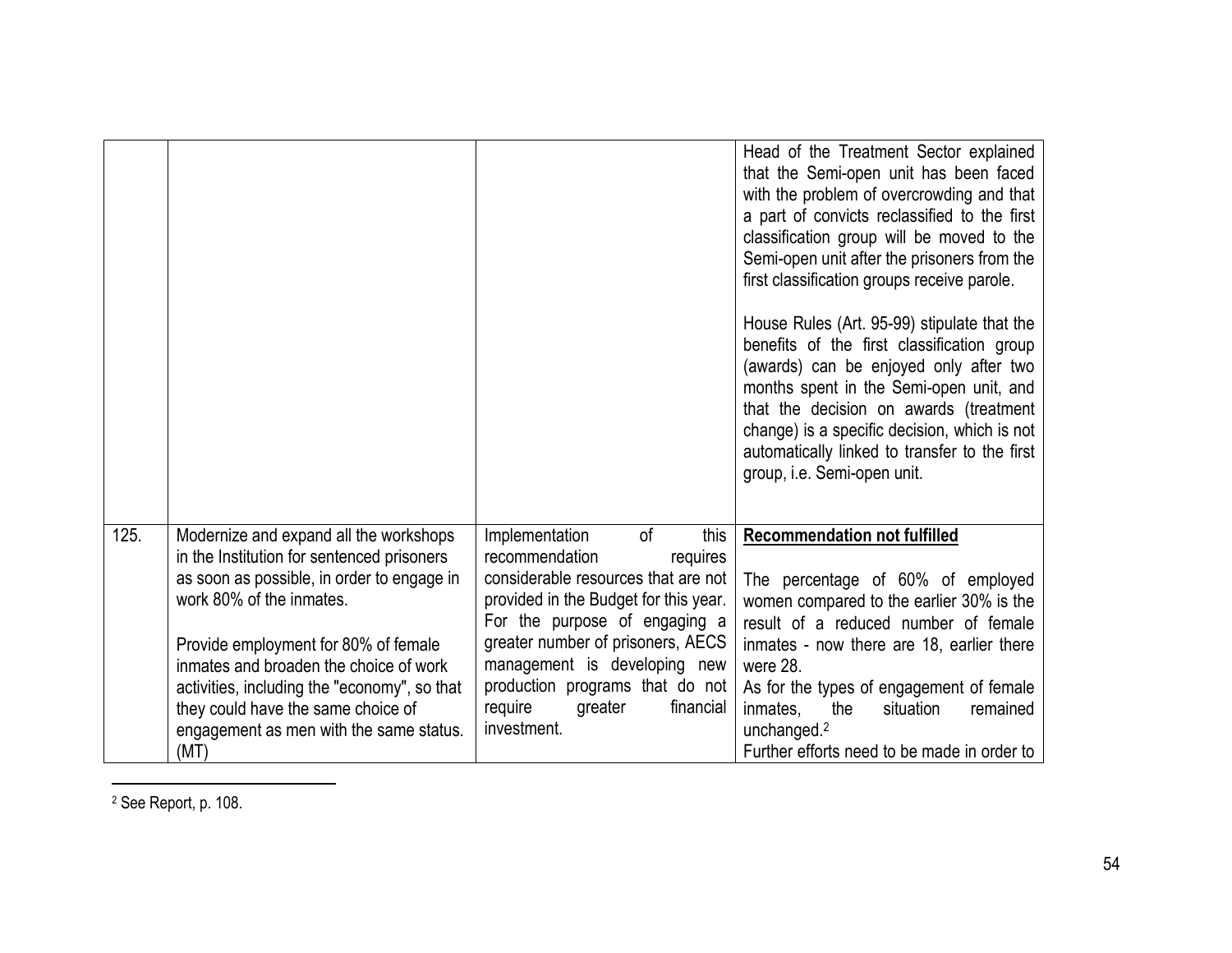| | | | |
|---|---|---|---|
| | | | Head of the Treatment Sector explained that the Semi-open unit has been faced with the problem of overcrowding and that a part of convicts reclassified to the first classification group will be moved to the Semi-open unit after the prisoners from the first classification groups receive parole.<br><br>House Rules (Art. 95-99) stipulate that the benefits of the first classification group (awards) can be enjoyed only after two months spent in the Semi-open unit, and that the decision on awards (treatment change) is a specific decision, which is not automatically linked to transfer to the first group, i.e. Semi-open unit. |
| 125. | Modernize and expand all the workshops in the Institution for sentenced prisoners as soon as possible, in order to engage in work 80% of the inmates.<br><br>Provide employment for 80% of female inmates and broaden the choice of work activities, including the "economy", so that they could have the same choice of engagement as men with the same status. (MT) | Implementation of this recommendation requires considerable resources that are not provided in the Budget for this year. For the purpose of engaging a greater number of prisoners, AECS management is developing new production programs that do not require greater financial investment. | **Recommendation not fulfilled**<br><br>The percentage of 60% of employed women compared to the earlier 30% is the result of a reduced number of female inmates - now there are 18, earlier there were 28.<br>As for the types of engagement of female inmates, the situation remained unchanged.[2]<br>Further efforts need to be made in order to |

[2] See Report, p. 108.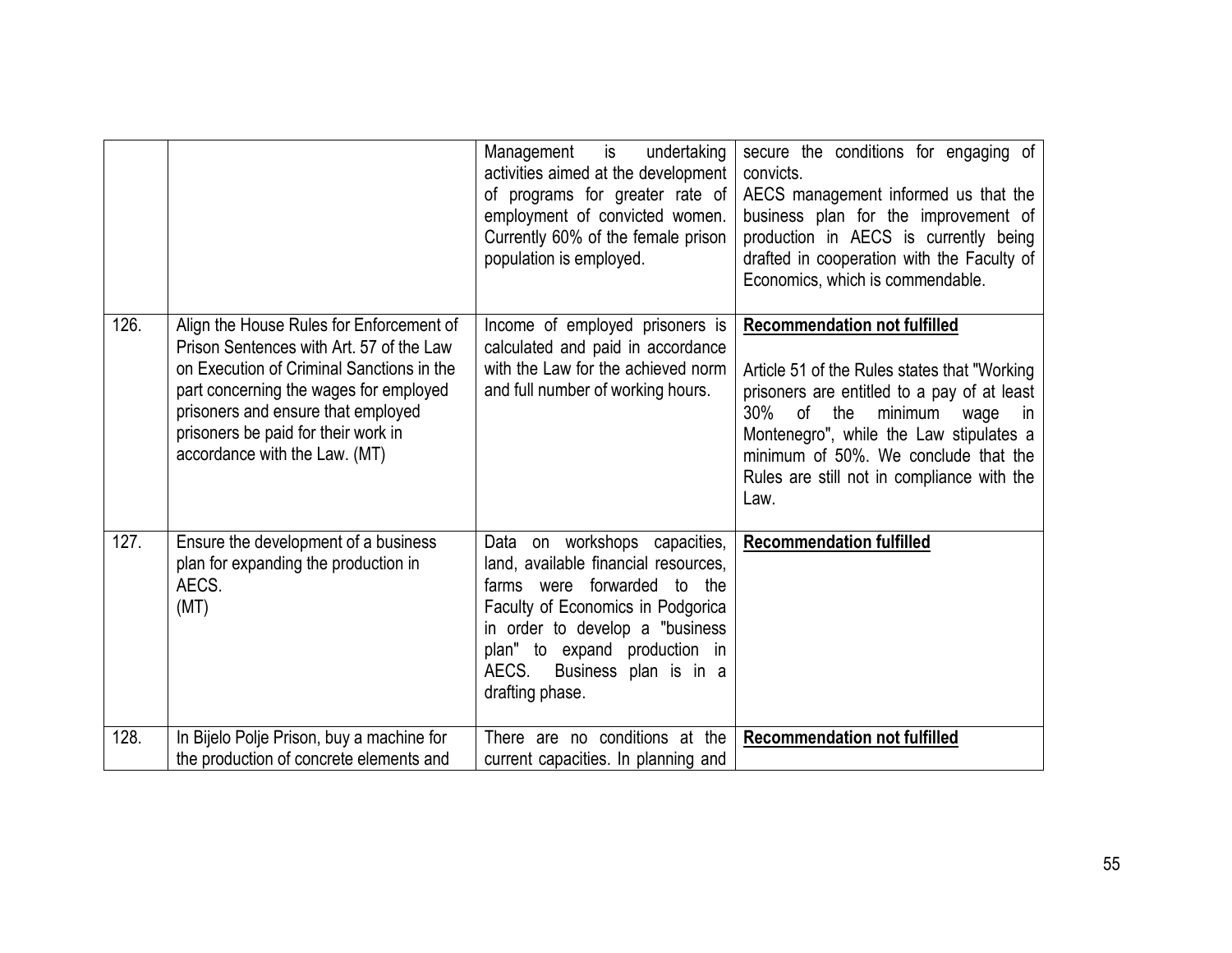| | | | |
|---|---|---|---|
| | | Management is undertaking activities aimed at the development of programs for greater rate of employment of convicted women. Currently 60% of the female prison population is employed. | secure the conditions for engaging of convicts. AECS management informed us that the business plan for the improvement of production in AECS is currently being drafted in cooperation with the Faculty of Economics, which is commendable. |
| 126. | Align the House Rules for Enforcement of Prison Sentences with Art. 57 of the Law on Execution of Criminal Sanctions in the part concerning the wages for employed prisoners and ensure that employed prisoners be paid for their work in accordance with the Law. (MT) | Income of employed prisoners is calculated and paid in accordance with the Law for the achieved norm and full number of working hours. | **Recommendation not fulfilled**<br><br>Article 51 of the Rules states that "Working prisoners are entitled to a pay of at least 30% of the minimum wage in Montenegro", while the Law stipulates a minimum of 50%. We conclude that the Rules are still not in compliance with the Law. |
| 127. | Ensure the development of a business plan for expanding the production in AECS. (MT) | Data on workshops capacities, land, available financial resources, farms were forwarded to the Faculty of Economics in Podgorica in order to develop a "business plan" to expand production in AECS. Business plan is in a drafting phase. | **Recommendation fulfilled** |
| 128. | In Bijelo Polje Prison, buy a machine for the production of concrete elements and | There are no conditions at the current capacities. In planning and | **Recommendation not fulfilled** |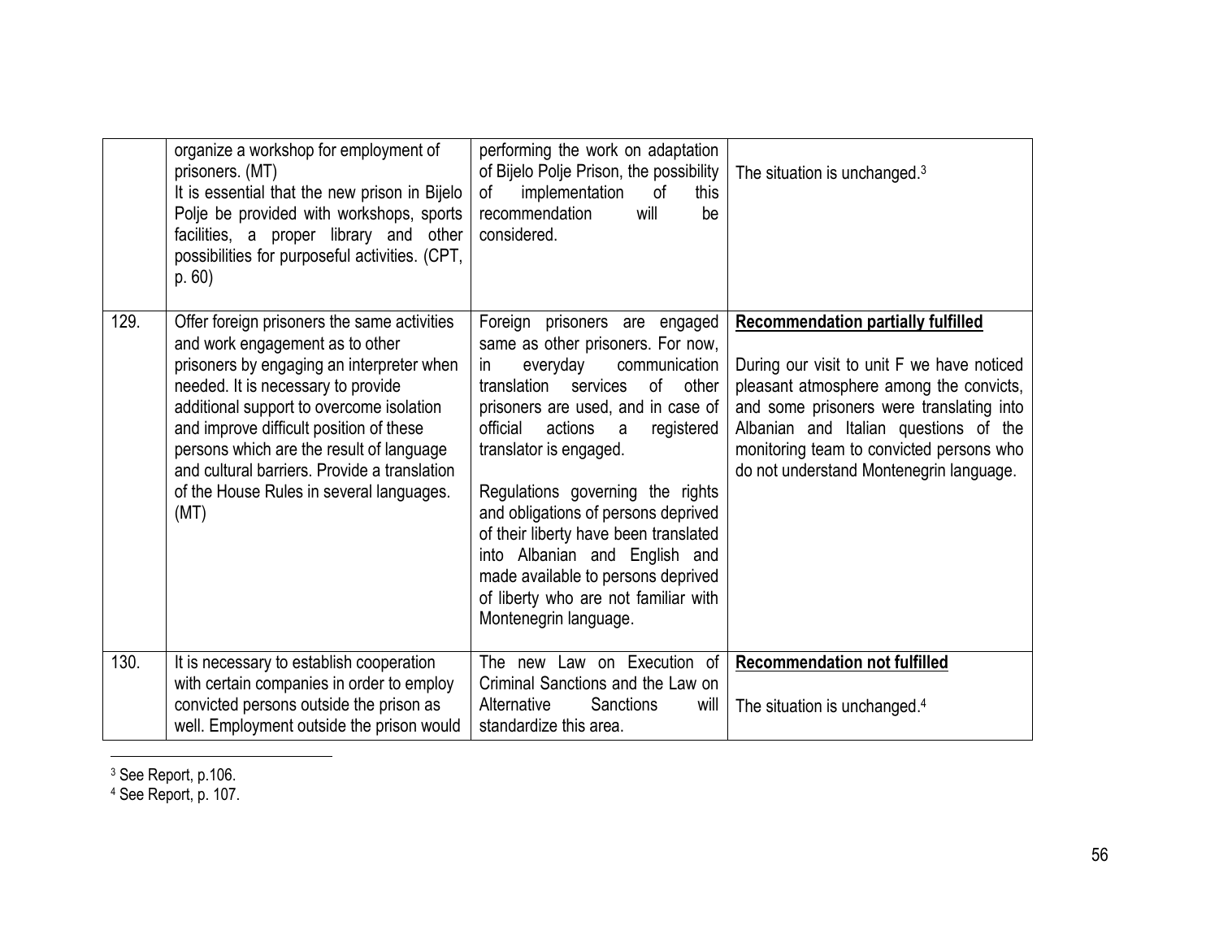| | | | |
|---|---|---|---|
| | organize a workshop for employment of prisoners. (MT)<br>It is essential that the new prison in Bijelo Polje be provided with workshops, sports facilities, a proper library and other possibilities for purposeful activities. (CPT, p. 60) | performing the work on adaptation of Bijelo Polje Prison, the possibility of implementation of this recommendation will be considered. | The situation is unchanged.[3] |
| 129. | Offer foreign prisoners the same activities and work engagement as to other prisoners by engaging an interpreter when needed. It is necessary to provide additional support to overcome isolation and improve difficult position of these persons which are the result of language and cultural barriers. Provide a translation of the House Rules in several languages. (MT) | Foreign prisoners are engaged same as other prisoners. For now, in everyday communication translation services of other prisoners are used, and in case of official actions a registered translator is engaged.<br><br>Regulations governing the rights and obligations of persons deprived of their liberty have been translated into Albanian and English and made available to persons deprived of liberty who are not familiar with Montenegrin language. | **<u>Recommendation partially fulfilled</u>**<br><br>During our visit to unit F we have noticed pleasant atmosphere among the convicts, and some prisoners were translating into Albanian and Italian questions of the monitoring team to convicted persons who do not understand Montenegrin language. |
| 130. | It is necessary to establish cooperation with certain companies in order to employ convicted persons outside the prison as well. Employment outside the prison would | The new Law on Execution of Criminal Sanctions and the Law on Alternative Sanctions will standardize this area. | **<u>Recommendation not fulfilled</u>**<br><br>The situation is unchanged.[4] |

[3] See Report, p.106.

[4] See Report, p. 107.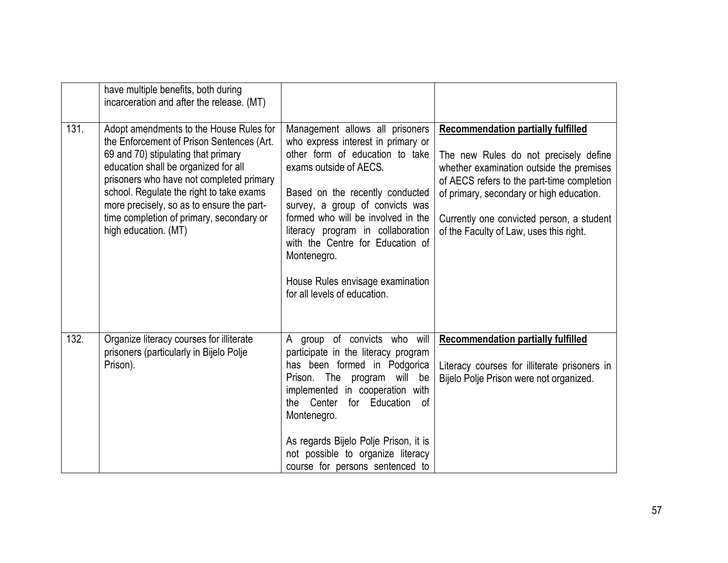| | | | |
|---|---|---|---|
| | have multiple benefits, both during incarceration and after the release. (MT) | | |
| 131. | Adopt amendments to the House Rules for the Enforcement of Prison Sentences (Art. 69 and 70) stipulating that primary education shall be organized for all prisoners who have not completed primary school. Regulate the right to take exams more precisely, so as to ensure the part-time completion of primary, secondary or high education. (MT) | Management allows all prisoners who express interest in primary or other form of education to take exams outside of AECS.<br><br>Based on the recently conducted survey, a group of convicts was formed who will be involved in the literacy program in collaboration with the Centre for Education of Montenegro.<br><br>House Rules envisage examination for all levels of education. | **Recommendation partially fulfilled**<br><br>The new Rules do not precisely define whether examination outside the premises of AECS refers to the part-time completion of primary, secondary or high education.<br><br>Currently one convicted person, a student of the Faculty of Law, uses this right. |
| 132. | Organize literacy courses for illiterate prisoners (particularly in Bijelo Polje Prison). | A group of convicts who will participate in the literacy program has been formed in Podgorica Prison. The program will be implemented in cooperation with the Center for Education of Montenegro.<br><br>As regards Bijelo Polje Prison, it is not possible to organize literacy course for persons sentenced to | **Recommendation partially fulfilled**<br><br>Literacy courses for illiterate prisoners in Bijelo Polje Prison were not organized. |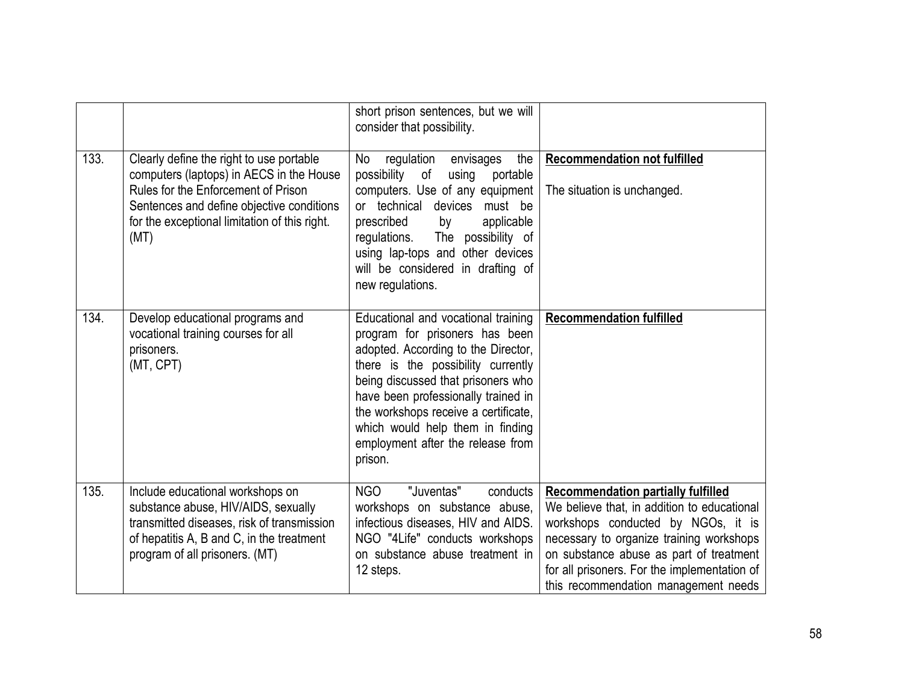| | | | |
|---|---|---|---|
| | | short prison sentences, but we will consider that possibility. | |
| 133. | Clearly define the right to use portable computers (laptops) in AECS in the House Rules for the Enforcement of Prison Sentences and define objective conditions for the exceptional limitation of this right. (MT) | No regulation envisages the possibility of using portable computers. Use of any equipment or technical devices must be prescribed by applicable regulations. The possibility of using lap-tops and other devices will be considered in drafting of new regulations. | **Recommendation not fulfilled**<br><br>The situation is unchanged. |
| 134. | Develop educational programs and vocational training courses for all prisoners.<br>(MT, CPT) | Educational and vocational training program for prisoners has been adopted. According to the Director, there is the possibility currently being discussed that prisoners who have been professionally trained in the workshops receive a certificate, which would help them in finding employment after the release from prison. | **Recommendation fulfilled** |
| 135. | Include educational workshops on substance abuse, HIV/AIDS, sexually transmitted diseases, risk of transmission of hepatitis A, B and C, in the treatment program of all prisoners. (MT) | NGO "Juventas" conducts workshops on substance abuse, infectious diseases, HIV and AIDS. NGO "4Life" conducts workshops on substance abuse treatment in 12 steps. | **Recommendation partially fulfilled**<br>We believe that, in addition to educational workshops conducted by NGOs, it is necessary to organize training workshops on substance abuse as part of treatment for all prisoners. For the implementation of this recommendation management needs |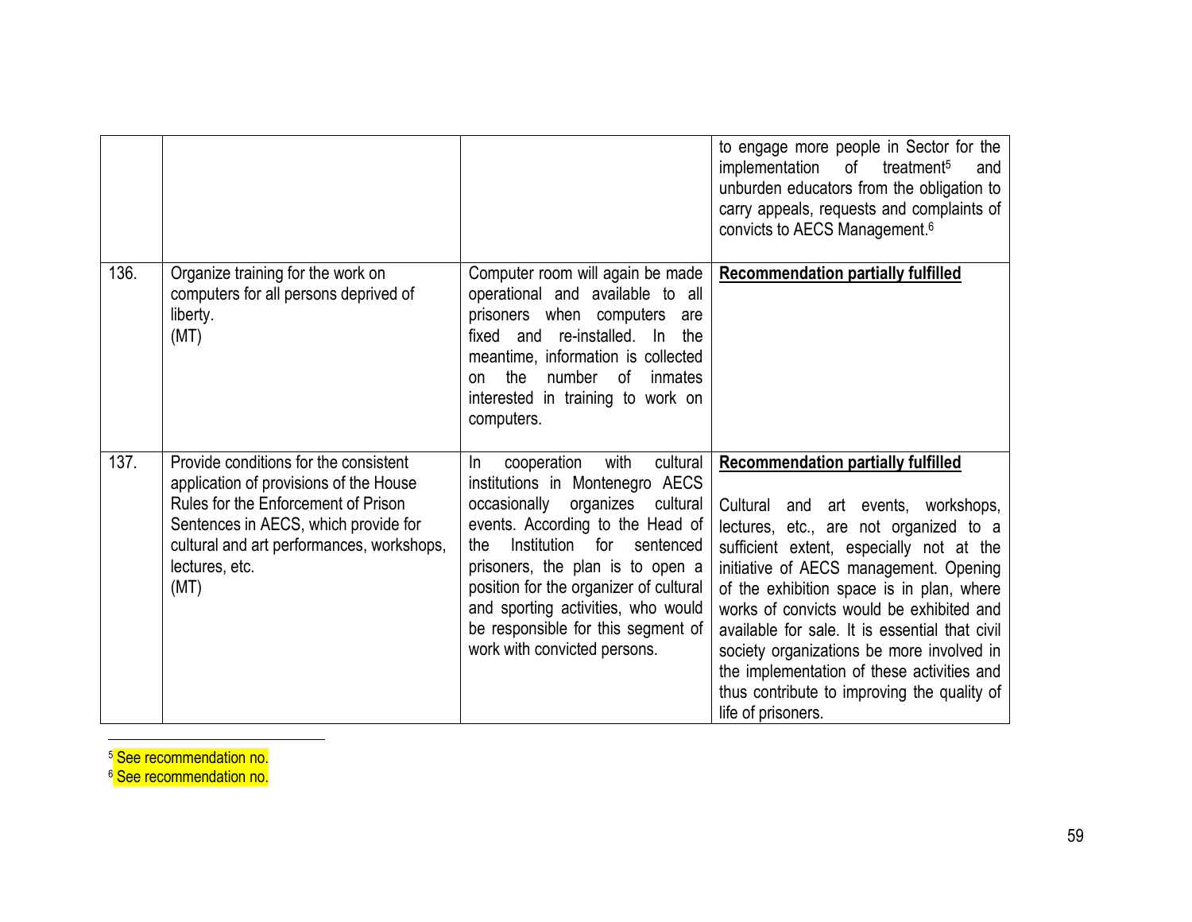| | | | |
|---|---|---|---|
| | | | to engage more people in Sector for the implementation of treatment[5] and unburden educators from the obligation to carry appeals, requests and complaints of convicts to AECS Management.[6] |
| 136. | Organize training for the work on computers for all persons deprived of liberty.<br>(MT) | Computer room will again be made operational and available to all prisoners when computers are fixed and re-installed. In the meantime, information is collected on the number of inmates interested in training to work on computers. | **Recommendation partially fulfilled** |
| 137. | Provide conditions for the consistent application of provisions of the House Rules for the Enforcement of Prison Sentences in AECS, which provide for cultural and art performances, workshops, lectures, etc.<br>(MT) | In cooperation with cultural institutions in Montenegro AECS occasionally organizes cultural events. According to the Head of the Institution for sentenced prisoners, the plan is to open a position for the organizer of cultural and sporting activities, who would be responsible for this segment of work with convicted persons. | **Recommendation partially fulfilled**<br><br>Cultural and art events, workshops, lectures, etc., are not organized to a sufficient extent, especially not at the initiative of AECS management. Opening of the exhibition space is in plan, where works of convicts would be exhibited and available for sale. It is essential that civil society organizations be more involved in the implementation of these activities and thus contribute to improving the quality of life of prisoners. |

[5] See recommendation no.
[6] See recommendation no.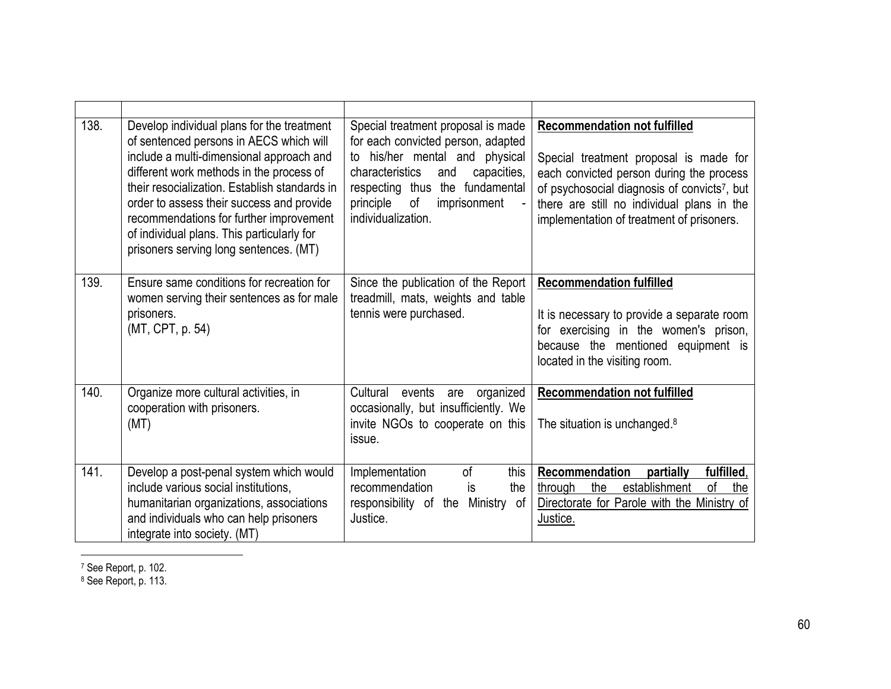| | | | |
|---|---|---|---|
| 138. | Develop individual plans for the treatment of sentenced persons in AECS which will include a multi-dimensional approach and different work methods in the process of their resocialization. Establish standards in order to assess their success and provide recommendations for further improvement of individual plans. This particularly for prisoners serving long sentences. (MT) | Special treatment proposal is made for each convicted person, adapted to his/her mental and physical characteristics and capacities, respecting thus the fundamental principle of imprisonment - individualization. | **Recommendation not fulfilled**<br><br>Special treatment proposal is made for each convicted person during the process of psychosocial diagnosis of convicts[7], but there are still no individual plans in the implementation of treatment of prisoners. |
| 139. | Ensure same conditions for recreation for women serving their sentences as for male prisoners.<br>(MT, CPT, p. 54) | Since the publication of the Report treadmill, mats, weights and table tennis were purchased. | **Recommendation fulfilled**<br><br>It is necessary to provide a separate room for exercising in the women's prison, because the mentioned equipment is located in the visiting room. |
| 140. | Organize more cultural activities, in cooperation with prisoners.<br>(MT) | Cultural events are organized occasionally, but insufficiently. We invite NGOs to cooperate on this issue. | **Recommendation not fulfilled**<br><br>The situation is unchanged.[8] |
| 141. | Develop a post-penal system which would include various social institutions, humanitarian organizations, associations and individuals who can help prisoners integrate into society. (MT) | Implementation of this recommendation is the responsibility of the Ministry of Justice. | **Recommendation partially fulfilled**, through the establishment of the Directorate for Parole with the Ministry of Justice. |

[7] See Report, p. 102.

[8] See Report, p. 113.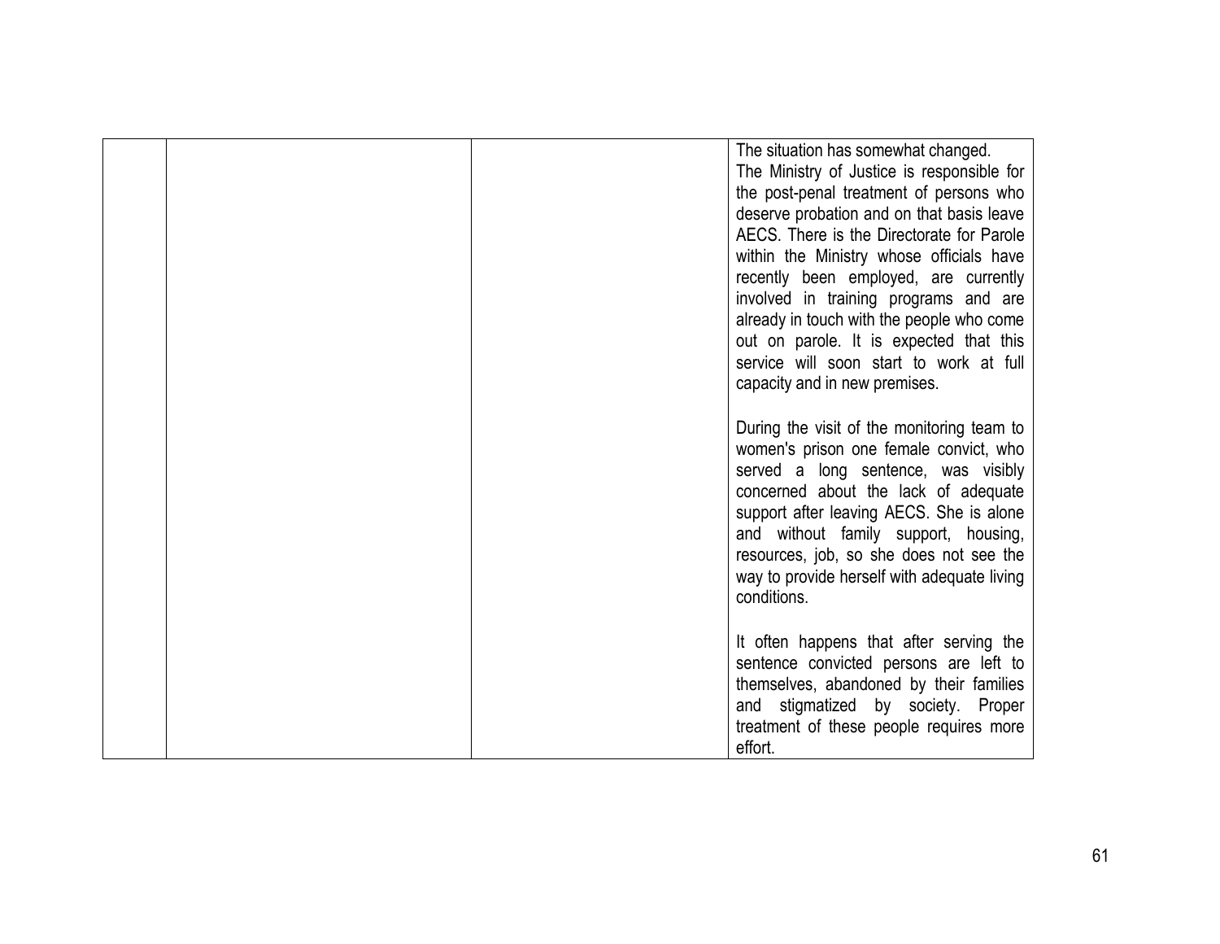|  |  |  | The situation has somewhat changed.<br>The Ministry of Justice is responsible for the post-penal treatment of persons who deserve probation and on that basis leave AECS. There is the Directorate for Parole within the Ministry whose officials have recently been employed, are currently involved in training programs and are already in touch with the people who come out on parole. It is expected that this service will soon start to work at full capacity and in new premises.<br><br>During the visit of the monitoring team to women's prison one female convict, who served a long sentence, was visibly concerned about the lack of adequate support after leaving AECS. She is alone and without family support, housing, resources, job, so she does not see the way to provide herself with adequate living conditions.<br><br>It often happens that after serving the sentence convicted persons are left to themselves, abandoned by their families and stigmatized by society. Proper treatment of these people requires more effort. |
|---|---|---|---|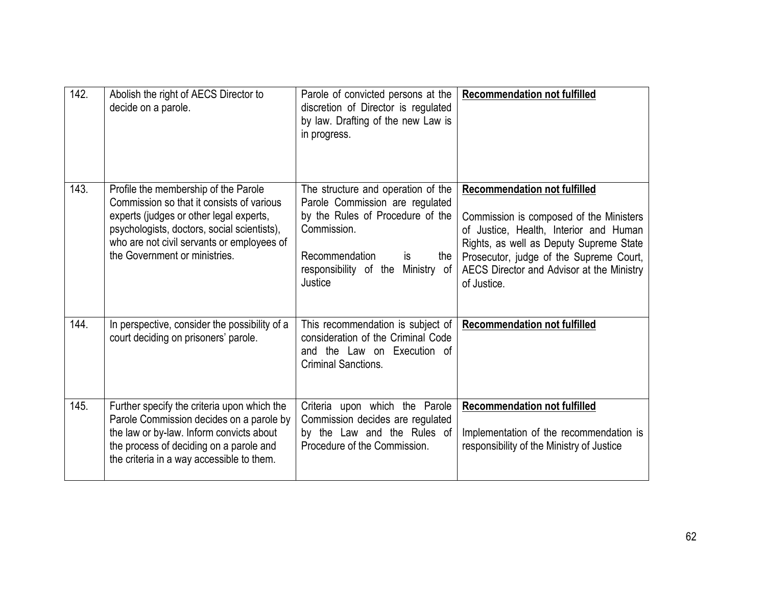| | | | |
|---|---|---|---|
| 142. | Abolish the right of AECS Director to decide on a parole. | Parole of convicted persons at the discretion of Director is regulated by law. Drafting of the new Law is in progress. | **Recommendation not fulfilled** |
| 143. | Profile the membership of the Parole Commission so that it consists of various experts (judges or other legal experts, psychologists, doctors, social scientists), who are not civil servants or employees of the Government or ministries. | The structure and operation of the Parole Commission are regulated by the Rules of Procedure of the Commission.<br><br>Recommendation is the responsibility of the Ministry of Justice | **Recommendation not fulfilled**<br><br>Commission is composed of the Ministers of Justice, Health, Interior and Human Rights, as well as Deputy Supreme State Prosecutor, judge of the Supreme Court, AECS Director and Advisor at the Ministry of Justice. |
| 144. | In perspective, consider the possibility of a court deciding on prisoners' parole. | This recommendation is subject of consideration of the Criminal Code and the Law on Execution of Criminal Sanctions. | **Recommendation not fulfilled** |
| 145. | Further specify the criteria upon which the Parole Commission decides on a parole by the law or by-law. Inform convicts about the process of deciding on a parole and the criteria in a way accessible to them. | Criteria upon which the Parole Commission decides are regulated by the Law and the Rules of Procedure of the Commission. | **Recommendation not fulfilled**<br><br>Implementation of the recommendation is responsibility of the Ministry of Justice |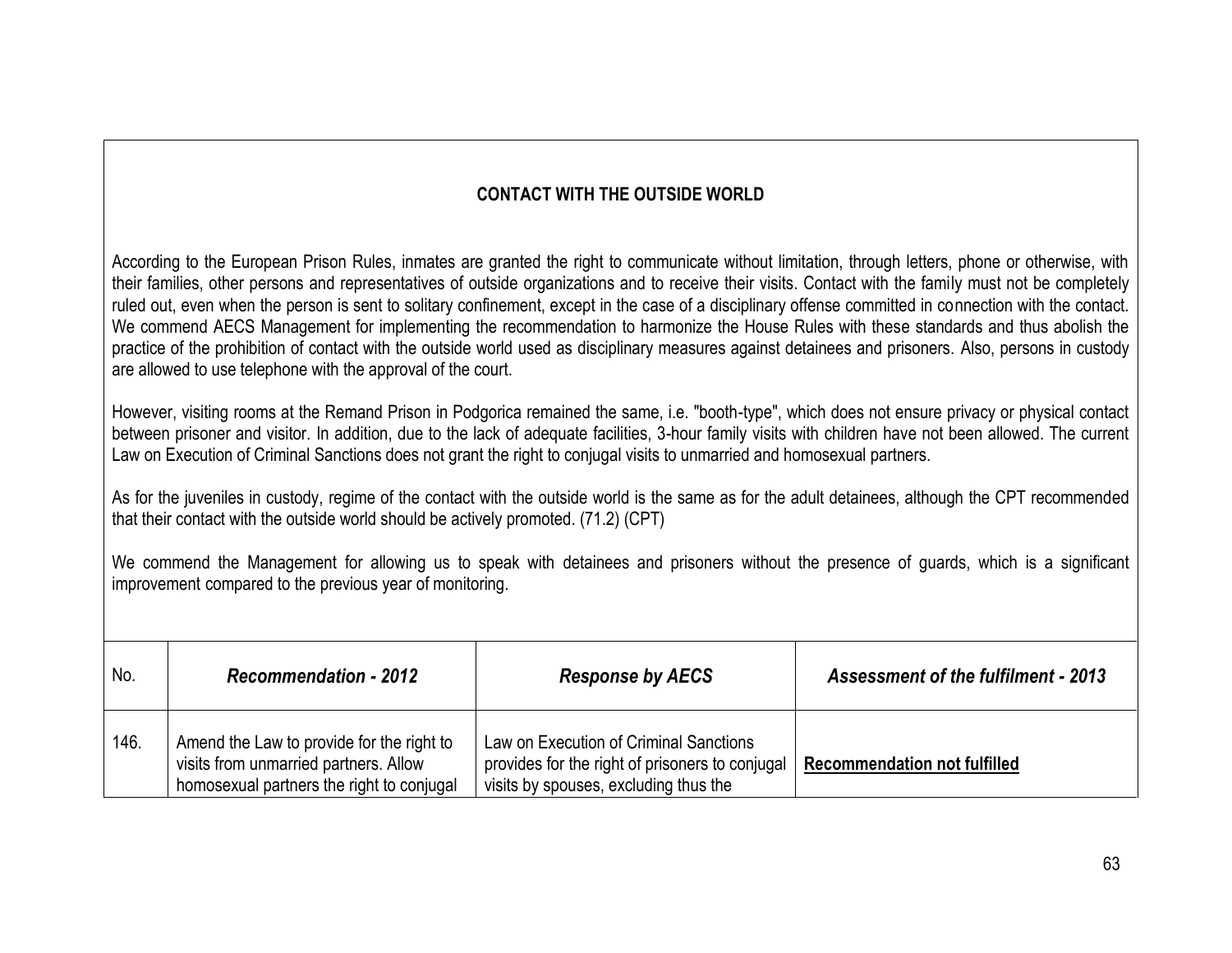## CONTACT WITH THE OUTSIDE WORLD

According to the European Prison Rules, inmates are granted the right to communicate without limitation, through letters, phone or otherwise, with their families, other persons and representatives of outside organizations and to receive their visits. Contact with the family must not be completely ruled out, even when the person is sent to solitary confinement, except in the case of a disciplinary offense committed in connection with the contact. We commend AECS Management for implementing the recommendation to harmonize the House Rules with these standards and thus abolish the practice of the prohibition of contact with the outside world used as disciplinary measures against detainees and prisoners. Also, persons in custody are allowed to use telephone with the approval of the court.

However, visiting rooms at the Remand Prison in Podgorica remained the same, i.e. "booth-type", which does not ensure privacy or physical contact between prisoner and visitor. In addition, due to the lack of adequate facilities, 3-hour family visits with children have not been allowed. The current Law on Execution of Criminal Sanctions does not grant the right to conjugal visits to unmarried and homosexual partners.

As for the juveniles in custody, regime of the contact with the outside world is the same as for the adult detainees, although the CPT recommended that their contact with the outside world should be actively promoted. (71.2) (CPT)

We commend the Management for allowing us to speak with detainees and prisoners without the presence of guards, which is a significant improvement compared to the previous year of monitoring.

| No. | ***Recommendation - 2012*** | ***Response by AECS*** | ***Assessment of the fulfilment - 2013*** |
|---|---|---|---|
| 146. | Amend the Law to provide for the right to visits from unmarried partners. Allow homosexual partners the right to conjugal | Law on Execution of Criminal Sanctions provides for the right of prisoners to conjugal visits by spouses, excluding thus the | **Recommendation not fulfilled** |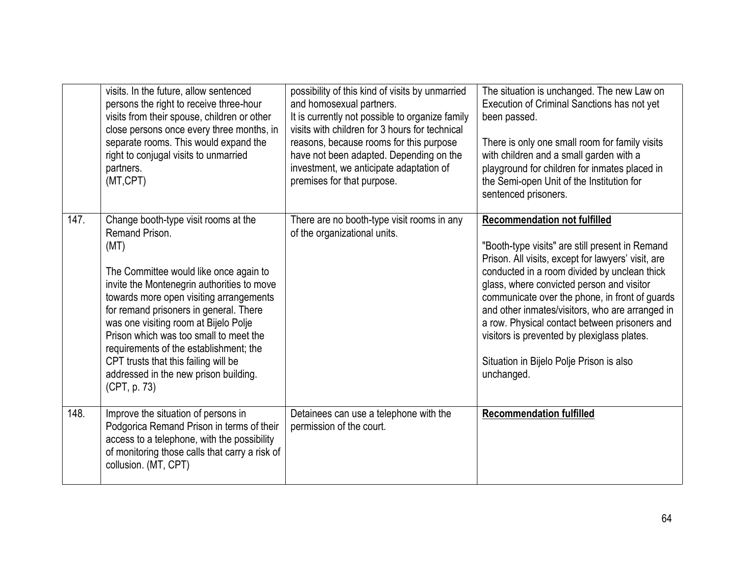| | | | |
|---|---|---|---|
| | visits. In the future, allow sentenced persons the right to receive three-hour visits from their spouse, children or other close persons once every three months, in separate rooms. This would expand the right to conjugal visits to unmarried partners.<br>(MT,CPT) | possibility of this kind of visits by unmarried and homosexual partners.<br>It is currently not possible to organize family visits with children for 3 hours for technical reasons, because rooms for this purpose have not been adapted. Depending on the investment, we anticipate adaptation of premises for that purpose. | The situation is unchanged. The new Law on Execution of Criminal Sanctions has not yet been passed.<br><br>There is only one small room for family visits with children and a small garden with a playground for children for inmates placed in the Semi-open Unit of the Institution for sentenced prisoners. |
| 147. | Change booth-type visit rooms at the Remand Prison.<br>(MT)<br><br>The Committee would like once again to invite the Montenegrin authorities to move towards more open visiting arrangements for remand prisoners in general. There was one visiting room at Bijelo Polje Prison which was too small to meet the requirements of the establishment; the CPT trusts that this failing will be addressed in the new prison building.<br>(CPT, p. 73) | There are no booth-type visit rooms in any of the organizational units. | **<u>Recommendation not fulfilled</u>**<br><br>"Booth-type visits" are still present in Remand Prison. All visits, except for lawyers' visit, are conducted in a room divided by unclean thick glass, where convicted person and visitor communicate over the phone, in front of guards and other inmates/visitors, who are arranged in a row. Physical contact between prisoners and visitors is prevented by plexiglass plates.<br><br>Situation in Bijelo Polje Prison is also unchanged. |
| 148. | Improve the situation of persons in Podgorica Remand Prison in terms of their access to a telephone, with the possibility of monitoring those calls that carry a risk of collusion. (MT, CPT) | Detainees can use a telephone with the permission of the court. | **<u>Recommendation fulfilled</u>** |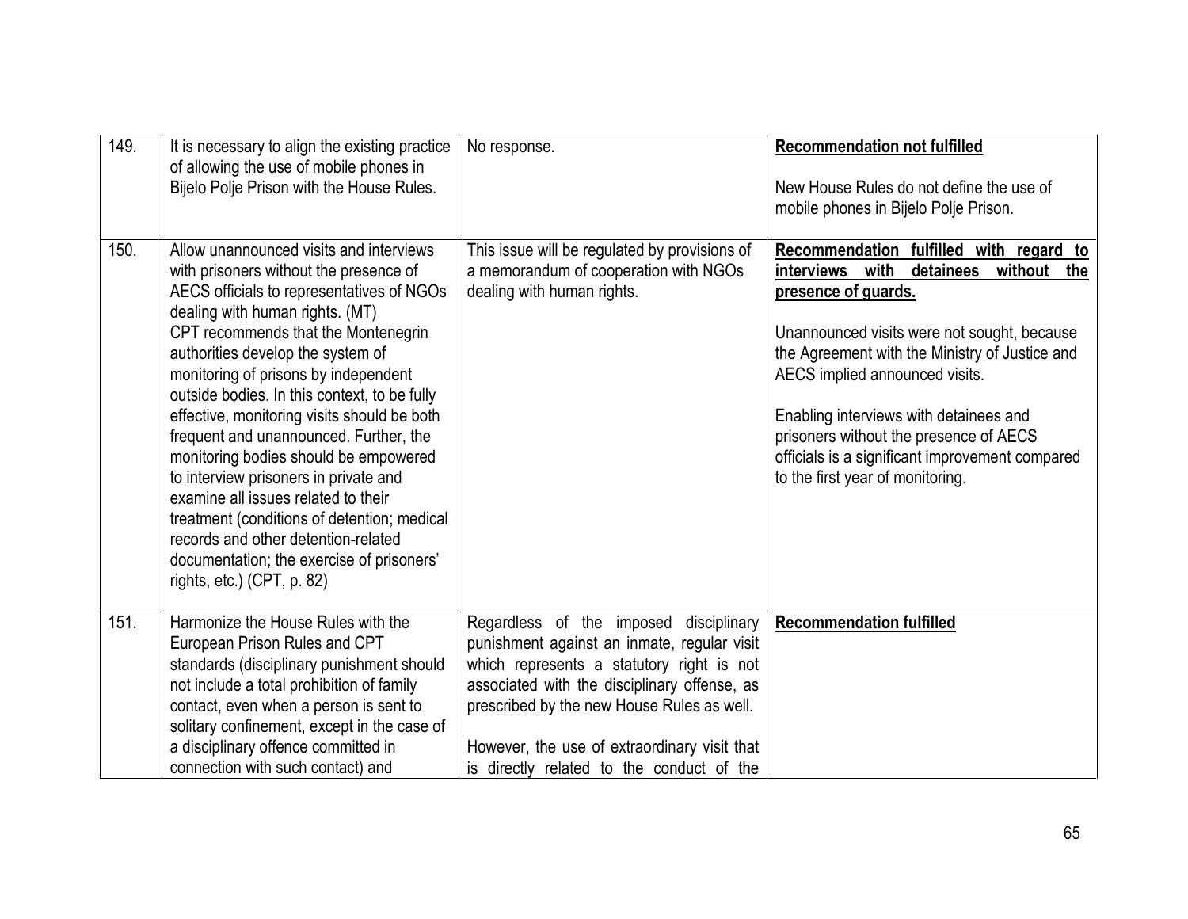| | | | |
|---|---|---|---|
| 149. | It is necessary to align the existing practice of allowing the use of mobile phones in Bijelo Polje Prison with the House Rules. | No response. | **Recommendation not fulfilled**<br><br>New House Rules do not define the use of mobile phones in Bijelo Polje Prison. |
| 150. | Allow unannounced visits and interviews with prisoners without the presence of AECS officials to representatives of NGOs dealing with human rights. (MT)<br>CPT recommends that the Montenegrin authorities develop the system of monitoring of prisons by independent outside bodies. In this context, to be fully effective, monitoring visits should be both frequent and unannounced. Further, the monitoring bodies should be empowered to interview prisoners in private and examine all issues related to their treatment (conditions of detention; medical records and other detention-related documentation; the exercise of prisoners' rights, etc.) (CPT, p. 82) | This issue will be regulated by provisions of a memorandum of cooperation with NGOs dealing with human rights. | **Recommendation fulfilled with regard to interviews with detainees without the presence of guards.**<br><br>Unannounced visits were not sought, because the Agreement with the Ministry of Justice and AECS implied announced visits.<br><br>Enabling interviews with detainees and prisoners without the presence of AECS officials is a significant improvement compared to the first year of monitoring. |
| 151. | Harmonize the House Rules with the European Prison Rules and CPT standards (disciplinary punishment should not include a total prohibition of family contact, even when a person is sent to solitary confinement, except in the case of a disciplinary offence committed in connection with such contact) and | Regardless of the imposed disciplinary punishment against an inmate, regular visit which represents a statutory right is not associated with the disciplinary offense, as prescribed by the new House Rules as well.<br><br>However, the use of extraordinary visit that is directly related to the conduct of the | **Recommendation fulfilled** |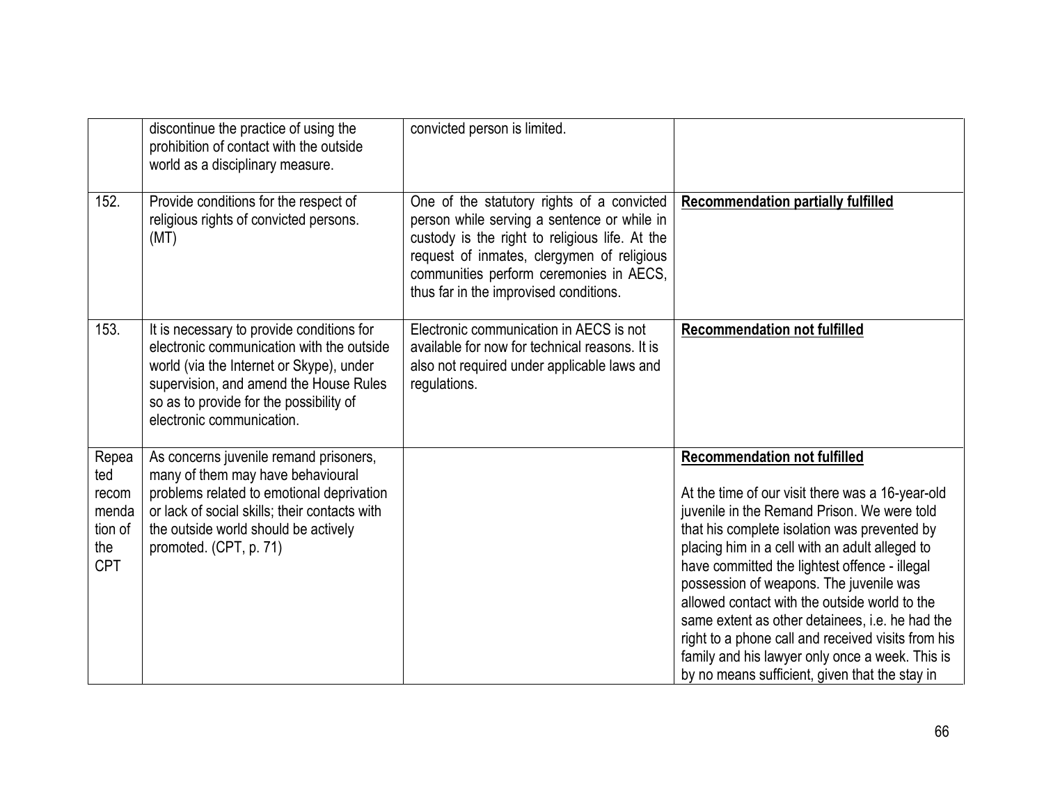|  |  |  |  |
|---|---|---|---|
|  | discontinue the practice of using the prohibition of contact with the outside world as a disciplinary measure. | convicted person is limited. |  |
| 152. | Provide conditions for the respect of religious rights of convicted persons. (MT) | One of the statutory rights of a convicted person while serving a sentence or while in custody is the right to religious life. At the request of inmates, clergymen of religious communities perform ceremonies in AECS, thus far in the improvised conditions. | **Recommendation partially fulfilled** |
| 153. | It is necessary to provide conditions for electronic communication with the outside world (via the Internet or Skype), under supervision, and amend the House Rules so as to provide for the possibility of electronic communication. | Electronic communication in AECS is not available for now for technical reasons. It is also not required under applicable laws and regulations. | **Recommendation not fulfilled** |
| Repeated recommendation of the CPT | As concerns juvenile remand prisoners, many of them may have behavioural problems related to emotional deprivation or lack of social skills; their contacts with the outside world should be actively promoted. (CPT, p. 71) |  | **Recommendation not fulfilled**<br><br>At the time of our visit there was a 16-year-old juvenile in the Remand Prison. We were told that his complete isolation was prevented by placing him in a cell with an adult alleged to have committed the lightest offence - illegal possession of weapons. The juvenile was allowed contact with the outside world to the same extent as other detainees, i.e. he had the right to a phone call and received visits from his family and his lawyer only once a week. This is by no means sufficient, given that the stay in |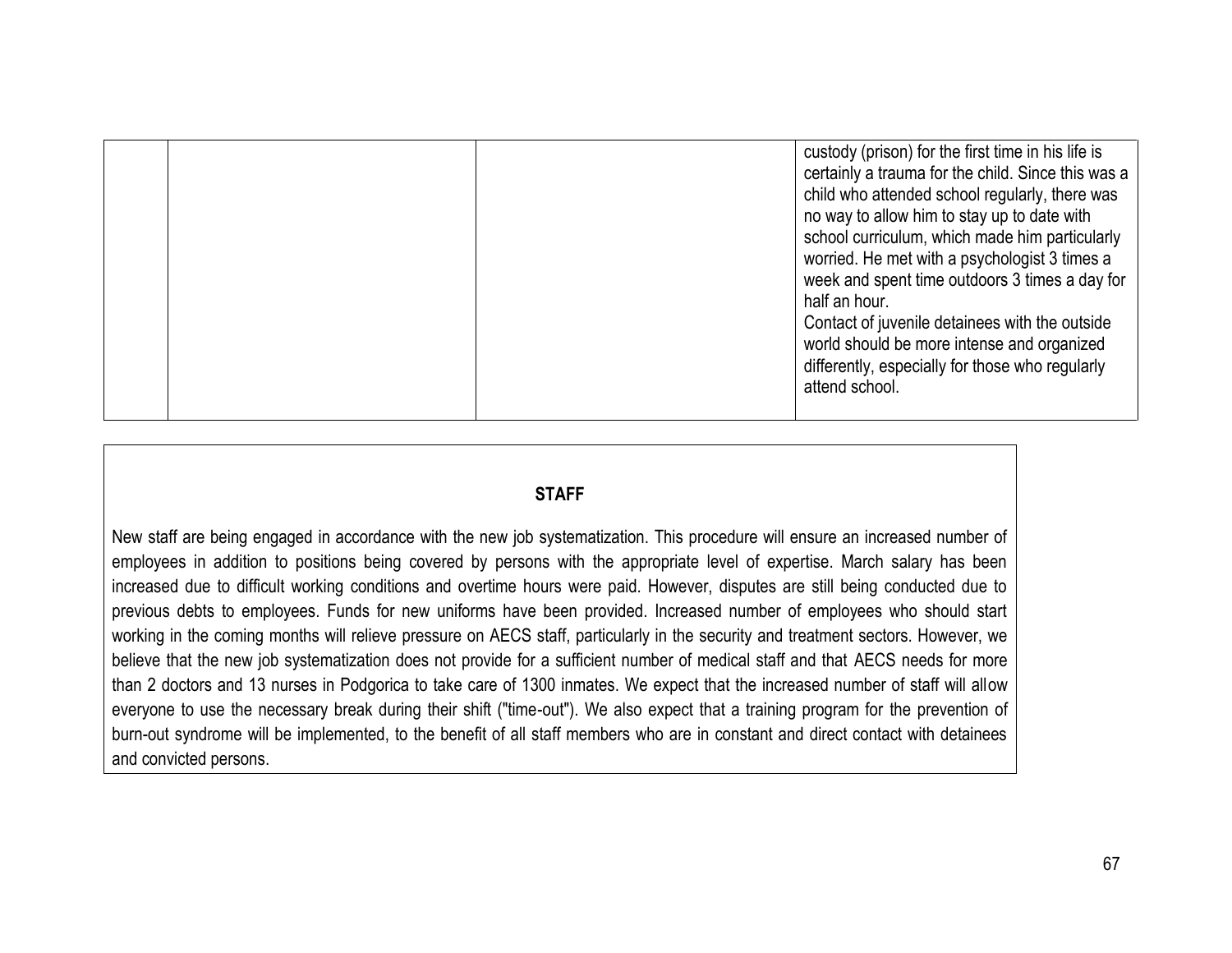| | | | |
|---|---|---|---|
| | | | custody (prison) for the first time in his life is certainly a trauma for the child. Since this was a child who attended school regularly, there was no way to allow him to stay up to date with school curriculum, which made him particularly worried. He met with a psychologist 3 times a week and spent time outdoors 3 times a day for half an hour.<br>Contact of juvenile detainees with the outside world should be more intense and organized differently, especially for those who regularly attend school. |

**STAFF**

New staff are being engaged in accordance with the new job systematization. This procedure will ensure an increased number of employees in addition to positions being covered by persons with the appropriate level of expertise. March salary has been increased due to difficult working conditions and overtime hours were paid. However, disputes are still being conducted due to previous debts to employees. Funds for new uniforms have been provided. Increased number of employees who should start working in the coming months will relieve pressure on AECS staff, particularly in the security and treatment sectors. However, we believe that the new job systematization does not provide for a sufficient number of medical staff and that AECS needs for more than 2 doctors and 13 nurses in Podgorica to take care of 1300 inmates. We expect that the increased number of staff will allow everyone to use the necessary break during their shift ("time-out"). We also expect that a training program for the prevention of burn-out syndrome will be implemented, to the benefit of all staff members who are in constant and direct contact with detainees and convicted persons.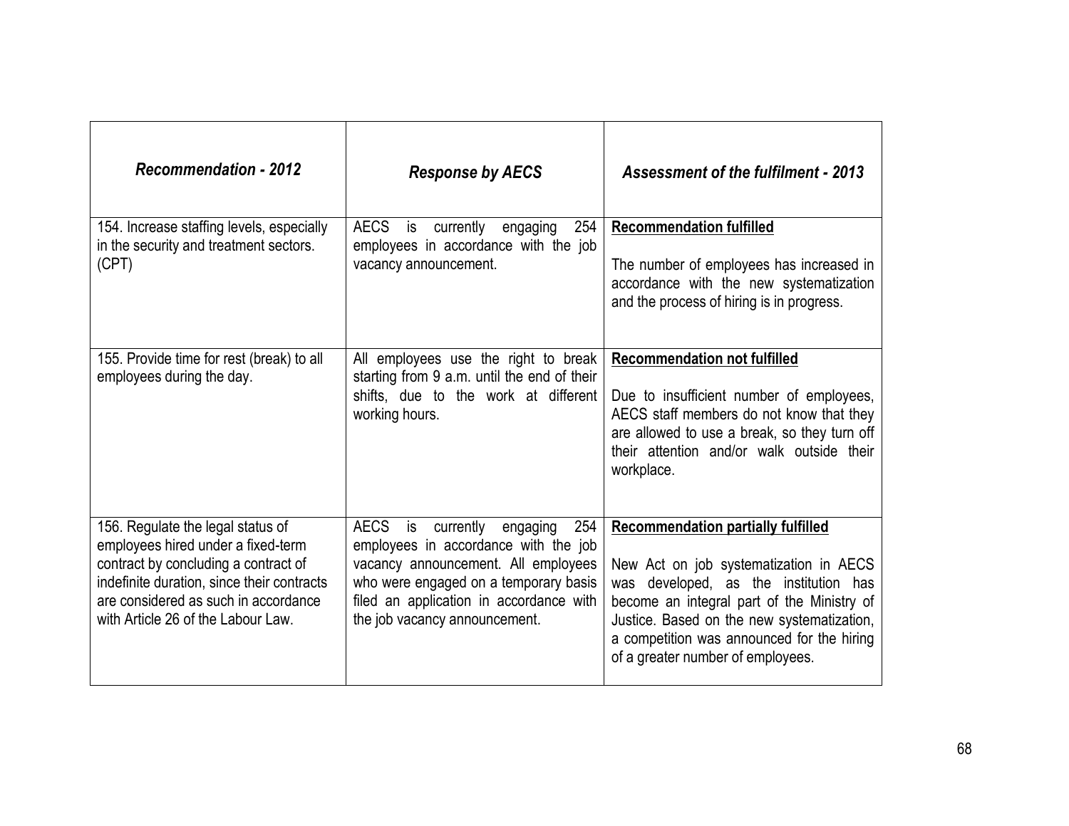| *Recommendation - 2012* | *Response by AECS* | *Assessment of the fulfilment - 2013* |
|---|---|---|
| 154. Increase staffing levels, especially in the security and treatment sectors. (CPT) | AECS is currently engaging 254 employees in accordance with the job vacancy announcement. | **Recommendation fulfilled**<br><br>The number of employees has increased in accordance with the new systematization and the process of hiring is in progress. |
| 155. Provide time for rest (break) to all employees during the day. | All employees use the right to break starting from 9 a.m. until the end of their shifts, due to the work at different working hours. | **Recommendation not fulfilled**<br><br>Due to insufficient number of employees, AECS staff members do not know that they are allowed to use a break, so they turn off their attention and/or walk outside their workplace. |
| 156. Regulate the legal status of employees hired under a fixed-term contract by concluding a contract of indefinite duration, since their contracts are considered as such in accordance with Article 26 of the Labour Law. | AECS is currently engaging 254 employees in accordance with the job vacancy announcement. All employees who were engaged on a temporary basis filed an application in accordance with the job vacancy announcement. | **Recommendation partially fulfilled**<br><br>New Act on job systematization in AECS was developed, as the institution has become an integral part of the Ministry of Justice. Based on the new systematization, a competition was announced for the hiring of a greater number of employees. |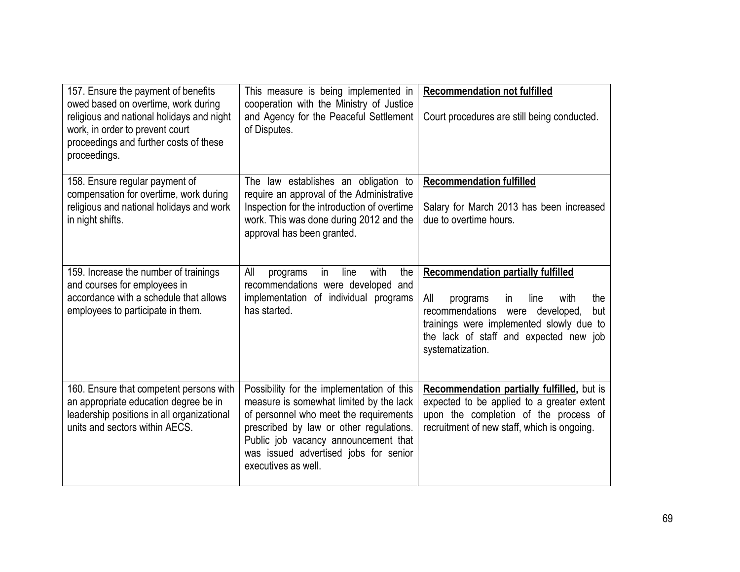| | | |
|---|---|---|
| 157. Ensure the payment of benefits owed based on overtime, work during religious and national holidays and night work, in order to prevent court proceedings and further costs of these proceedings. | This measure is being implemented in cooperation with the Ministry of Justice and Agency for the Peaceful Settlement of Disputes. | **Recommendation not fulfilled**<br><br>Court procedures are still being conducted. |
| 158. Ensure regular payment of compensation for overtime, work during religious and national holidays and work in night shifts. | The law establishes an obligation to require an approval of the Administrative Inspection for the introduction of overtime work. This was done during 2012 and the approval has been granted. | **Recommendation fulfilled**<br><br>Salary for March 2013 has been increased due to overtime hours. |
| 159. Increase the number of trainings and courses for employees in accordance with a schedule that allows employees to participate in them. | All programs in line with the recommendations were developed and implementation of individual programs has started. | **Recommendation partially fulfilled**<br><br>All programs in line with the recommendations were developed, but trainings were implemented slowly due to the lack of staff and expected new job systematization. |
| 160. Ensure that competent persons with an appropriate education degree be in leadership positions in all organizational units and sectors within AECS. | Possibility for the implementation of this measure is somewhat limited by the lack of personnel who meet the requirements prescribed by law or other regulations. Public job vacancy announcement that was issued advertised jobs for senior executives as well. | **Recommendation partially fulfilled,** but is expected to be applied to a greater extent upon the completion of the process of recruitment of new staff, which is ongoing. |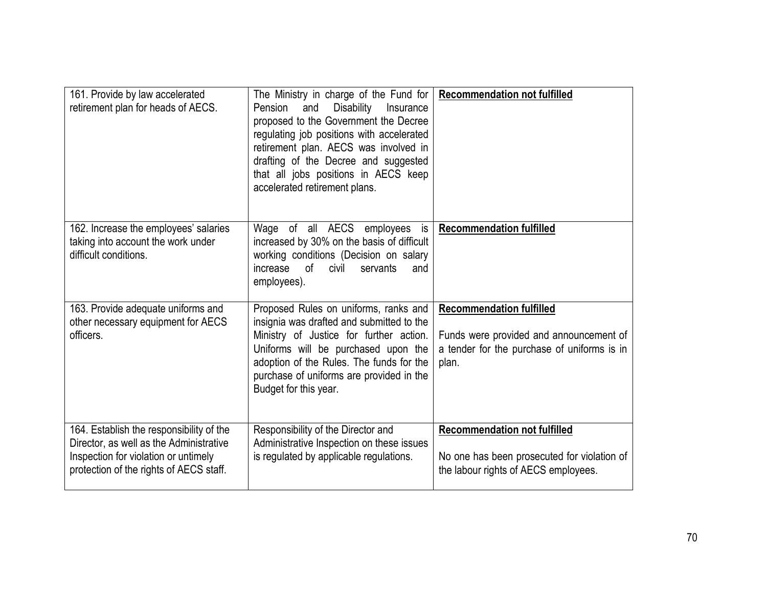| | | |
|---|---|---|
| 161. Provide by law accelerated retirement plan for heads of AECS. | The Ministry in charge of the Fund for Pension and Disability Insurance proposed to the Government the Decree regulating job positions with accelerated retirement plan. AECS was involved in drafting of the Decree and suggested that all jobs positions in AECS keep accelerated retirement plans. | **Recommendation not fulfilled** |
| 162. Increase the employees' salaries taking into account the work under difficult conditions. | Wage of all AECS employees is increased by 30% on the basis of difficult working conditions (Decision on salary increase of civil servants and employees). | **Recommendation fulfilled** |
| 163. Provide adequate uniforms and other necessary equipment for AECS officers. | Proposed Rules on uniforms, ranks and insignia was drafted and submitted to the Ministry of Justice for further action. Uniforms will be purchased upon the adoption of the Rules. The funds for the purchase of uniforms are provided in the Budget for this year. | **Recommendation fulfilled**<br><br>Funds were provided and announcement of a tender for the purchase of uniforms is in plan. |
| 164. Establish the responsibility of the Director, as well as the Administrative Inspection for violation or untimely protection of the rights of AECS staff. | Responsibility of the Director and Administrative Inspection on these issues is regulated by applicable regulations. | **Recommendation not fulfilled**<br><br>No one has been prosecuted for violation of the labour rights of AECS employees. |